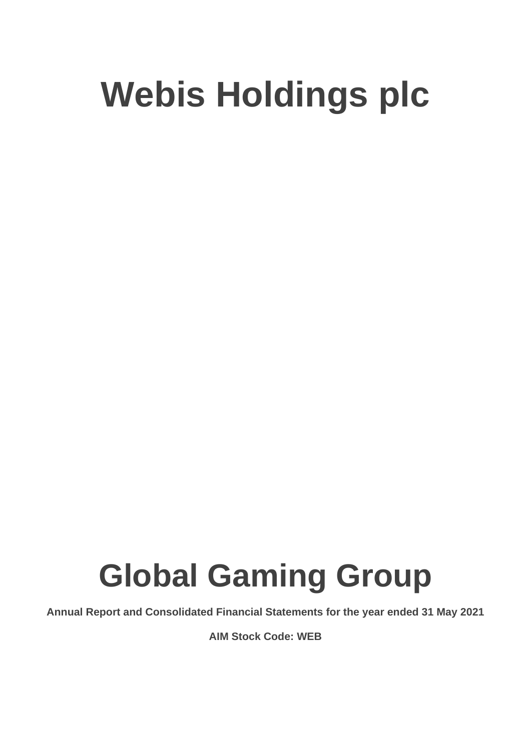# Webis Holdings plc

# Global Gaming Group

**Annual Report and Consolidated Financial Statements for the year ended 31 May 2021**

**AIM Stock Code: WEB**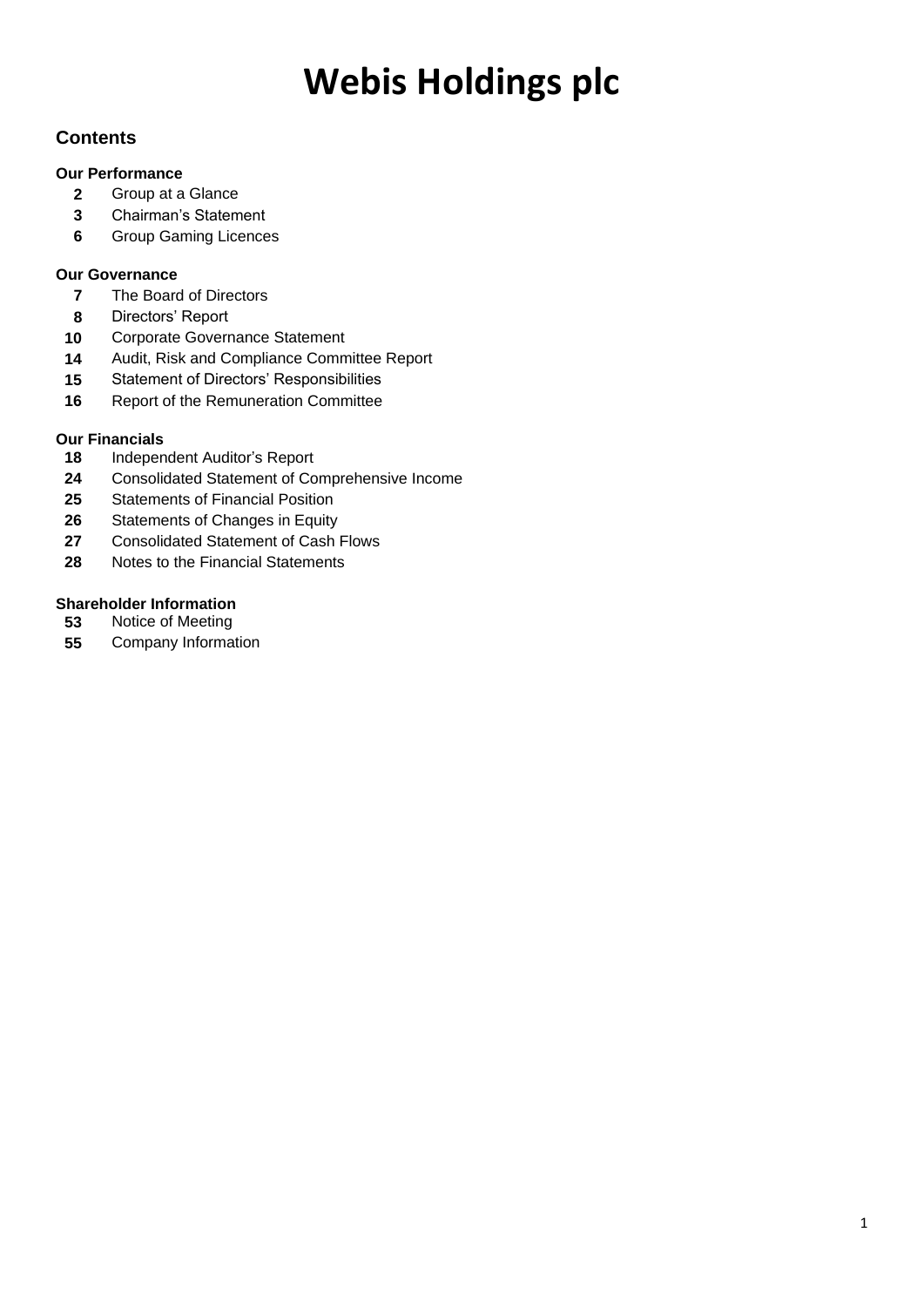# Webis Holdings plc

## Contents

### Our Performance

- **2** Group at a Glance
- **3** Chairman's Statement
- **6** Group Gaming Licences

### Our Governance

- **7** The Board of Directors
- **8** Directors' Report
- **10** Corporate Governance Statement
- **14** Audit, Risk and Compliance Committee Report
- **15** Statement of Directors' Responsibilities
- **16** Report of the Remuneration Committee

### Our Financials

- **18** Independent Auditor's Report
- **24** Consolidated Statement of Comprehensive Income
- **25** Statements of Financial Position
- **26** Statements of Changes in Equity
- **27** Consolidated Statement of Cash Flows
- **28** Notes to the Financial Statements

### Shareholder Information

- **53** Notice of Meeting
- **55** Company Information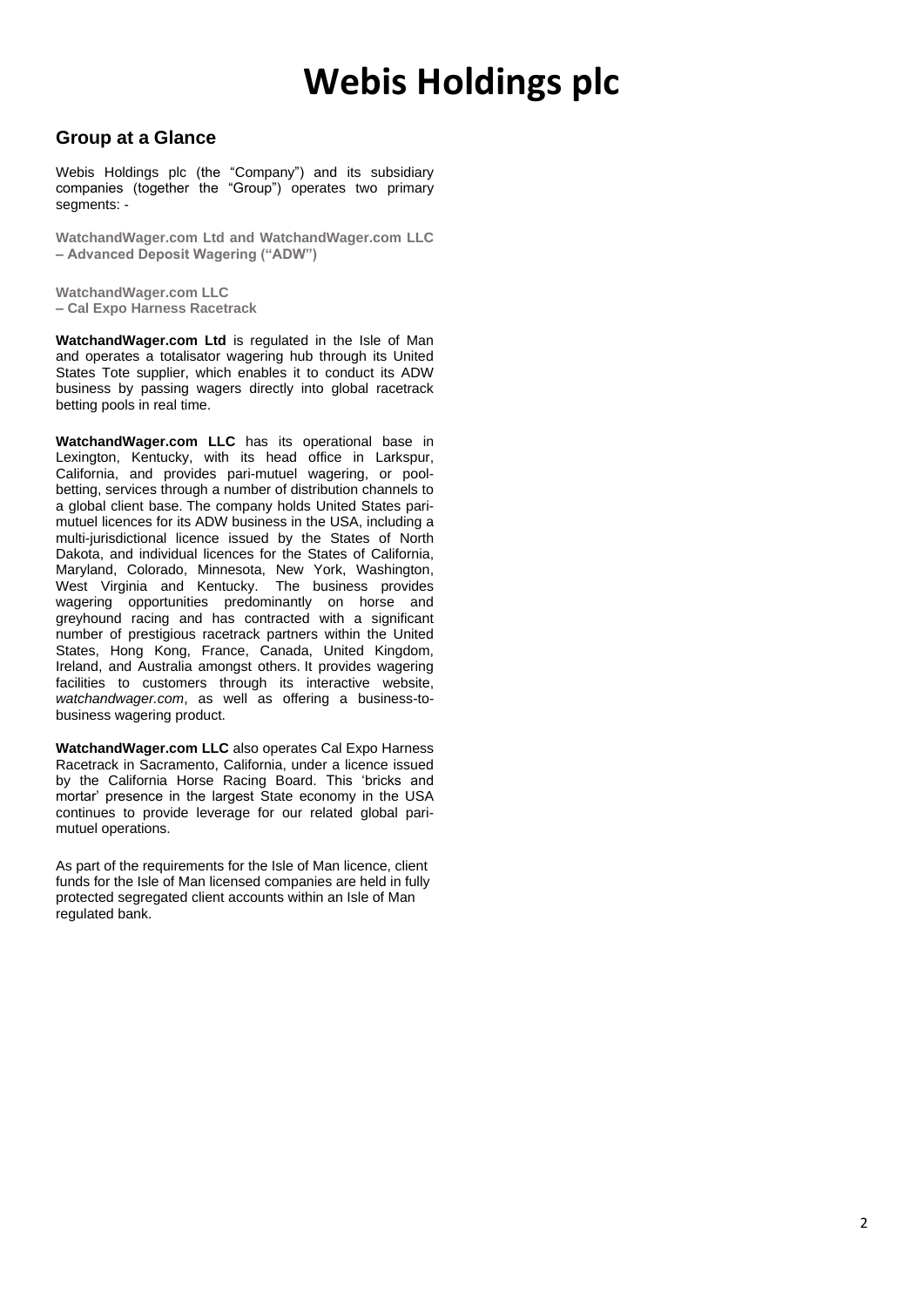# Webis Holdings plc

## Group at a Glance

Webis Holdings plc (the "Company") and its subsidiary companies (together the "Group") operates two primary segments: -

**WatchandWager.com Ltd and WatchandWager.com LLC – Advanced Deposit Wagering ("ADW")**

**WatchandWager.com LLC – Cal Expo Harness Racetrack**

**WatchandWager.com Ltd** is regulated in the Isle of Man and operates a totalisator wagering hub through its United States Tote supplier, which enables it to conduct its ADW business by passing wagers directly into global racetrack betting pools in real time.

**WatchandWager.com LLC** has its operational base in Lexington, Kentucky, with its head office in Larkspur, California, and provides pari-mutuel wagering, or pool-betting, services through a number of distribution channels to a global client base. The company holds United States pari-mutuel licences for its ADW business in the USA, including a multi-jurisdictional licence issued by the States of North Dakota, and individual licences for the States of California, Maryland, Colorado, Minnesota, New York, Washington, West Virginia and Kentucky. The business provides wagering opportunities predominantly on horse and greyhound racing and has contracted with a significant number of prestigious racetrack partners within the United States, Hong Kong, France, Canada, United Kingdom, Ireland, and Australia amongst others. It provides wagering facilities to customers through its interactive website, *watchandwager.com*, as well as offering a business-to-business wagering product.

**WatchandWager.com LLC** also operates Cal Expo Harness Racetrack in Sacramento, California, under a licence issued by the California Horse Racing Board. This 'bricks and mortar' presence in the largest State economy in the USA continues to provide leverage for our related global pari-mutuel operations.

As part of the requirements for the Isle of Man licence, client funds for the Isle of Man licensed companies are held in fully protected segregated client accounts within an Isle of Man regulated bank.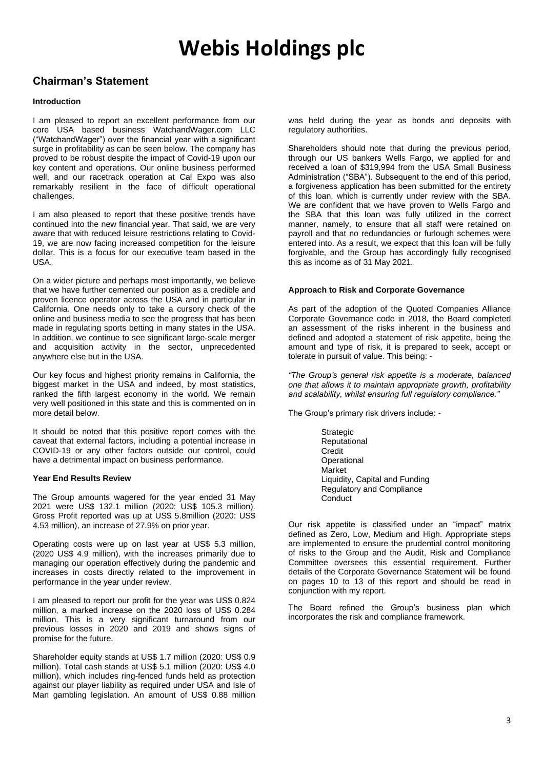# Webis Holdings plc

## Chairman's Statement

### Introduction

I am pleased to report an excellent performance from our core USA based business WatchandWager.com LLC ("WatchandWager") over the financial year with a significant surge in profitability as can be seen below. The company has proved to be robust despite the impact of Covid-19 upon our key content and operations. Our online business performed well, and our racetrack operation at Cal Expo was also remarkably resilient in the face of difficult operational challenges.

I am also pleased to report that these positive trends have continued into the new financial year. That said, we are very aware that with reduced leisure restrictions relating to Covid-19, we are now facing increased competition for the leisure dollar. This is a focus for our executive team based in the USA.

On a wider picture and perhaps most importantly, we believe that we have further cemented our position as a credible and proven licence operator across the USA and in particular in California. One needs only to take a cursory check of the online and business media to see the progress that has been made in regulating sports betting in many states in the USA. In addition, we continue to see significant large-scale merger and acquisition activity in the sector, unprecedented anywhere else but in the USA.

Our key focus and highest priority remains in California, the biggest market in the USA and indeed, by most statistics, ranked the fifth largest economy in the world. We remain very well positioned in this state and this is commented on in more detail below.

It should be noted that this positive report comes with the caveat that external factors, including a potential increase in COVID-19 or any other factors outside our control, could have a detrimental impact on business performance.

### Year End Results Review

The Group amounts wagered for the year ended 31 May 2021 were US$ 132.1 million (2020: US$ 105.3 million). Gross Profit reported was up at US$ 5.8million (2020: US$ 4.53 million), an increase of 27.9% on prior year.

Operating costs were up on last year at US$ 5.3 million, (2020 US$ 4.9 million), with the increases primarily due to managing our operation effectively during the pandemic and increases in costs directly related to the improvement in performance in the year under review.

I am pleased to report our profit for the year was US$ 0.824 million, a marked increase on the 2020 loss of US$ 0.284 million. This is a very significant turnaround from our previous losses in 2020 and 2019 and shows signs of promise for the future.

Shareholder equity stands at US$ 1.7 million (2020: US$ 0.9 million). Total cash stands at US$ 5.1 million (2020: US$ 4.0 million), which includes ring-fenced funds held as protection against our player liability as required under USA and Isle of Man gambling legislation. An amount of US$ 0.88 million was held during the year as bonds and deposits with regulatory authorities.

Shareholders should note that during the previous period, through our US bankers Wells Fargo, we applied for and received a loan of $319,994 from the USA Small Business Administration ("SBA"). Subsequent to the end of this period, a forgiveness application has been submitted for the entirety of this loan, which is currently under review with the SBA. We are confident that we have proven to Wells Fargo and the SBA that this loan was fully utilized in the correct manner, namely, to ensure that all staff were retained on payroll and that no redundancies or furlough schemes were entered into. As a result, we expect that this loan will be fully forgivable, and the Group has accordingly fully recognised this as income as of 31 May 2021.

### Approach to Risk and Corporate Governance

As part of the adoption of the Quoted Companies Alliance Corporate Governance code in 2018, the Board completed an assessment of the risks inherent in the business and defined and adopted a statement of risk appetite, being the amount and type of risk, it is prepared to seek, accept or tolerate in pursuit of value. This being: -

*"The Group's general risk appetite is a moderate, balanced one that allows it to maintain appropriate growth, profitability and scalability, whilst ensuring full regulatory compliance."*

The Group's primary risk drivers include: -

- Strategic
- Reputational
- Credit
- Operational
- Market
- Liquidity, Capital and Funding
- Regulatory and Compliance
- Conduct

Our risk appetite is classified under an "impact" matrix defined as Zero, Low, Medium and High. Appropriate steps are implemented to ensure the prudential control monitoring of risks to the Group and the Audit, Risk and Compliance Committee oversees this essential requirement. Further details of the Corporate Governance Statement will be found on pages 10 to 13 of this report and should be read in conjunction with my report.

The Board refined the Group's business plan which incorporates the risk and compliance framework.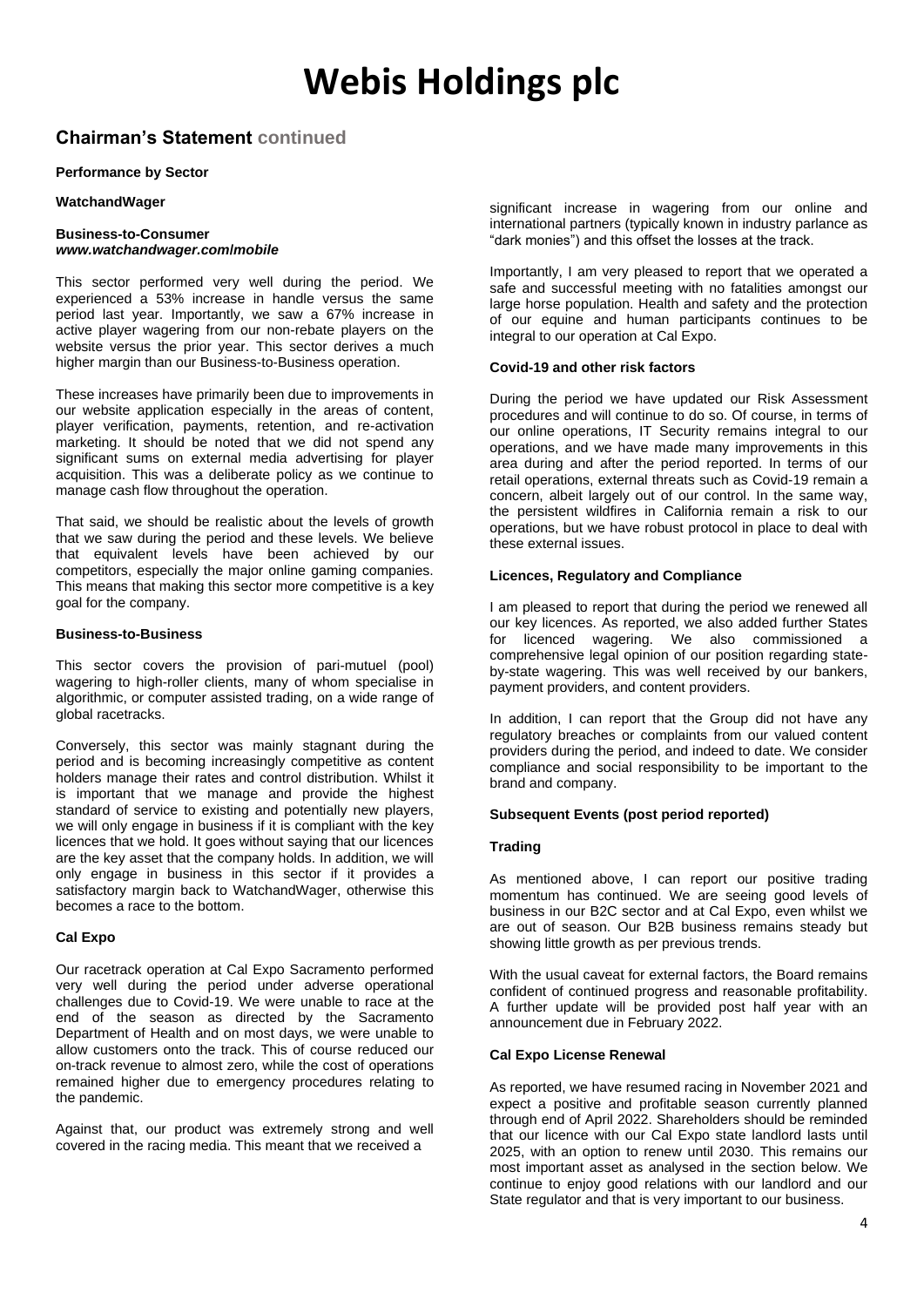# Webis Holdings plc

## Chairman's Statement continued

**Performance by Sector**

**WatchandWager**

**Business-to-Consumer**
***www.watchandwager.com/mobile***

This sector performed very well during the period. We experienced a 53% increase in handle versus the same period last year. Importantly, we saw a 67% increase in active player wagering from our non-rebate players on the website versus the prior year. This sector derives a much higher margin than our Business-to-Business operation.

These increases have primarily been due to improvements in our website application especially in the areas of content, player verification, payments, retention, and re-activation marketing. It should be noted that we did not spend any significant sums on external media advertising for player acquisition. This was a deliberate policy as we continue to manage cash flow throughout the operation.

That said, we should be realistic about the levels of growth that we saw during the period and these levels. We believe that equivalent levels have been achieved by our competitors, especially the major online gaming companies. This means that making this sector more competitive is a key goal for the company.

**Business-to-Business**

This sector covers the provision of pari-mutuel (pool) wagering to high-roller clients, many of whom specialise in algorithmic, or computer assisted trading, on a wide range of global racetracks.

Conversely, this sector was mainly stagnant during the period and is becoming increasingly competitive as content holders manage their rates and control distribution. Whilst it is important that we manage and provide the highest standard of service to existing and potentially new players, we will only engage in business if it is compliant with the key licences that we hold. It goes without saying that our licences are the key asset that the company holds. In addition, we will only engage in business in this sector if it provides a satisfactory margin back to WatchandWager, otherwise this becomes a race to the bottom.

**Cal Expo**

Our racetrack operation at Cal Expo Sacramento performed very well during the period under adverse operational challenges due to Covid-19. We were unable to race at the end of the season as directed by the Sacramento Department of Health and on most days, we were unable to allow customers onto the track. This of course reduced our on-track revenue to almost zero, while the cost of operations remained higher due to emergency procedures relating to the pandemic.

Against that, our product was extremely strong and well covered in the racing media. This meant that we received a significant increase in wagering from our online and international partners (typically known in industry parlance as "dark monies") and this offset the losses at the track.

Importantly, I am very pleased to report that we operated a safe and successful meeting with no fatalities amongst our large horse population. Health and safety and the protection of our equine and human participants continues to be integral to our operation at Cal Expo.

**Covid-19 and other risk factors**

During the period we have updated our Risk Assessment procedures and will continue to do so. Of course, in terms of our online operations, IT Security remains integral to our operations, and we have made many improvements in this area during and after the period reported. In terms of our retail operations, external threats such as Covid-19 remain a concern, albeit largely out of our control. In the same way, the persistent wildfires in California remain a risk to our operations, but we have robust protocol in place to deal with these external issues.

**Licences, Regulatory and Compliance**

I am pleased to report that during the period we renewed all our key licences. As reported, we also added further States for licenced wagering. We also commissioned a comprehensive legal opinion of our position regarding state-by-state wagering. This was well received by our bankers, payment providers, and content providers.

In addition, I can report that the Group did not have any regulatory breaches or complaints from our valued content providers during the period, and indeed to date. We consider compliance and social responsibility to be important to the brand and company.

**Subsequent Events (post period reported)**

**Trading**

As mentioned above, I can report our positive trading momentum has continued. We are seeing good levels of business in our B2C sector and at Cal Expo, even whilst we are out of season. Our B2B business remains steady but showing little growth as per previous trends.

With the usual caveat for external factors, the Board remains confident of continued progress and reasonable profitability. A further update will be provided post half year with an announcement due in February 2022.

**Cal Expo License Renewal**

As reported, we have resumed racing in November 2021 and expect a positive and profitable season currently planned through end of April 2022. Shareholders should be reminded that our licence with our Cal Expo state landlord lasts until 2025, with an option to renew until 2030. This remains our most important asset as analysed in the section below. We continue to enjoy good relations with our landlord and our State regulator and that is very important to our business.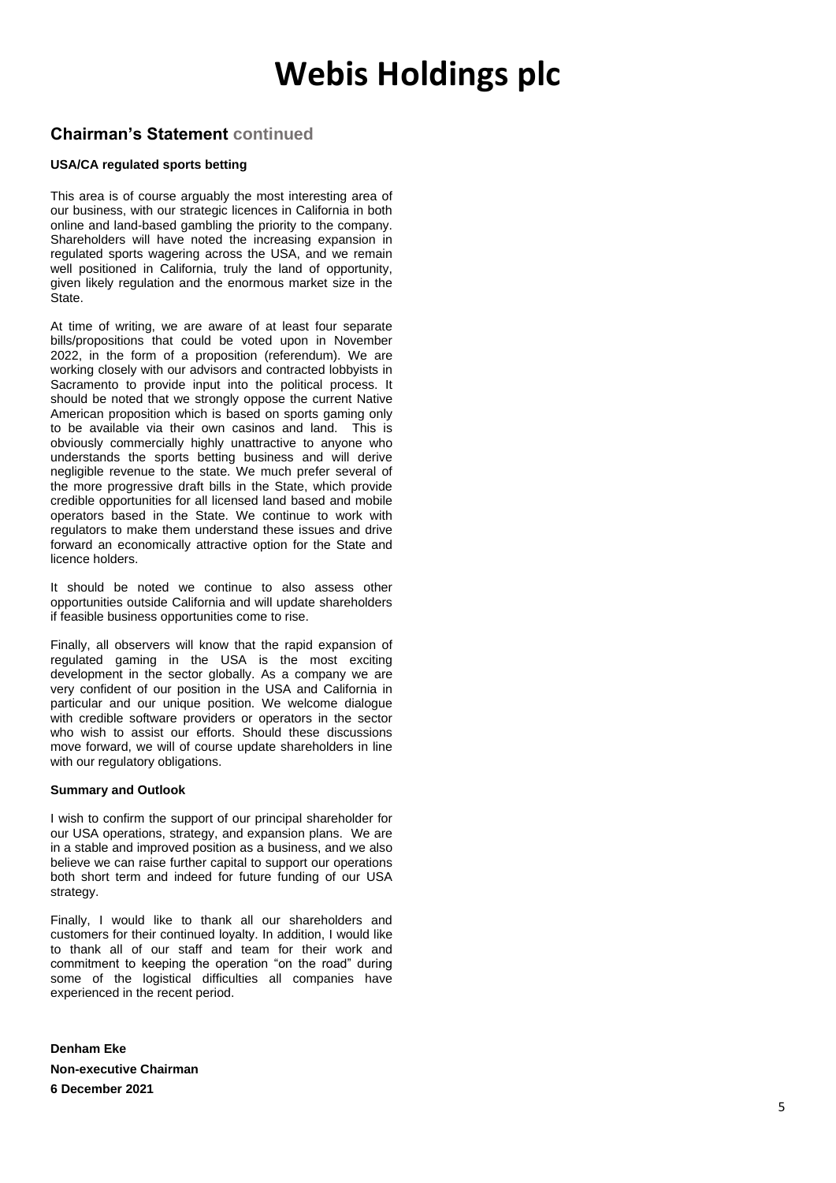# Webis Holdings plc

## Chairman's Statement continued

### USA/CA regulated sports betting

This area is of course arguably the most interesting area of our business, with our strategic licences in California in both online and land-based gambling the priority to the company. Shareholders will have noted the increasing expansion in regulated sports wagering across the USA, and we remain well positioned in California, truly the land of opportunity, given likely regulation and the enormous market size in the State.

At time of writing, we are aware of at least four separate bills/propositions that could be voted upon in November 2022, in the form of a proposition (referendum). We are working closely with our advisors and contracted lobbyists in Sacramento to provide input into the political process. It should be noted that we strongly oppose the current Native American proposition which is based on sports gaming only to be available via their own casinos and land. This is obviously commercially highly unattractive to anyone who understands the sports betting business and will derive negligible revenue to the state. We much prefer several of the more progressive draft bills in the State, which provide credible opportunities for all licensed land based and mobile operators based in the State. We continue to work with regulators to make them understand these issues and drive forward an economically attractive option for the State and licence holders.

It should be noted we continue to also assess other opportunities outside California and will update shareholders if feasible business opportunities come to rise.

Finally, all observers will know that the rapid expansion of regulated gaming in the USA is the most exciting development in the sector globally. As a company we are very confident of our position in the USA and California in particular and our unique position. We welcome dialogue with credible software providers or operators in the sector who wish to assist our efforts. Should these discussions move forward, we will of course update shareholders in line with our regulatory obligations.

### Summary and Outlook

I wish to confirm the support of our principal shareholder for our USA operations, strategy, and expansion plans. We are in a stable and improved position as a business, and we also believe we can raise further capital to support our operations both short term and indeed for future funding of our USA strategy.

Finally, I would like to thank all our shareholders and customers for their continued loyalty. In addition, I would like to thank all of our staff and team for their work and commitment to keeping the operation "on the road" during some of the logistical difficulties all companies have experienced in the recent period.

**Denham Eke**
**Non-executive Chairman**
**6 December 2021**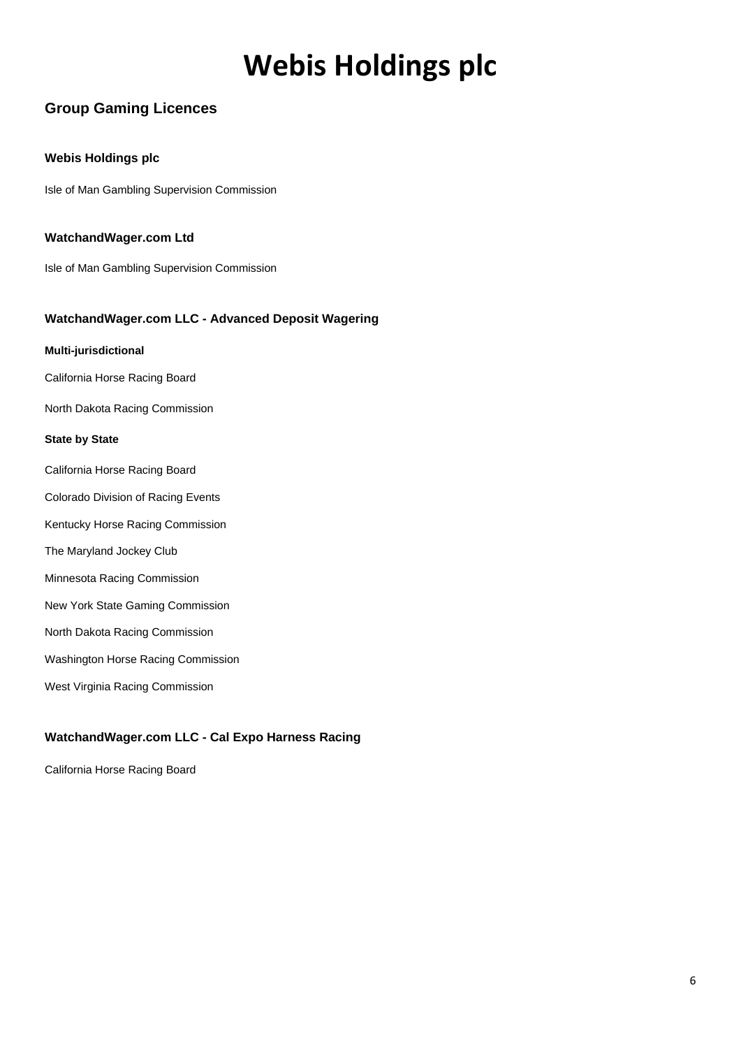# Webis Holdings plc

## Group Gaming Licences

### Webis Holdings plc

Isle of Man Gambling Supervision Commission

### WatchandWager.com Ltd

Isle of Man Gambling Supervision Commission

### WatchandWager.com LLC - Advanced Deposit Wagering

**Multi-jurisdictional**

California Horse Racing Board

North Dakota Racing Commission

**State by State**

California Horse Racing Board

Colorado Division of Racing Events

Kentucky Horse Racing Commission

The Maryland Jockey Club

Minnesota Racing Commission

New York State Gaming Commission

North Dakota Racing Commission

Washington Horse Racing Commission

West Virginia Racing Commission

### WatchandWager.com LLC - Cal Expo Harness Racing

California Horse Racing Board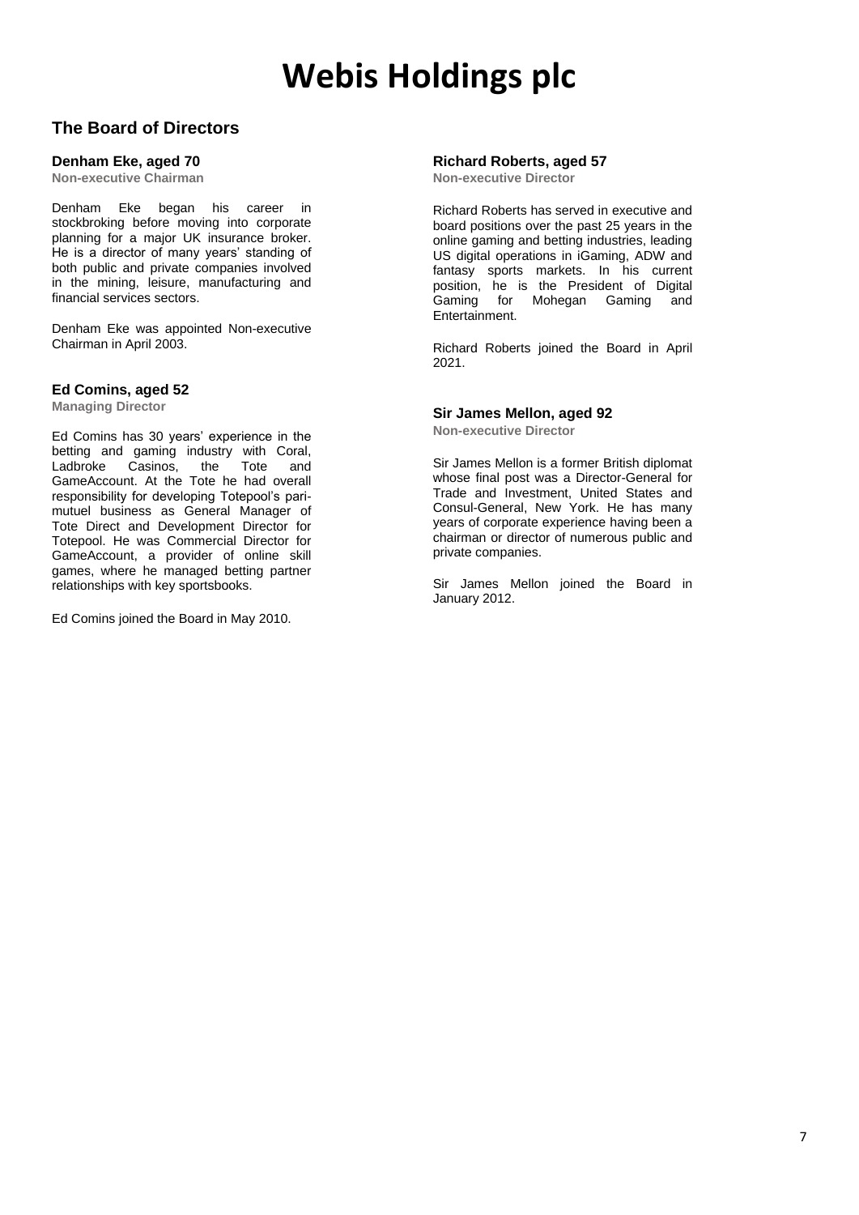# Webis Holdings plc

## The Board of Directors

### Denham Eke, aged 70

**Non-executive Chairman**

Denham Eke began his career in stockbroking before moving into corporate planning for a major UK insurance broker. He is a director of many years' standing of both public and private companies involved in the mining, leisure, manufacturing and financial services sectors.

Denham Eke was appointed Non-executive Chairman in April 2003.

### Ed Comins, aged 52

**Managing Director**

Ed Comins has 30 years' experience in the betting and gaming industry with Coral, Ladbroke Casinos, the Tote and GameAccount. At the Tote he had overall responsibility for developing Totepool's pari-mutuel business as General Manager of Tote Direct and Development Director for Totepool. He was Commercial Director for GameAccount, a provider of online skill games, where he managed betting partner relationships with key sportsbooks.

Ed Comins joined the Board in May 2010.

### Richard Roberts, aged 57

**Non-executive Director**

Richard Roberts has served in executive and board positions over the past 25 years in the online gaming and betting industries, leading US digital operations in iGaming, ADW and fantasy sports markets. In his current position, he is the President of Digital Gaming for Mohegan Gaming and Entertainment.

Richard Roberts joined the Board in April 2021.

### Sir James Mellon, aged 92

**Non-executive Director**

Sir James Mellon is a former British diplomat whose final post was a Director-General for Trade and Investment, United States and Consul-General, New York. He has many years of corporate experience having been a chairman or director of numerous public and private companies.

Sir James Mellon joined the Board in January 2012.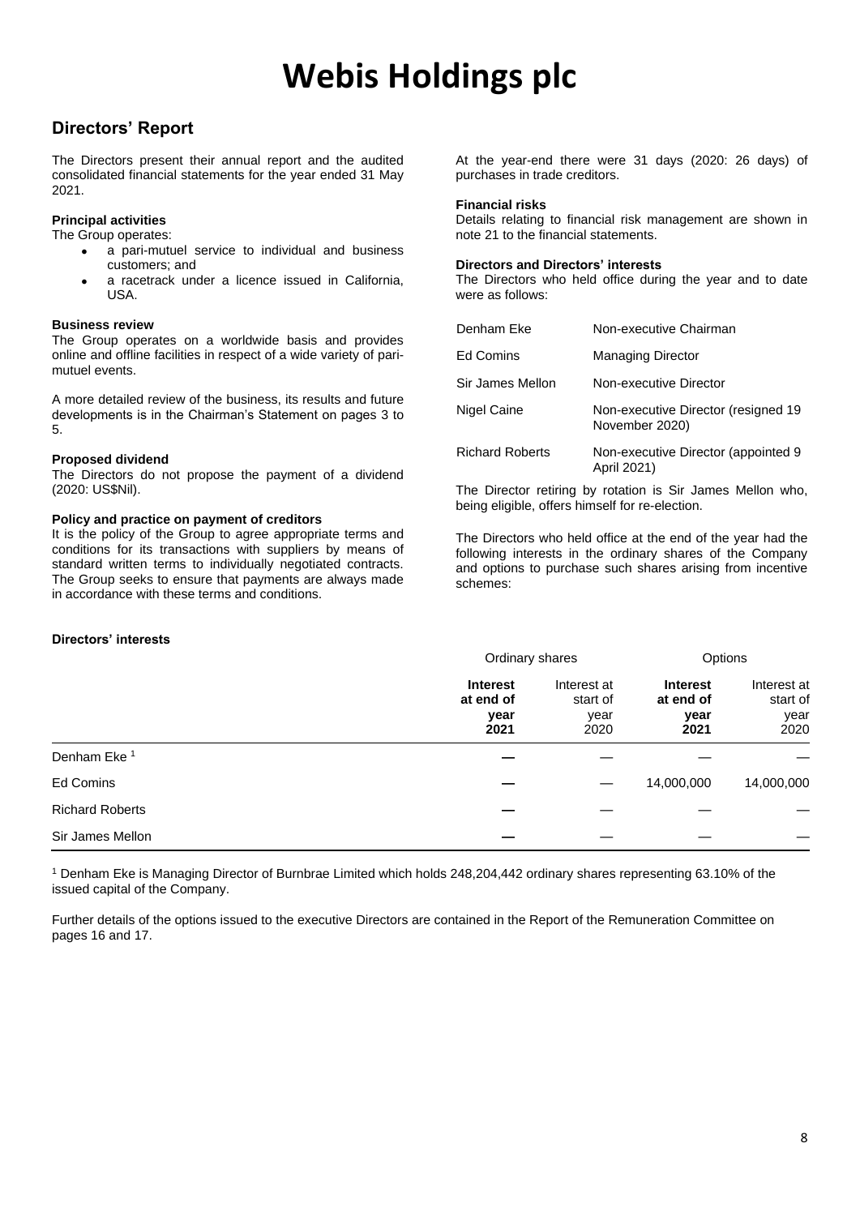# Webis Holdings plc

## Directors' Report

The Directors present their annual report and the audited consolidated financial statements for the year ended 31 May 2021.

### Principal activities

The Group operates:

- a pari-mutuel service to individual and business customers; and
- a racetrack under a licence issued in California, USA.

### Business review

The Group operates on a worldwide basis and provides online and offline facilities in respect of a wide variety of pari-mutuel events.

A more detailed review of the business, its results and future developments is in the Chairman's Statement on pages 3 to 5.

### Proposed dividend

The Directors do not propose the payment of a dividend (2020: US$Nil).

### Policy and practice on payment of creditors

It is the policy of the Group to agree appropriate terms and conditions for its transactions with suppliers by means of standard written terms to individually negotiated contracts. The Group seeks to ensure that payments are always made in accordance with these terms and conditions.

At the year-end there were 31 days (2020: 26 days) of purchases in trade creditors.

### Financial risks

Details relating to financial risk management are shown in note 21 to the financial statements.

### Directors and Directors' interests

The Directors who held office during the year and to date were as follows:

| | |
|---|---|
| Denham Eke | Non-executive Chairman |
| Ed Comins | Managing Director |
| Sir James Mellon | Non-executive Director |
| Nigel Caine | Non-executive Director (resigned 19 November 2020) |
| Richard Roberts | Non-executive Director (appointed 9 April 2021) |

The Director retiring by rotation is Sir James Mellon who, being eligible, offers himself for re-election.

The Directors who held office at the end of the year had the following interests in the ordinary shares of the Company and options to purchase such shares arising from incentive schemes:

### Directors' interests

| | Ordinary shares | | Options | |
|---|---|---|---|---|
| | **Interest at end of year 2021** | Interest at start of year 2020 | **Interest at end of year 2021** | Interest at start of year 2020 |
| Denham Eke [1] | **—** | — | — | — |
| Ed Comins | **—** | — | 14,000,000 | 14,000,000 |
| Richard Roberts | **—** | — | — | — |
| Sir James Mellon | **—** | — | — | — |

[1] Denham Eke is Managing Director of Burnbrae Limited which holds 248,204,442 ordinary shares representing 63.10% of the issued capital of the Company.

Further details of the options issued to the executive Directors are contained in the Report of the Remuneration Committee on pages 16 and 17.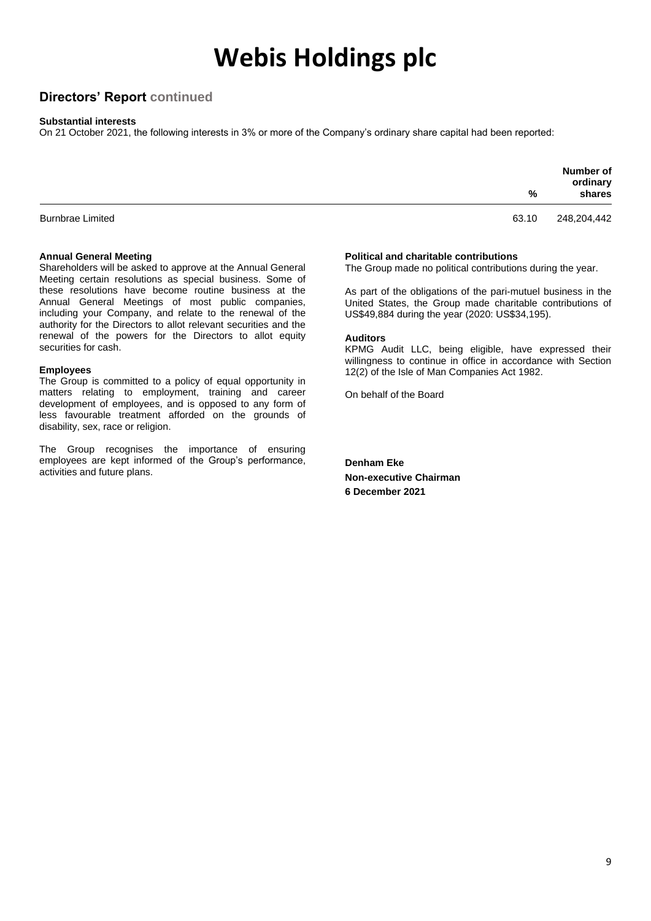# Webis Holdings plc

## Directors' Report continued

**Substantial interests**

On 21 October 2021, the following interests in 3% or more of the Company's ordinary share capital had been reported:

| | % | Number of ordinary shares |
|---|---|---|
| Burnbrae Limited | 63.10 | 248,204,442 |

**Annual General Meeting**

Shareholders will be asked to approve at the Annual General Meeting certain resolutions as special business. Some of these resolutions have become routine business at the Annual General Meetings of most public companies, including your Company, and relate to the renewal of the authority for the Directors to allot relevant securities and the renewal of the powers for the Directors to allot equity securities for cash.

**Employees**

The Group is committed to a policy of equal opportunity in matters relating to employment, training and career development of employees, and is opposed to any form of less favourable treatment afforded on the grounds of disability, sex, race or religion.

The Group recognises the importance of ensuring employees are kept informed of the Group's performance, activities and future plans.

**Political and charitable contributions**

The Group made no political contributions during the year.

As part of the obligations of the pari-mutuel business in the United States, the Group made charitable contributions of US$49,884 during the year (2020: US$34,195).

**Auditors**

KPMG Audit LLC, being eligible, have expressed their willingness to continue in office in accordance with Section 12(2) of the Isle of Man Companies Act 1982.

On behalf of the Board

**Denham Eke**

**Non-executive Chairman**

**6 December 2021**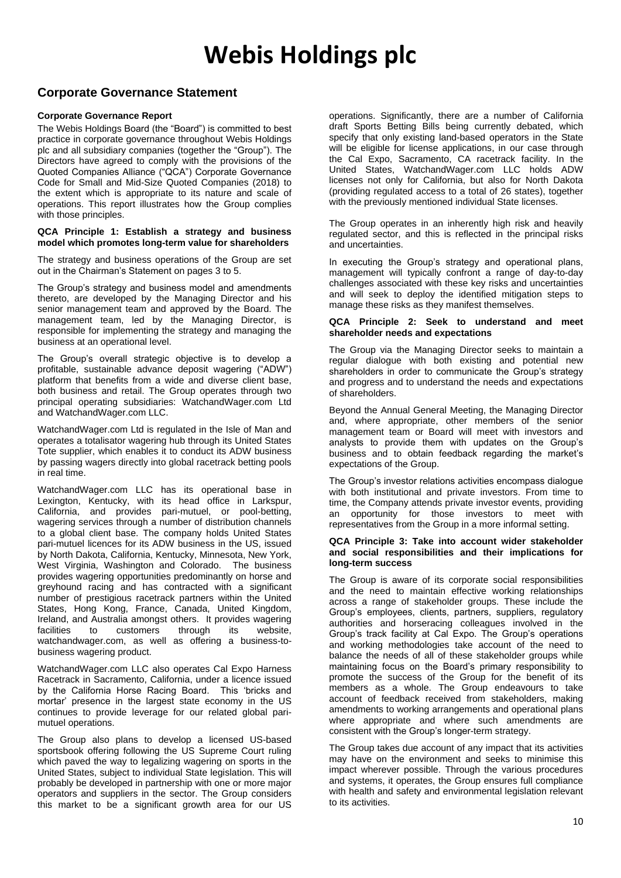# Webis Holdings plc

## Corporate Governance Statement

### Corporate Governance Report

The Webis Holdings Board (the "Board") is committed to best practice in corporate governance throughout Webis Holdings plc and all subsidiary companies (together the "Group"). The Directors have agreed to comply with the provisions of the Quoted Companies Alliance ("QCA") Corporate Governance Code for Small and Mid-Size Quoted Companies (2018) to the extent which is appropriate to its nature and scale of operations. This report illustrates how the Group complies with those principles.

**QCA Principle 1: Establish a strategy and business model which promotes long-term value for shareholders**

The strategy and business operations of the Group are set out in the Chairman's Statement on pages 3 to 5.

The Group's strategy and business model and amendments thereto, are developed by the Managing Director and his senior management team and approved by the Board. The management team, led by the Managing Director, is responsible for implementing the strategy and managing the business at an operational level.

The Group's overall strategic objective is to develop a profitable, sustainable advance deposit wagering ("ADW") platform that benefits from a wide and diverse client base, both business and retail. The Group operates through two principal operating subsidiaries: WatchandWager.com Ltd and WatchandWager.com LLC.

WatchandWager.com Ltd is regulated in the Isle of Man and operates a totalisator wagering hub through its United States Tote supplier, which enables it to conduct its ADW business by passing wagers directly into global racetrack betting pools in real time.

WatchandWager.com LLC has its operational base in Lexington, Kentucky, with its head office in Larkspur, California, and provides pari-mutuel, or pool-betting, wagering services through a number of distribution channels to a global client base. The company holds United States pari-mutuel licences for its ADW business in the US, issued by North Dakota, California, Kentucky, Minnesota, New York, West Virginia, Washington and Colorado. The business provides wagering opportunities predominantly on horse and greyhound racing and has contracted with a significant number of prestigious racetrack partners within the United States, Hong Kong, France, Canada, United Kingdom, Ireland, and Australia amongst others. It provides wagering facilities to customers through its website, watchandwager.com, as well as offering a business-to-business wagering product.

WatchandWager.com LLC also operates Cal Expo Harness Racetrack in Sacramento, California, under a licence issued by the California Horse Racing Board. This 'bricks and mortar' presence in the largest state economy in the US continues to provide leverage for our related global pari-mutuel operations.

The Group also plans to develop a licensed US-based sportsbook offering following the US Supreme Court ruling which paved the way to legalizing wagering on sports in the United States, subject to individual State legislation. This will probably be developed in partnership with one or more major operators and suppliers in the sector. The Group considers this market to be a significant growth area for our US operations. Significantly, there are a number of California draft Sports Betting Bills being currently debated, which specify that only existing land-based operators in the State will be eligible for license applications, in our case through the Cal Expo, Sacramento, CA racetrack facility. In the United States, WatchandWager.com LLC holds ADW licenses not only for California, but also for North Dakota (providing regulated access to a total of 26 states), together with the previously mentioned individual State licenses.

The Group operates in an inherently high risk and heavily regulated sector, and this is reflected in the principal risks and uncertainties.

In executing the Group's strategy and operational plans, management will typically confront a range of day-to-day challenges associated with these key risks and uncertainties and will seek to deploy the identified mitigation steps to manage these risks as they manifest themselves.

**QCA Principle 2: Seek to understand and meet shareholder needs and expectations**

The Group via the Managing Director seeks to maintain a regular dialogue with both existing and potential new shareholders in order to communicate the Group's strategy and progress and to understand the needs and expectations of shareholders.

Beyond the Annual General Meeting, the Managing Director and, where appropriate, other members of the senior management team or Board will meet with investors and analysts to provide them with updates on the Group's business and to obtain feedback regarding the market's expectations of the Group.

The Group's investor relations activities encompass dialogue with both institutional and private investors. From time to time, the Company attends private investor events, providing an opportunity for those investors to meet with representatives from the Group in a more informal setting.

**QCA Principle 3: Take into account wider stakeholder and social responsibilities and their implications for long-term success**

The Group is aware of its corporate social responsibilities and the need to maintain effective working relationships across a range of stakeholder groups. These include the Group's employees, clients, partners, suppliers, regulatory authorities and horseracing colleagues involved in the Group's track facility at Cal Expo. The Group's operations and working methodologies take account of the need to balance the needs of all of these stakeholder groups while maintaining focus on the Board's primary responsibility to promote the success of the Group for the benefit of its members as a whole. The Group endeavours to take account of feedback received from stakeholders, making amendments to working arrangements and operational plans where appropriate and where such amendments are consistent with the Group's longer-term strategy.

The Group takes due account of any impact that its activities may have on the environment and seeks to minimise this impact wherever possible. Through the various procedures and systems, it operates, the Group ensures full compliance with health and safety and environmental legislation relevant to its activities.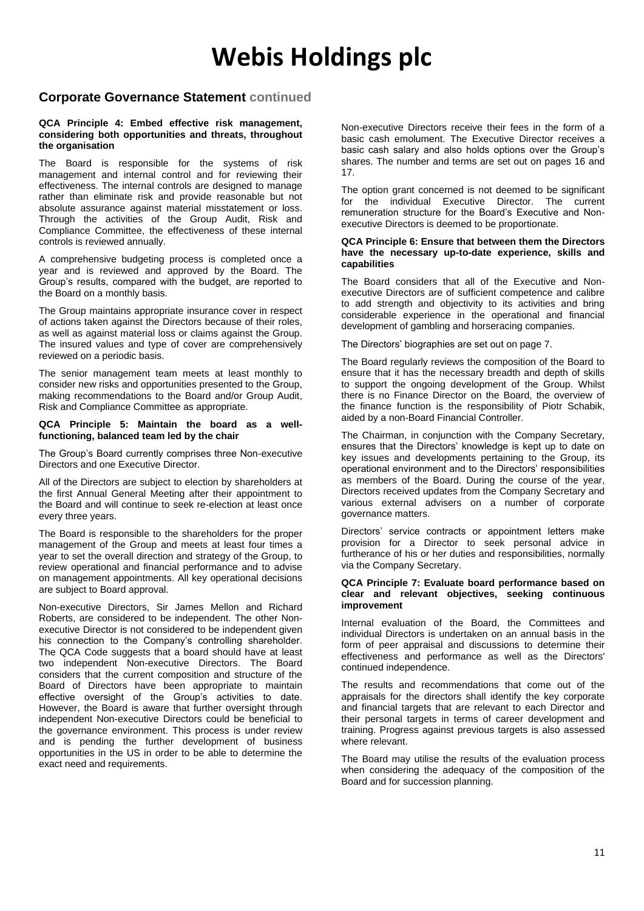# Webis Holdings plc

## Corporate Governance Statement continued

### QCA Principle 4: Embed effective risk management, considering both opportunities and threats, throughout the organisation

The Board is responsible for the systems of risk management and internal control and for reviewing their effectiveness. The internal controls are designed to manage rather than eliminate risk and provide reasonable but not absolute assurance against material misstatement or loss. Through the activities of the Group Audit, Risk and Compliance Committee, the effectiveness of these internal controls is reviewed annually.

A comprehensive budgeting process is completed once a year and is reviewed and approved by the Board. The Group's results, compared with the budget, are reported to the Board on a monthly basis.

The Group maintains appropriate insurance cover in respect of actions taken against the Directors because of their roles, as well as against material loss or claims against the Group. The insured values and type of cover are comprehensively reviewed on a periodic basis.

The senior management team meets at least monthly to consider new risks and opportunities presented to the Group, making recommendations to the Board and/or Group Audit, Risk and Compliance Committee as appropriate.

### QCA Principle 5: Maintain the board as a well-functioning, balanced team led by the chair

The Group's Board currently comprises three Non-executive Directors and one Executive Director.

All of the Directors are subject to election by shareholders at the first Annual General Meeting after their appointment to the Board and will continue to seek re-election at least once every three years.

The Board is responsible to the shareholders for the proper management of the Group and meets at least four times a year to set the overall direction and strategy of the Group, to review operational and financial performance and to advise on management appointments. All key operational decisions are subject to Board approval.

Non-executive Directors, Sir James Mellon and Richard Roberts, are considered to be independent. The other Non-executive Director is not considered to be independent given his connection to the Company's controlling shareholder. The QCA Code suggests that a board should have at least two independent Non-executive Directors. The Board considers that the current composition and structure of the Board of Directors have been appropriate to maintain effective oversight of the Group's activities to date. However, the Board is aware that further oversight through independent Non-executive Directors could be beneficial to the governance environment. This process is under review and is pending the further development of business opportunities in the US in order to be able to determine the exact need and requirements.

Non-executive Directors receive their fees in the form of a basic cash emolument. The Executive Director receives a basic cash salary and also holds options over the Group's shares. The number and terms are set out on pages 16 and 17.

The option grant concerned is not deemed to be significant for the individual Executive Director. The current remuneration structure for the Board's Executive and Non-executive Directors is deemed to be proportionate.

### QCA Principle 6: Ensure that between them the Directors have the necessary up-to-date experience, skills and capabilities

The Board considers that all of the Executive and Non-executive Directors are of sufficient competence and calibre to add strength and objectivity to its activities and bring considerable experience in the operational and financial development of gambling and horseracing companies.

The Directors' biographies are set out on page 7.

The Board regularly reviews the composition of the Board to ensure that it has the necessary breadth and depth of skills to support the ongoing development of the Group. Whilst there is no Finance Director on the Board, the overview of the finance function is the responsibility of Piotr Schabik, aided by a non-Board Financial Controller.

The Chairman, in conjunction with the Company Secretary, ensures that the Directors' knowledge is kept up to date on key issues and developments pertaining to the Group, its operational environment and to the Directors' responsibilities as members of the Board. During the course of the year, Directors received updates from the Company Secretary and various external advisers on a number of corporate governance matters.

Directors' service contracts or appointment letters make provision for a Director to seek personal advice in furtherance of his or her duties and responsibilities, normally via the Company Secretary.

### QCA Principle 7: Evaluate board performance based on clear and relevant objectives, seeking continuous improvement

Internal evaluation of the Board, the Committees and individual Directors is undertaken on an annual basis in the form of peer appraisal and discussions to determine their effectiveness and performance as well as the Directors' continued independence.

The results and recommendations that come out of the appraisals for the directors shall identify the key corporate and financial targets that are relevant to each Director and their personal targets in terms of career development and training. Progress against previous targets is also assessed where relevant.

The Board may utilise the results of the evaluation process when considering the adequacy of the composition of the Board and for succession planning.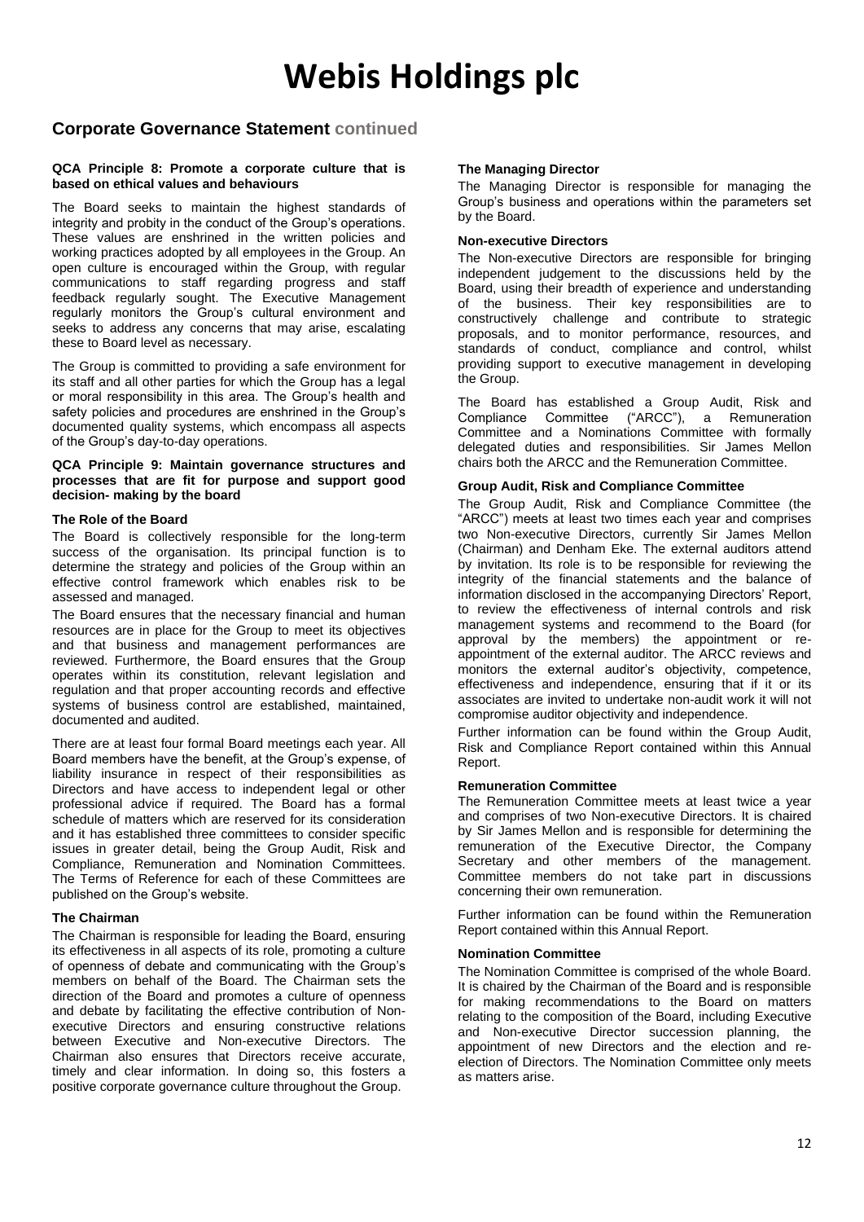# Webis Holdings plc

## Corporate Governance Statement continued

### QCA Principle 8: Promote a corporate culture that is based on ethical values and behaviours

The Board seeks to maintain the highest standards of integrity and probity in the conduct of the Group's operations. These values are enshrined in the written policies and working practices adopted by all employees in the Group. An open culture is encouraged within the Group, with regular communications to staff regarding progress and staff feedback regularly sought. The Executive Management regularly monitors the Group's cultural environment and seeks to address any concerns that may arise, escalating these to Board level as necessary.

The Group is committed to providing a safe environment for its staff and all other parties for which the Group has a legal or moral responsibility in this area. The Group's health and safety policies and procedures are enshrined in the Group's documented quality systems, which encompass all aspects of the Group's day-to-day operations.

### QCA Principle 9: Maintain governance structures and processes that are fit for purpose and support good decision- making by the board

#### The Role of the Board

The Board is collectively responsible for the long-term success of the organisation. Its principal function is to determine the strategy and policies of the Group within an effective control framework which enables risk to be assessed and managed.

The Board ensures that the necessary financial and human resources are in place for the Group to meet its objectives and that business and management performances are reviewed. Furthermore, the Board ensures that the Group operates within its constitution, relevant legislation and regulation and that proper accounting records and effective systems of business control are established, maintained, documented and audited.

There are at least four formal Board meetings each year. All Board members have the benefit, at the Group's expense, of liability insurance in respect of their responsibilities as Directors and have access to independent legal or other professional advice if required. The Board has a formal schedule of matters which are reserved for its consideration and it has established three committees to consider specific issues in greater detail, being the Group Audit, Risk and Compliance, Remuneration and Nomination Committees. The Terms of Reference for each of these Committees are published on the Group's website.

#### The Chairman

The Chairman is responsible for leading the Board, ensuring its effectiveness in all aspects of its role, promoting a culture of openness of debate and communicating with the Group's members on behalf of the Board. The Chairman sets the direction of the Board and promotes a culture of openness and debate by facilitating the effective contribution of Non-executive Directors and ensuring constructive relations between Executive and Non-executive Directors. The Chairman also ensures that Directors receive accurate, timely and clear information. In doing so, this fosters a positive corporate governance culture throughout the Group.

#### The Managing Director

The Managing Director is responsible for managing the Group's business and operations within the parameters set by the Board.

#### Non-executive Directors

The Non-executive Directors are responsible for bringing independent judgement to the discussions held by the Board, using their breadth of experience and understanding of the business. Their key responsibilities are to constructively challenge and contribute to strategic proposals, and to monitor performance, resources, and standards of conduct, compliance and control, whilst providing support to executive management in developing the Group.

The Board has established a Group Audit, Risk and Compliance Committee ("ARCC"), a Remuneration Committee and a Nominations Committee with formally delegated duties and responsibilities. Sir James Mellon chairs both the ARCC and the Remuneration Committee.

#### Group Audit, Risk and Compliance Committee

The Group Audit, Risk and Compliance Committee (the "ARCC") meets at least two times each year and comprises two Non-executive Directors, currently Sir James Mellon (Chairman) and Denham Eke. The external auditors attend by invitation. Its role is to be responsible for reviewing the integrity of the financial statements and the balance of information disclosed in the accompanying Directors' Report, to review the effectiveness of internal controls and risk management systems and recommend to the Board (for approval by the members) the appointment or re-appointment of the external auditor. The ARCC reviews and monitors the external auditor's objectivity, competence, effectiveness and independence, ensuring that if it or its associates are invited to undertake non-audit work it will not compromise auditor objectivity and independence.

Further information can be found within the Group Audit, Risk and Compliance Report contained within this Annual Report.

#### Remuneration Committee

The Remuneration Committee meets at least twice a year and comprises of two Non-executive Directors. It is chaired by Sir James Mellon and is responsible for determining the remuneration of the Executive Director, the Company Secretary and other members of the management. Committee members do not take part in discussions concerning their own remuneration.

Further information can be found within the Remuneration Report contained within this Annual Report.

#### Nomination Committee

The Nomination Committee is comprised of the whole Board. It is chaired by the Chairman of the Board and is responsible for making recommendations to the Board on matters relating to the composition of the Board, including Executive and Non-executive Director succession planning, the appointment of new Directors and the election and re-election of Directors. The Nomination Committee only meets as matters arise.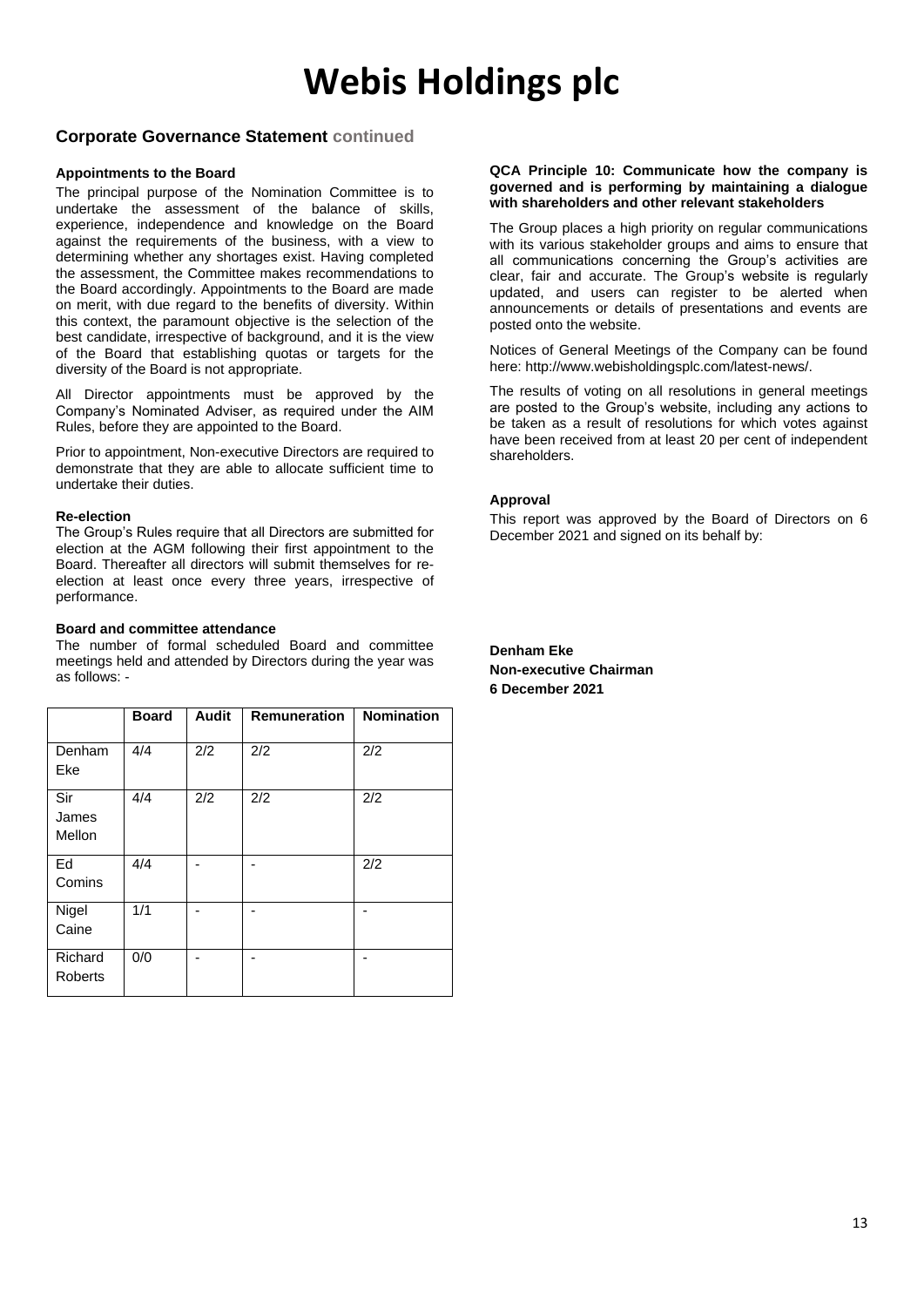# Webis Holdings plc

## Corporate Governance Statement continued

### Appointments to the Board

The principal purpose of the Nomination Committee is to undertake the assessment of the balance of skills, experience, independence and knowledge on the Board against the requirements of the business, with a view to determining whether any shortages exist. Having completed the assessment, the Committee makes recommendations to the Board accordingly. Appointments to the Board are made on merit, with due regard to the benefits of diversity. Within this context, the paramount objective is the selection of the best candidate, irrespective of background, and it is the view of the Board that establishing quotas or targets for the diversity of the Board is not appropriate.

All Director appointments must be approved by the Company's Nominated Adviser, as required under the AIM Rules, before they are appointed to the Board.

Prior to appointment, Non-executive Directors are required to demonstrate that they are able to allocate sufficient time to undertake their duties.

### Re-election

The Group's Rules require that all Directors are submitted for election at the AGM following their first appointment to the Board. Thereafter all directors will submit themselves for re-election at least once every three years, irrespective of performance.

### Board and committee attendance

The number of formal scheduled Board and committee meetings held and attended by Directors during the year was as follows: -

| | Board | Audit | Remuneration | Nomination |
|---|---|---|---|---|
| Denham Eke | 4/4 | 2/2 | 2/2 | 2/2 |
| Sir James Mellon | 4/4 | 2/2 | 2/2 | 2/2 |
| Ed Comins | 4/4 | - | - | 2/2 |
| Nigel Caine | 1/1 | - | - | - |
| Richard Roberts | 0/0 | - | - | - |

### QCA Principle 10: Communicate how the company is governed and is performing by maintaining a dialogue with shareholders and other relevant stakeholders

The Group places a high priority on regular communications with its various stakeholder groups and aims to ensure that all communications concerning the Group's activities are clear, fair and accurate. The Group's website is regularly updated, and users can register to be alerted when announcements or details of presentations and events are posted onto the website.

Notices of General Meetings of the Company can be found here: http://www.webisholdingsplc.com/latest-news/.

The results of voting on all resolutions in general meetings are posted to the Group's website, including any actions to be taken as a result of resolutions for which votes against have been received from at least 20 per cent of independent shareholders.

### Approval

This report was approved by the Board of Directors on 6 December 2021 and signed on its behalf by:

**Denham Eke**
**Non-executive Chairman**
**6 December 2021**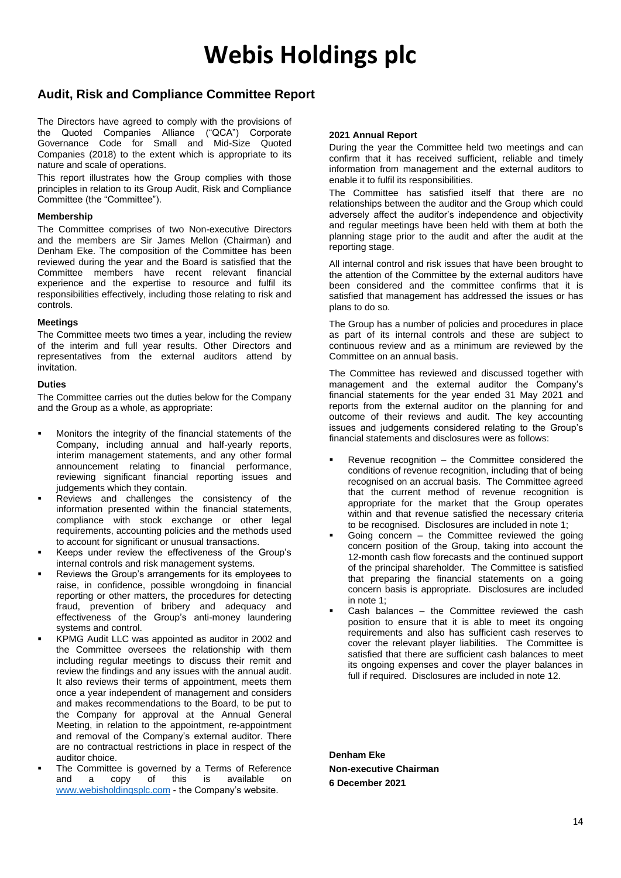# Webis Holdings plc

## Audit, Risk and Compliance Committee Report

The Directors have agreed to comply with the provisions of the Quoted Companies Alliance ("QCA") Corporate Governance Code for Small and Mid-Size Quoted Companies (2018) to the extent which is appropriate to its nature and scale of operations.

This report illustrates how the Group complies with those principles in relation to its Group Audit, Risk and Compliance Committee (the "Committee").

### Membership

The Committee comprises of two Non-executive Directors and the members are Sir James Mellon (Chairman) and Denham Eke. The composition of the Committee has been reviewed during the year and the Board is satisfied that the Committee members have recent relevant financial experience and the expertise to resource and fulfil its responsibilities effectively, including those relating to risk and controls.

### Meetings

The Committee meets two times a year, including the review of the interim and full year results. Other Directors and representatives from the external auditors attend by invitation.

### Duties

The Committee carries out the duties below for the Company and the Group as a whole, as appropriate:

- Monitors the integrity of the financial statements of the Company, including annual and half-yearly reports, interim management statements, and any other formal announcement relating to financial performance, reviewing significant financial reporting issues and judgements which they contain.
- Reviews and challenges the consistency of the information presented within the financial statements, compliance with stock exchange or other legal requirements, accounting policies and the methods used to account for significant or unusual transactions.
- Keeps under review the effectiveness of the Group's internal controls and risk management systems.
- Reviews the Group's arrangements for its employees to raise, in confidence, possible wrongdoing in financial reporting or other matters, the procedures for detecting fraud, prevention of bribery and adequacy and effectiveness of the Group's anti-money laundering systems and control.
- KPMG Audit LLC was appointed as auditor in 2002 and the Committee oversees the relationship with them including regular meetings to discuss their remit and review the findings and any issues with the annual audit. It also reviews their terms of appointment, meets them once a year independent of management and considers and makes recommendations to the Board, to be put to the Company for approval at the Annual General Meeting, in relation to the appointment, re-appointment and removal of the Company's external auditor. There are no contractual restrictions in place in respect of the auditor choice.
- The Committee is governed by a Terms of Reference and a copy of this is available on www.webisholdingsplc.com - the Company's website.

### 2021 Annual Report

During the year the Committee held two meetings and can confirm that it has received sufficient, reliable and timely information from management and the external auditors to enable it to fulfil its responsibilities.

The Committee has satisfied itself that there are no relationships between the auditor and the Group which could adversely affect the auditor's independence and objectivity and regular meetings have been held with them at both the planning stage prior to the audit and after the audit at the reporting stage.

All internal control and risk issues that have been brought to the attention of the Committee by the external auditors have been considered and the committee confirms that it is satisfied that management has addressed the issues or has plans to do so.

The Group has a number of policies and procedures in place as part of its internal controls and these are subject to continuous review and as a minimum are reviewed by the Committee on an annual basis.

The Committee has reviewed and discussed together with management and the external auditor the Company's financial statements for the year ended 31 May 2021 and reports from the external auditor on the planning for and outcome of their reviews and audit. The key accounting issues and judgements considered relating to the Group's financial statements and disclosures were as follows:

- Revenue recognition – the Committee considered the conditions of revenue recognition, including that of being recognised on an accrual basis. The Committee agreed that the current method of revenue recognition is appropriate for the market that the Group operates within and that revenue satisfied the necessary criteria to be recognised. Disclosures are included in note 1;
- Going concern – the Committee reviewed the going concern position of the Group, taking into account the 12-month cash flow forecasts and the continued support of the principal shareholder. The Committee is satisfied that preparing the financial statements on a going concern basis is appropriate. Disclosures are included in note 1;
- Cash balances – the Committee reviewed the cash position to ensure that it is able to meet its ongoing requirements and also has sufficient cash reserves to cover the relevant player liabilities. The Committee is satisfied that there are sufficient cash balances to meet its ongoing expenses and cover the player balances in full if required. Disclosures are included in note 12.

**Denham Eke**
**Non-executive Chairman**
**6 December 2021**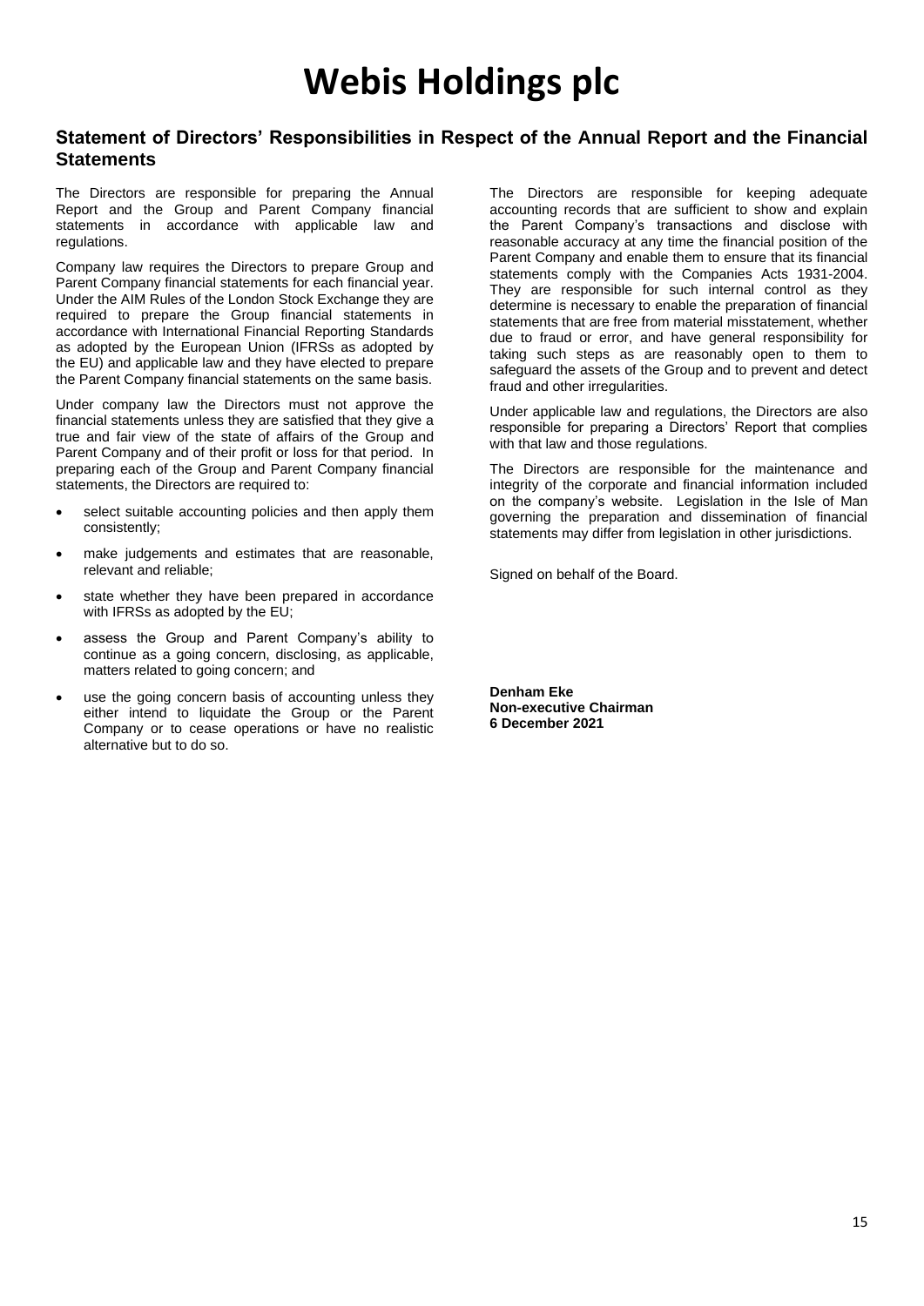# Webis Holdings plc

## Statement of Directors' Responsibilities in Respect of the Annual Report and the Financial Statements

The Directors are responsible for preparing the Annual Report and the Group and Parent Company financial statements in accordance with applicable law and regulations.

Company law requires the Directors to prepare Group and Parent Company financial statements for each financial year. Under the AIM Rules of the London Stock Exchange they are required to prepare the Group financial statements in accordance with International Financial Reporting Standards as adopted by the European Union (IFRSs as adopted by the EU) and applicable law and they have elected to prepare the Parent Company financial statements on the same basis.

Under company law the Directors must not approve the financial statements unless they are satisfied that they give a true and fair view of the state of affairs of the Group and Parent Company and of their profit or loss for that period. In preparing each of the Group and Parent Company financial statements, the Directors are required to:

- select suitable accounting policies and then apply them consistently;
- make judgements and estimates that are reasonable, relevant and reliable;
- state whether they have been prepared in accordance with IFRSs as adopted by the EU;
- assess the Group and Parent Company's ability to continue as a going concern, disclosing, as applicable, matters related to going concern; and
- use the going concern basis of accounting unless they either intend to liquidate the Group or the Parent Company or to cease operations or have no realistic alternative but to do so.

The Directors are responsible for keeping adequate accounting records that are sufficient to show and explain the Parent Company's transactions and disclose with reasonable accuracy at any time the financial position of the Parent Company and enable them to ensure that its financial statements comply with the Companies Acts 1931-2004. They are responsible for such internal control as they determine is necessary to enable the preparation of financial statements that are free from material misstatement, whether due to fraud or error, and have general responsibility for taking such steps as are reasonably open to them to safeguard the assets of the Group and to prevent and detect fraud and other irregularities.

Under applicable law and regulations, the Directors are also responsible for preparing a Directors' Report that complies with that law and those regulations.

The Directors are responsible for the maintenance and integrity of the corporate and financial information included on the company's website. Legislation in the Isle of Man governing the preparation and dissemination of financial statements may differ from legislation in other jurisdictions.

Signed on behalf of the Board.

**Denham Eke**
**Non-executive Chairman**
**6 December 2021**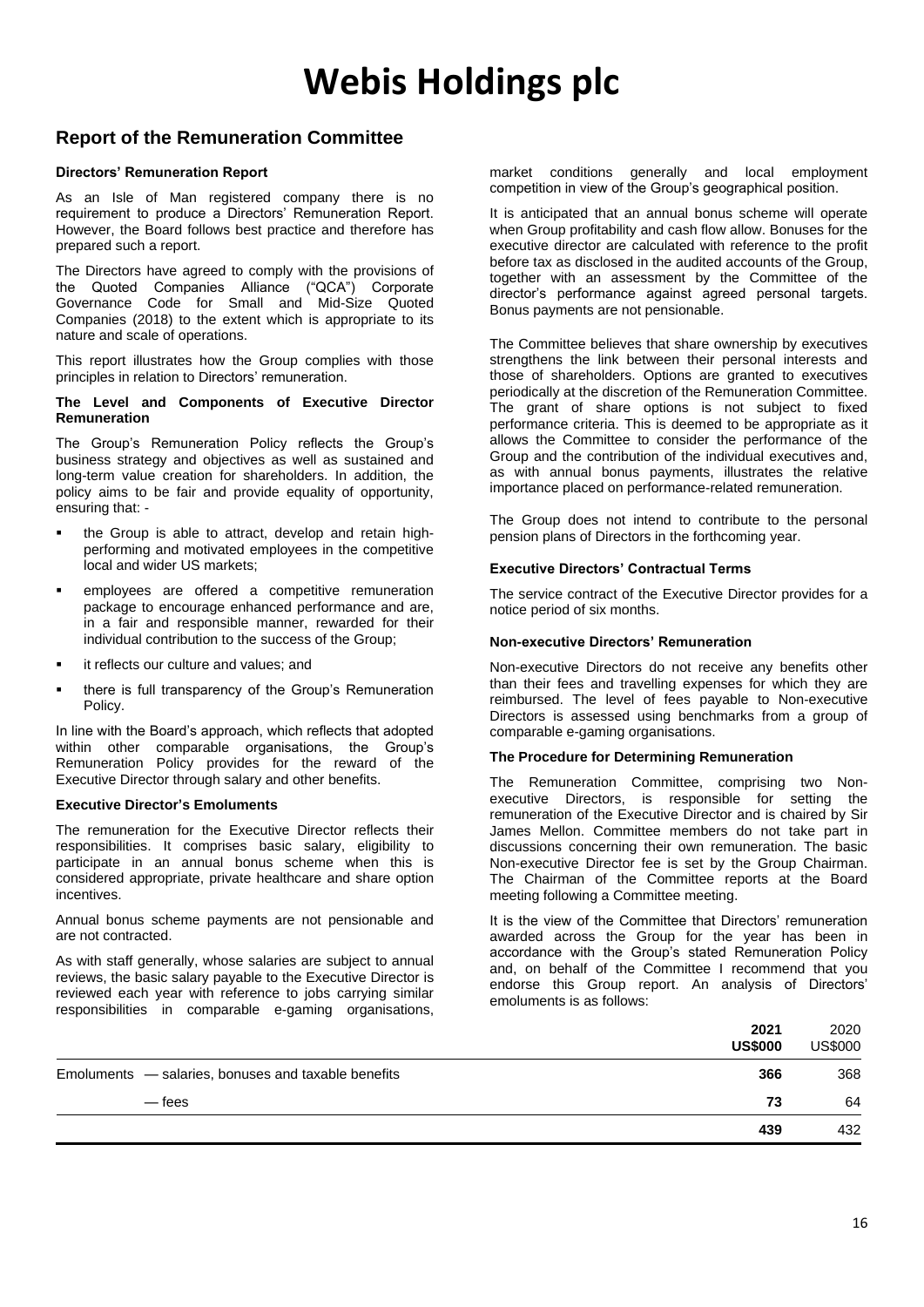# Webis Holdings plc

## Report of the Remuneration Committee

**Directors' Remuneration Report**

As an Isle of Man registered company there is no requirement to produce a Directors' Remuneration Report. However, the Board follows best practice and therefore has prepared such a report.

The Directors have agreed to comply with the provisions of the Quoted Companies Alliance ("QCA") Corporate Governance Code for Small and Mid-Size Quoted Companies (2018) to the extent which is appropriate to its nature and scale of operations.

This report illustrates how the Group complies with those principles in relation to Directors' remuneration.

**The Level and Components of Executive Director Remuneration**

The Group's Remuneration Policy reflects the Group's business strategy and objectives as well as sustained and long-term value creation for shareholders. In addition, the policy aims to be fair and provide equality of opportunity, ensuring that: -

- the Group is able to attract, develop and retain high-performing and motivated employees in the competitive local and wider US markets;
- employees are offered a competitive remuneration package to encourage enhanced performance and are, in a fair and responsible manner, rewarded for their individual contribution to the success of the Group;
- it reflects our culture and values; and
- there is full transparency of the Group's Remuneration Policy.

In line with the Board's approach, which reflects that adopted within other comparable organisations, the Group's Remuneration Policy provides for the reward of the Executive Director through salary and other benefits.

**Executive Director's Emoluments**

The remuneration for the Executive Director reflects their responsibilities. It comprises basic salary, eligibility to participate in an annual bonus scheme when this is considered appropriate, private healthcare and share option incentives.

Annual bonus scheme payments are not pensionable and are not contracted.

As with staff generally, whose salaries are subject to annual reviews, the basic salary payable to the Executive Director is reviewed each year with reference to jobs carrying similar responsibilities in comparable e-gaming organisations, market conditions generally and local employment competition in view of the Group's geographical position.

It is anticipated that an annual bonus scheme will operate when Group profitability and cash flow allow. Bonuses for the executive director are calculated with reference to the profit before tax as disclosed in the audited accounts of the Group, together with an assessment by the Committee of the director's performance against agreed personal targets. Bonus payments are not pensionable.

The Committee believes that share ownership by executives strengthens the link between their personal interests and those of shareholders. Options are granted to executives periodically at the discretion of the Remuneration Committee. The grant of share options is not subject to fixed performance criteria. This is deemed to be appropriate as it allows the Committee to consider the performance of the Group and the contribution of the individual executives and, as with annual bonus payments, illustrates the relative importance placed on performance-related remuneration.

The Group does not intend to contribute to the personal pension plans of Directors in the forthcoming year.

**Executive Directors' Contractual Terms**

The service contract of the Executive Director provides for a notice period of six months.

**Non-executive Directors' Remuneration**

Non-executive Directors do not receive any benefits other than their fees and travelling expenses for which they are reimbursed. The level of fees payable to Non-executive Directors is assessed using benchmarks from a group of comparable e-gaming organisations.

**The Procedure for Determining Remuneration**

The Remuneration Committee, comprising two Non-executive Directors, is responsible for setting the remuneration of the Executive Director and is chaired by Sir James Mellon. Committee members do not take part in discussions concerning their own remuneration. The basic Non-executive Director fee is set by the Group Chairman. The Chairman of the Committee reports at the Board meeting following a Committee meeting.

It is the view of the Committee that Directors' remuneration awarded across the Group for the year has been in accordance with the Group's stated Remuneration Policy and, on behalf of the Committee I recommend that you endorse this Group report. An analysis of Directors' emoluments is as follows:

| | **2021 US$000** | 2020 US$000 |
|---|---|---|
| Emoluments — salaries, bonuses and taxable benefits | **366** | 368 |
| — fees | **73** | 64 |
| | **439** | 432 |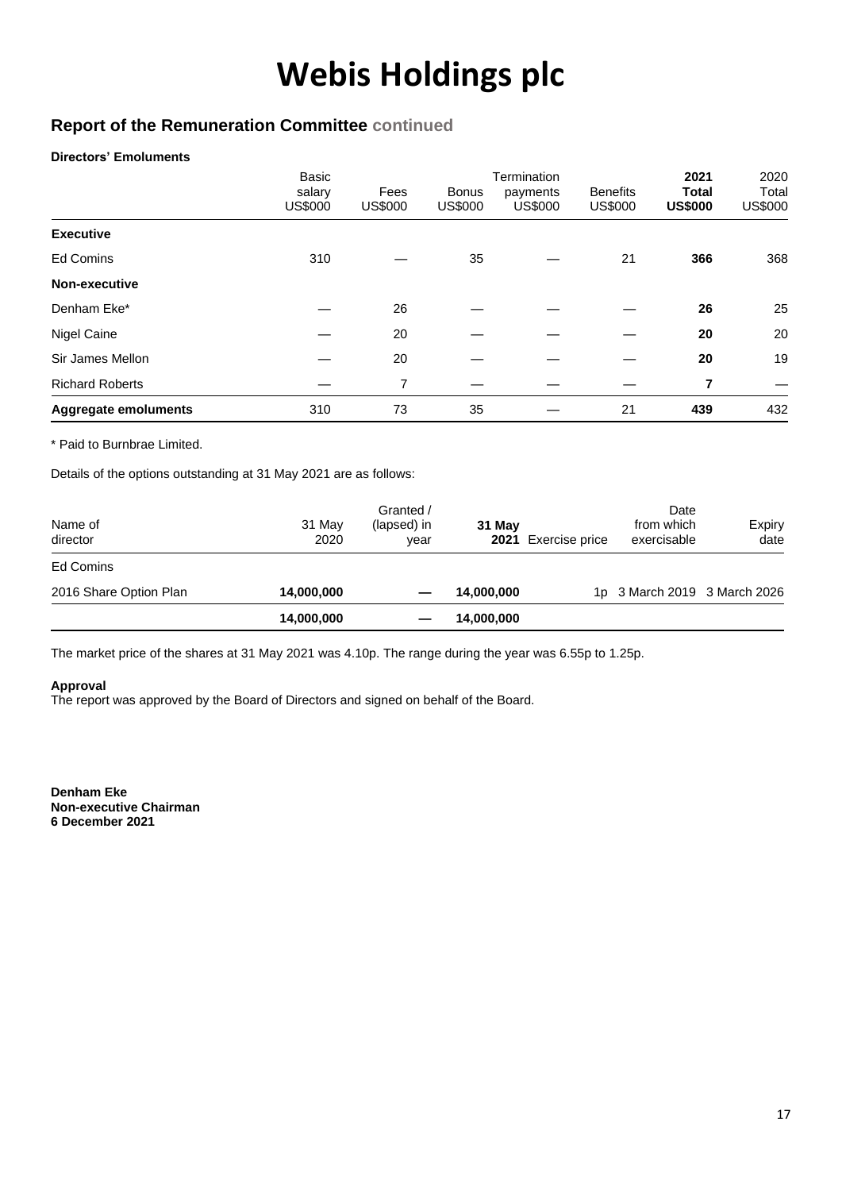# Webis Holdings plc

## Report of the Remuneration Committee continued

**Directors' Emoluments**

| | Basic salary US$000 | Fees US$000 | Bonus US$000 | Termination payments US$000 | Benefits US$000 | **2021 Total US$000** | 2020 Total US$000 |
|---|---|---|---|---|---|---|---|
| **Executive** | | | | | | | |
| Ed Comins | 310 | — | 35 | — | 21 | **366** | 368 |
| **Non-executive** | | | | | | | |
| Denham Eke* | — | 26 | — | — | — | **26** | 25 |
| Nigel Caine | — | 20 | — | — | — | **20** | 20 |
| Sir James Mellon | — | 20 | — | — | — | **20** | 19 |
| Richard Roberts | — | 7 | — | — | — | **7** | — |
| **Aggregate emoluments** | 310 | 73 | 35 | — | 21 | **439** | 432 |

\* Paid to Burnbrae Limited.

Details of the options outstanding at 31 May 2021 are as follows:

| Name of director | 31 May 2020 | Granted / (lapsed) in year | **31 May 2021** | Exercise price | Date from which exercisable | Expiry date |
|---|---|---|---|---|---|---|
| Ed Comins | | | | | | |
| 2016 Share Option Plan | **14,000,000** | **—** | **14,000,000** | 1p | 3 March 2019 | 3 March 2026 |
| | **14,000,000** | **—** | **14,000,000** | | | |

The market price of the shares at 31 May 2021 was 4.10p. The range during the year was 6.55p to 1.25p.

**Approval**

The report was approved by the Board of Directors and signed on behalf of the Board.

**Denham Eke**
**Non-executive Chairman**
**6 December 2021**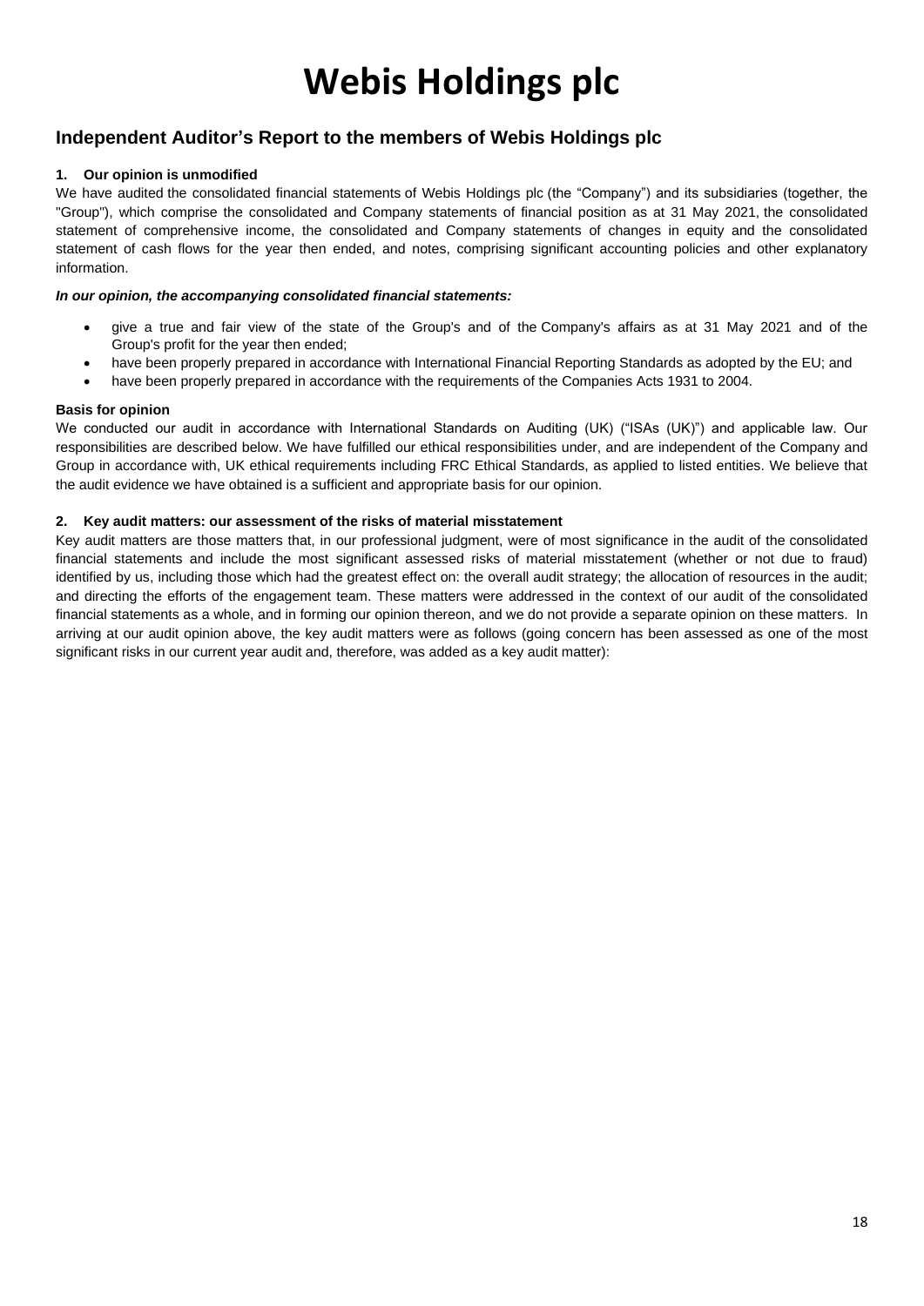# Webis Holdings plc

## Independent Auditor's Report to the members of Webis Holdings plc

### 1. Our opinion is unmodified

We have audited the consolidated financial statements of Webis Holdings plc (the "Company") and its subsidiaries (together, the "Group"), which comprise the consolidated and Company statements of financial position as at 31 May 2021, the consolidated statement of comprehensive income, the consolidated and Company statements of changes in equity and the consolidated statement of cash flows for the year then ended, and notes, comprising significant accounting policies and other explanatory information.

***In our opinion, the accompanying consolidated financial statements:***

- give a true and fair view of the state of the Group's and of the Company's affairs as at 31 May 2021 and of the Group's profit for the year then ended;
- have been properly prepared in accordance with International Financial Reporting Standards as adopted by the EU; and
- have been properly prepared in accordance with the requirements of the Companies Acts 1931 to 2004.

**Basis for opinion**

We conducted our audit in accordance with International Standards on Auditing (UK) ("ISAs (UK)") and applicable law. Our responsibilities are described below. We have fulfilled our ethical responsibilities under, and are independent of the Company and Group in accordance with, UK ethical requirements including FRC Ethical Standards, as applied to listed entities. We believe that the audit evidence we have obtained is a sufficient and appropriate basis for our opinion.

### 2. Key audit matters: our assessment of the risks of material misstatement

Key audit matters are those matters that, in our professional judgment, were of most significance in the audit of the consolidated financial statements and include the most significant assessed risks of material misstatement (whether or not due to fraud) identified by us, including those which had the greatest effect on: the overall audit strategy; the allocation of resources in the audit; and directing the efforts of the engagement team. These matters were addressed in the context of our audit of the consolidated financial statements as a whole, and in forming our opinion thereon, and we do not provide a separate opinion on these matters. In arriving at our audit opinion above, the key audit matters were as follows (going concern has been assessed as one of the most significant risks in our current year audit and, therefore, was added as a key audit matter):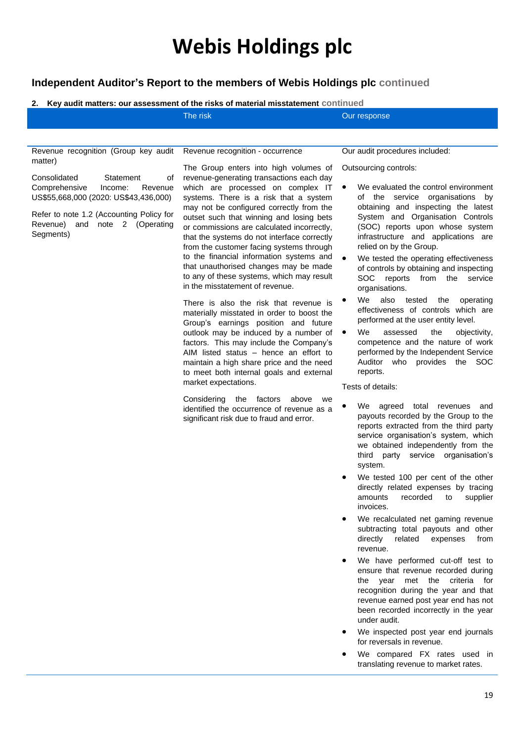# Webis Holdings plc

## Independent Auditor's Report to the members of Webis Holdings plc continued

**2. Key audit matters: our assessment of the risks of material misstatement** continued

| | The risk | Our response |
|---|---|---|
| Revenue recognition (Group key audit matter)<br><br>Consolidated Statement of Comprehensive Income: Revenue US$55,668,000 (2020: US$43,436,000)<br><br>Refer to note 1.2 (Accounting Policy for Revenue) and note 2 (Operating Segments) | Revenue recognition - occurrence<br><br>The Group enters into high volumes of revenue-generating transactions each day which are processed on complex IT systems. There is a risk that a system may not be configured correctly from the outset such that winning and losing bets or commissions are calculated incorrectly, that the systems do not interface correctly from the customer facing systems through to the financial information systems and that unauthorised changes may be made to any of these systems, which may result in the misstatement of revenue.<br><br>There is also the risk that revenue is materially misstated in order to boost the Group's earnings position and future outlook may be induced by a number of factors. This may include the Company's AIM listed status – hence an effort to maintain a high share price and the need to meet both internal goals and external market expectations.<br><br>Considering the factors above we identified the occurrence of revenue as a significant risk due to fraud and error. | Our audit procedures included:<br><br>Outsourcing controls:<br><br>• We evaluated the control environment of the service organisations by obtaining and inspecting the latest System and Organisation Controls (SOC) reports upon whose system infrastructure and applications are relied on by the Group.<br>• We tested the operating effectiveness of controls by obtaining and inspecting SOC reports from the service organisations.<br>• We also tested the operating effectiveness of controls which are performed at the user entity level.<br>• We assessed the objectivity, competence and the nature of work performed by the Independent Service Auditor who provides the SOC reports.<br><br>Tests of details:<br><br>• We agreed total revenues and payouts recorded by the Group to the reports extracted from the third party service organisation's system, which we obtained independently from the third party service organisation's system.<br>• We tested 100 per cent of the other directly related expenses by tracing amounts recorded to supplier invoices.<br>• We recalculated net gaming revenue subtracting total payouts and other directly related expenses from revenue.<br>• We have performed cut-off test to ensure that revenue recorded during the year met the criteria for recognition during the year and that revenue earned post year end has not been recorded incorrectly in the year under audit.<br>• We inspected post year end journals for reversals in revenue.<br>• We compared FX rates used in translating revenue to market rates. |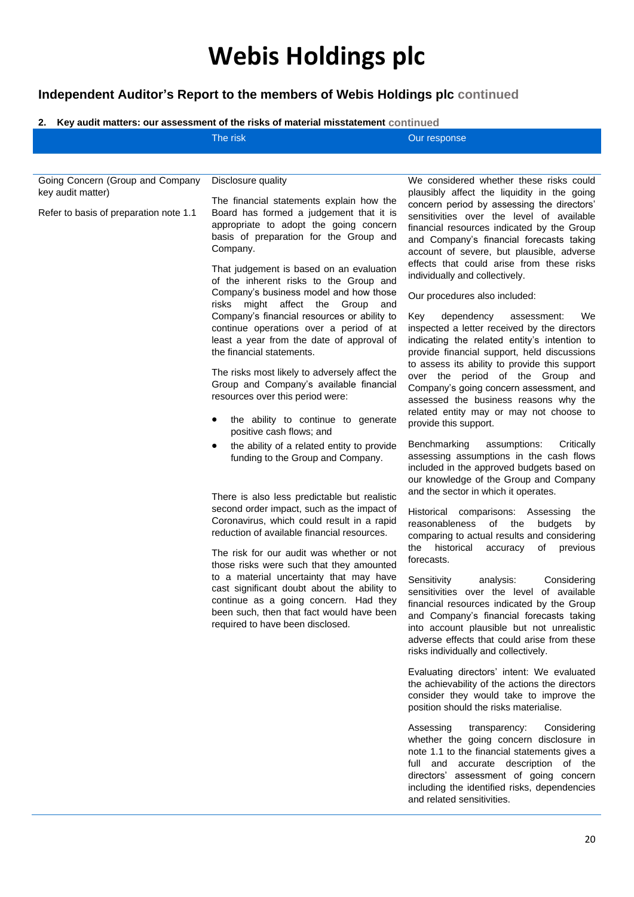# Webis Holdings plc

## Independent Auditor's Report to the members of Webis Holdings plc continued

**2. Key audit matters: our assessment of the risks of material misstatement** continued

| | The risk | Our response |
|---|---|---|
| Going Concern (Group and Company key audit matter)<br><br>Refer to basis of preparation note 1.1 | Disclosure quality<br><br>The financial statements explain how the Board has formed a judgement that it is appropriate to adopt the going concern basis of preparation for the Group and Company.<br><br>That judgement is based on an evaluation of the inherent risks to the Group and Company's business model and how those risks might affect the Group and Company's financial resources or ability to continue operations over a period of at least a year from the date of approval of the financial statements.<br><br>The risks most likely to adversely affect the Group and Company's available financial resources over this period were:<br><br>• the ability to continue to generate positive cash flows; and<br>• the ability of a related entity to provide funding to the Group and Company.<br><br>There is also less predictable but realistic second order impact, such as the impact of Coronavirus, which could result in a rapid reduction of available financial resources.<br><br>The risk for our audit was whether or not those risks were such that they amounted to a material uncertainty that may have cast significant doubt about the ability to continue as a going concern. Had they been such, then that fact would have been required to have been disclosed. | We considered whether these risks could plausibly affect the liquidity in the going concern period by assessing the directors' sensitivities over the level of available financial resources indicated by the Group and Company's financial forecasts taking account of severe, but plausible, adverse effects that could arise from these risks individually and collectively.<br><br>Our procedures also included:<br><br>Key dependency assessment: We inspected a letter received by the directors indicating the related entity's intention to provide financial support, held discussions to assess its ability to provide this support over the period of the Group and Company's going concern assessment, and assessed the business reasons why the related entity may or may not choose to provide this support.<br><br>Benchmarking assumptions: Critically assessing assumptions in the cash flows included in the approved budgets based on our knowledge of the Group and Company and the sector in which it operates.<br><br>Historical comparisons: Assessing the reasonableness of the budgets by comparing to actual results and considering the historical accuracy of previous forecasts.<br><br>Sensitivity analysis: Considering sensitivities over the level of available financial resources indicated by the Group and Company's financial forecasts taking into account plausible but not unrealistic adverse effects that could arise from these risks individually and collectively.<br><br>Evaluating directors' intent: We evaluated the achievability of the actions the directors consider they would take to improve the position should the risks materialise.<br><br>Assessing transparency: Considering whether the going concern disclosure in note 1.1 to the financial statements gives a full and accurate description of the directors' assessment of going concern including the identified risks, dependencies and related sensitivities. |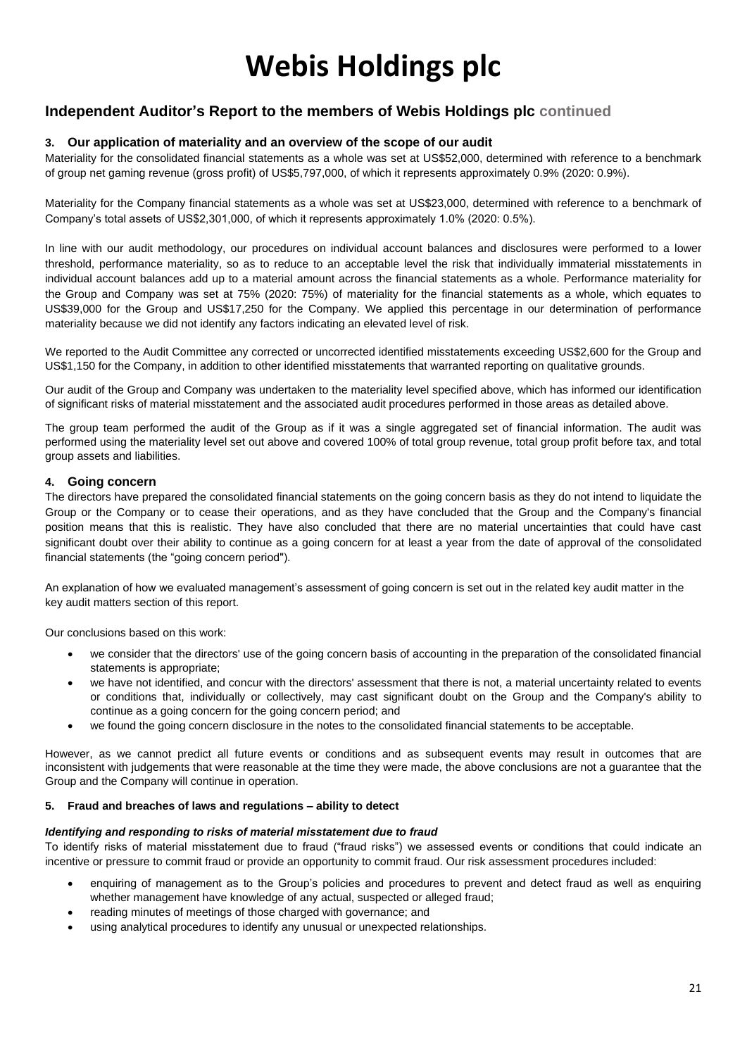# Webis Holdings plc

## Independent Auditor's Report to the members of Webis Holdings plc continued

### 3. Our application of materiality and an overview of the scope of our audit

Materiality for the consolidated financial statements as a whole was set at US$52,000, determined with reference to a benchmark of group net gaming revenue (gross profit) of US$5,797,000, of which it represents approximately 0.9% (2020: 0.9%).

Materiality for the Company financial statements as a whole was set at US$23,000, determined with reference to a benchmark of Company's total assets of US$2,301,000, of which it represents approximately 1.0% (2020: 0.5%).

In line with our audit methodology, our procedures on individual account balances and disclosures were performed to a lower threshold, performance materiality, so as to reduce to an acceptable level the risk that individually immaterial misstatements in individual account balances add up to a material amount across the financial statements as a whole. Performance materiality for the Group and Company was set at 75% (2020: 75%) of materiality for the financial statements as a whole, which equates to US$39,000 for the Group and US$17,250 for the Company. We applied this percentage in our determination of performance materiality because we did not identify any factors indicating an elevated level of risk.

We reported to the Audit Committee any corrected or uncorrected identified misstatements exceeding US$2,600 for the Group and US$1,150 for the Company, in addition to other identified misstatements that warranted reporting on qualitative grounds.

Our audit of the Group and Company was undertaken to the materiality level specified above, which has informed our identification of significant risks of material misstatement and the associated audit procedures performed in those areas as detailed above.

The group team performed the audit of the Group as if it was a single aggregated set of financial information. The audit was performed using the materiality level set out above and covered 100% of total group revenue, total group profit before tax, and total group assets and liabilities.

### 4. Going concern

The directors have prepared the consolidated financial statements on the going concern basis as they do not intend to liquidate the Group or the Company or to cease their operations, and as they have concluded that the Group and the Company's financial position means that this is realistic. They have also concluded that there are no material uncertainties that could have cast significant doubt over their ability to continue as a going concern for at least a year from the date of approval of the consolidated financial statements (the "going concern period").

An explanation of how we evaluated management's assessment of going concern is set out in the related key audit matter in the key audit matters section of this report.

Our conclusions based on this work:

- we consider that the directors' use of the going concern basis of accounting in the preparation of the consolidated financial statements is appropriate;
- we have not identified, and concur with the directors' assessment that there is not, a material uncertainty related to events or conditions that, individually or collectively, may cast significant doubt on the Group and the Company's ability to continue as a going concern for the going concern period; and
- we found the going concern disclosure in the notes to the consolidated financial statements to be acceptable.

However, as we cannot predict all future events or conditions and as subsequent events may result in outcomes that are inconsistent with judgements that were reasonable at the time they were made, the above conclusions are not a guarantee that the Group and the Company will continue in operation.

### 5. Fraud and breaches of laws and regulations – ability to detect

***Identifying and responding to risks of material misstatement due to fraud***

To identify risks of material misstatement due to fraud ("fraud risks") we assessed events or conditions that could indicate an incentive or pressure to commit fraud or provide an opportunity to commit fraud. Our risk assessment procedures included:

- enquiring of management as to the Group's policies and procedures to prevent and detect fraud as well as enquiring whether management have knowledge of any actual, suspected or alleged fraud;
- reading minutes of meetings of those charged with governance; and
- using analytical procedures to identify any unusual or unexpected relationships.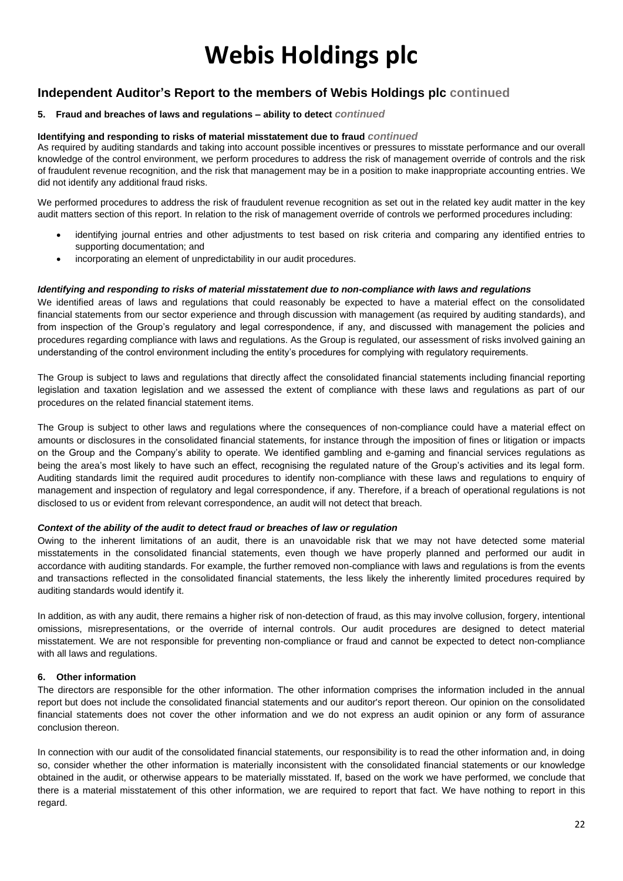# Webis Holdings plc

## Independent Auditor's Report to the members of Webis Holdings plc continued

### 5. Fraud and breaches of laws and regulations – ability to detect *continued*

**Identifying and responding to risks of material misstatement due to fraud *continued***

As required by auditing standards and taking into account possible incentives or pressures to misstate performance and our overall knowledge of the control environment, we perform procedures to address the risk of management override of controls and the risk of fraudulent revenue recognition, and the risk that management may be in a position to make inappropriate accounting entries. We did not identify any additional fraud risks.

We performed procedures to address the risk of fraudulent revenue recognition as set out in the related key audit matter in the key audit matters section of this report. In relation to the risk of management override of controls we performed procedures including:

- identifying journal entries and other adjustments to test based on risk criteria and comparing any identified entries to supporting documentation; and
- incorporating an element of unpredictability in our audit procedures.

***Identifying and responding to risks of material misstatement due to non-compliance with laws and regulations***

We identified areas of laws and regulations that could reasonably be expected to have a material effect on the consolidated financial statements from our sector experience and through discussion with management (as required by auditing standards), and from inspection of the Group's regulatory and legal correspondence, if any, and discussed with management the policies and procedures regarding compliance with laws and regulations. As the Group is regulated, our assessment of risks involved gaining an understanding of the control environment including the entity's procedures for complying with regulatory requirements.

The Group is subject to laws and regulations that directly affect the consolidated financial statements including financial reporting legislation and taxation legislation and we assessed the extent of compliance with these laws and regulations as part of our procedures on the related financial statement items.

The Group is subject to other laws and regulations where the consequences of non-compliance could have a material effect on amounts or disclosures in the consolidated financial statements, for instance through the imposition of fines or litigation or impacts on the Group and the Company's ability to operate. We identified gambling and e-gaming and financial services regulations as being the area's most likely to have such an effect, recognising the regulated nature of the Group's activities and its legal form. Auditing standards limit the required audit procedures to identify non-compliance with these laws and regulations to enquiry of management and inspection of regulatory and legal correspondence, if any. Therefore, if a breach of operational regulations is not disclosed to us or evident from relevant correspondence, an audit will not detect that breach.

***Context of the ability of the audit to detect fraud or breaches of law or regulation***

Owing to the inherent limitations of an audit, there is an unavoidable risk that we may not have detected some material misstatements in the consolidated financial statements, even though we have properly planned and performed our audit in accordance with auditing standards. For example, the further removed non-compliance with laws and regulations is from the events and transactions reflected in the consolidated financial statements, the less likely the inherently limited procedures required by auditing standards would identify it.

In addition, as with any audit, there remains a higher risk of non-detection of fraud, as this may involve collusion, forgery, intentional omissions, misrepresentations, or the override of internal controls. Our audit procedures are designed to detect material misstatement. We are not responsible for preventing non-compliance or fraud and cannot be expected to detect non-compliance with all laws and regulations.

### 6. Other information

The directors are responsible for the other information. The other information comprises the information included in the annual report but does not include the consolidated financial statements and our auditor's report thereon. Our opinion on the consolidated financial statements does not cover the other information and we do not express an audit opinion or any form of assurance conclusion thereon.

In connection with our audit of the consolidated financial statements, our responsibility is to read the other information and, in doing so, consider whether the other information is materially inconsistent with the consolidated financial statements or our knowledge obtained in the audit, or otherwise appears to be materially misstated. If, based on the work we have performed, we conclude that there is a material misstatement of this other information, we are required to report that fact. We have nothing to report in this regard.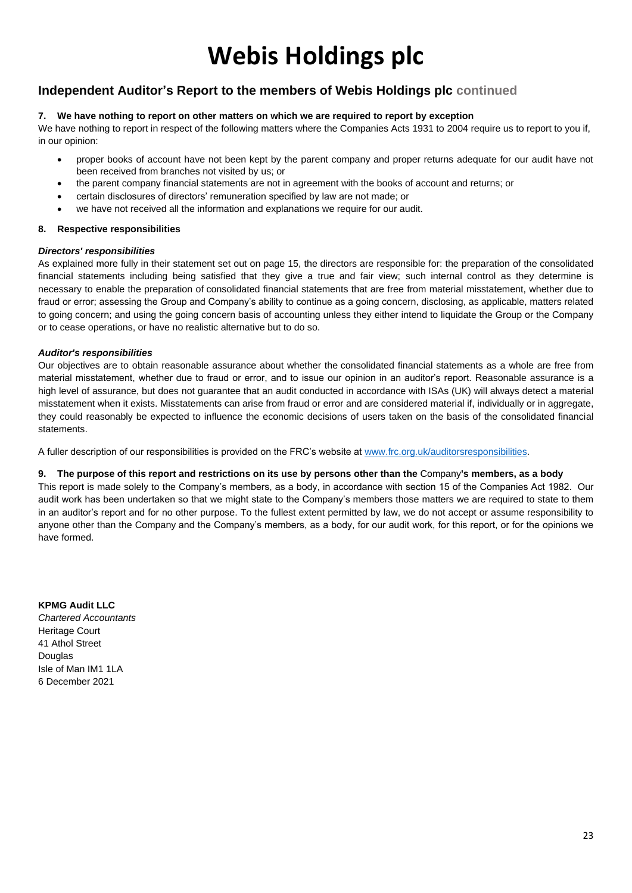# Webis Holdings plc

## Independent Auditor's Report to the members of Webis Holdings plc continued

### 7. We have nothing to report on other matters on which we are required to report by exception

We have nothing to report in respect of the following matters where the Companies Acts 1931 to 2004 require us to report to you if, in our opinion:

- proper books of account have not been kept by the parent company and proper returns adequate for our audit have not been received from branches not visited by us; or
- the parent company financial statements are not in agreement with the books of account and returns; or
- certain disclosures of directors' remuneration specified by law are not made; or
- we have not received all the information and explanations we require for our audit.

### 8. Respective responsibilities

***Directors' responsibilities***

As explained more fully in their statement set out on page 15, the directors are responsible for: the preparation of the consolidated financial statements including being satisfied that they give a true and fair view; such internal control as they determine is necessary to enable the preparation of consolidated financial statements that are free from material misstatement, whether due to fraud or error; assessing the Group and Company's ability to continue as a going concern, disclosing, as applicable, matters related to going concern; and using the going concern basis of accounting unless they either intend to liquidate the Group or the Company or to cease operations, or have no realistic alternative but to do so.

***Auditor's responsibilities***

Our objectives are to obtain reasonable assurance about whether the consolidated financial statements as a whole are free from material misstatement, whether due to fraud or error, and to issue our opinion in an auditor's report. Reasonable assurance is a high level of assurance, but does not guarantee that an audit conducted in accordance with ISAs (UK) will always detect a material misstatement when it exists. Misstatements can arise from fraud or error and are considered material if, individually or in aggregate, they could reasonably be expected to influence the economic decisions of users taken on the basis of the consolidated financial statements.

A fuller description of our responsibilities is provided on the FRC's website at [www.frc.org.uk/auditorsresponsibilities](http://www.frc.org.uk/auditorsresponsibilities).

### 9. The purpose of this report and restrictions on its use by persons other than the Company's members, as a body

This report is made solely to the Company's members, as a body, in accordance with section 15 of the Companies Act 1982. Our audit work has been undertaken so that we might state to the Company's members those matters we are required to state to them in an auditor's report and for no other purpose. To the fullest extent permitted by law, we do not accept or assume responsibility to anyone other than the Company and the Company's members, as a body, for our audit work, for this report, or for the opinions we have formed.

**KPMG Audit LLC**
*Chartered Accountants*
Heritage Court
41 Athol Street
Douglas
Isle of Man IM1 1LA
6 December 2021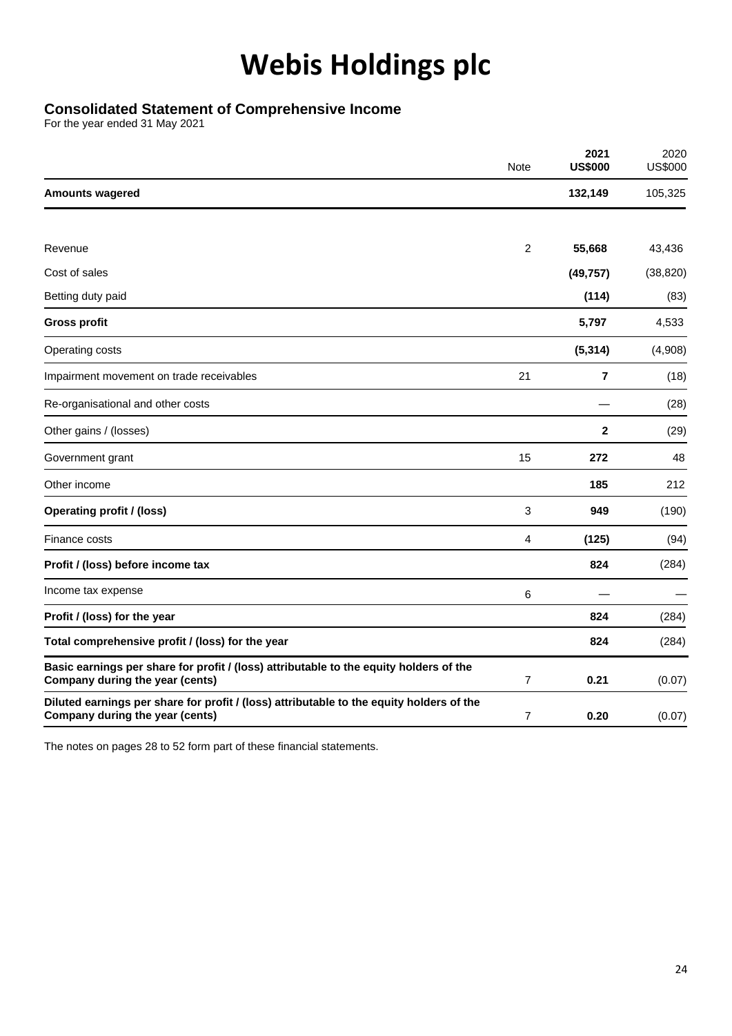# Webis Holdings plc

## Consolidated Statement of Comprehensive Income

For the year ended 31 May 2021

| | Note | 2021 US$000 | 2020 US$000 |
|---|---|---|---|
| **Amounts wagered** | | **132,149** | 105,325 |
| | | | |
| Revenue | 2 | **55,668** | 43,436 |
| Cost of sales | | **(49,757)** | (38,820) |
| Betting duty paid | | **(114)** | (83) |
| **Gross profit** | | **5,797** | 4,533 |
| Operating costs | | **(5,314)** | (4,908) |
| Impairment movement on trade receivables | 21 | **7** | (18) |
| Re-organisational and other costs | | — | (28) |
| Other gains / (losses) | | **2** | (29) |
| Government grant | 15 | **272** | 48 |
| Other income | | **185** | 212 |
| **Operating profit / (loss)** | 3 | **949** | (190) |
| Finance costs | 4 | **(125)** | (94) |
| **Profit / (loss) before income tax** | | **824** | (284) |
| Income tax expense | 6 | — | — |
| **Profit / (loss) for the year** | | **824** | (284) |
| **Total comprehensive profit / (loss) for the year** | | **824** | (284) |
| **Basic earnings per share for profit / (loss) attributable to the equity holders of the Company during the year (cents)** | 7 | **0.21** | (0.07) |
| **Diluted earnings per share for profit / (loss) attributable to the equity holders of the Company during the year (cents)** | 7 | **0.20** | (0.07) |

The notes on pages 28 to 52 form part of these financial statements.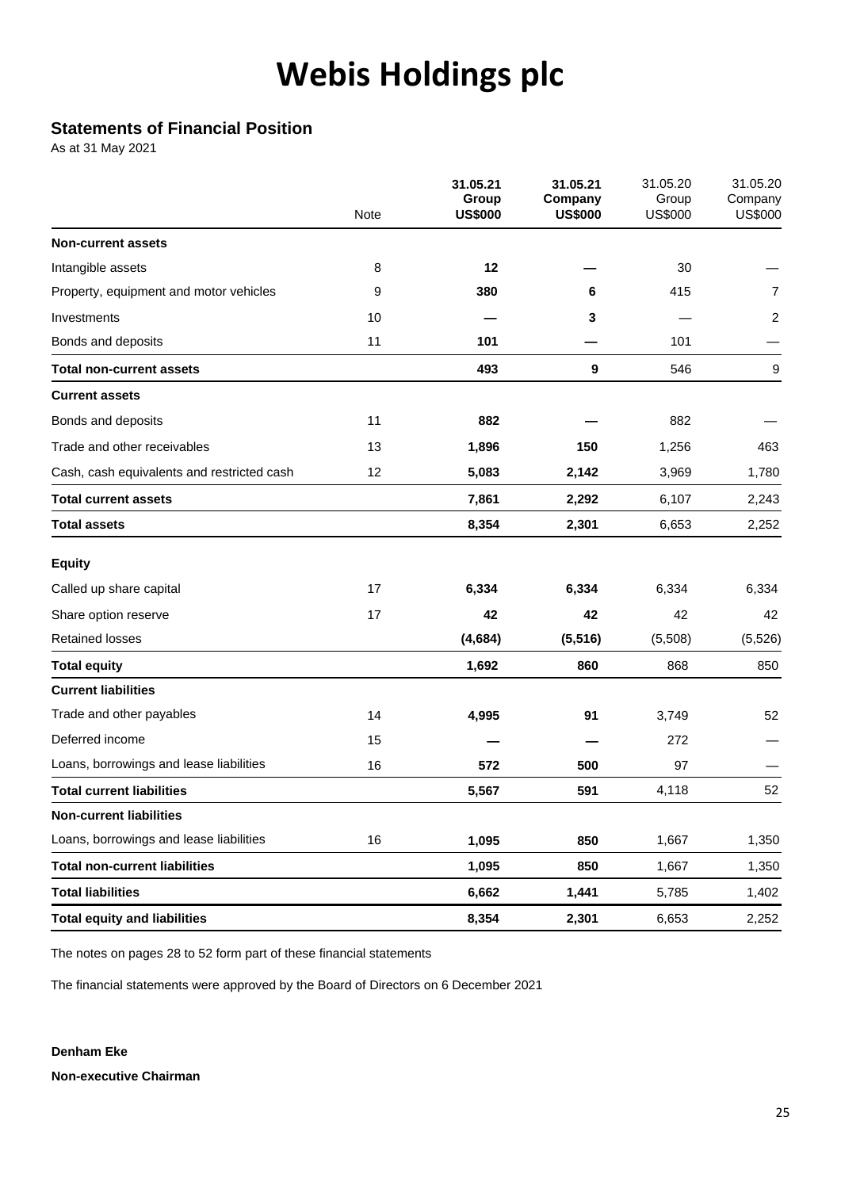# Webis Holdings plc

## Statements of Financial Position

As at 31 May 2021

| | Note | **31.05.21 Group US$000** | **31.05.21 Company US$000** | 31.05.20 Group US$000 | 31.05.20 Company US$000 |
|---|---|---|---|---|---|
| **Non-current assets** | | | | | |
| Intangible assets | 8 | **12** | **—** | 30 | — |
| Property, equipment and motor vehicles | 9 | **380** | **6** | 415 | 7 |
| Investments | 10 | **—** | **3** | — | 2 |
| Bonds and deposits | 11 | **101** | **—** | 101 | — |
| **Total non-current assets** | | **493** | **9** | 546 | 9 |
| **Current assets** | | | | | |
| Bonds and deposits | 11 | **882** | **—** | 882 | — |
| Trade and other receivables | 13 | **1,896** | **150** | 1,256 | 463 |
| Cash, cash equivalents and restricted cash | 12 | **5,083** | **2,142** | 3,969 | 1,780 |
| **Total current assets** | | **7,861** | **2,292** | 6,107 | 2,243 |
| **Total assets** | | **8,354** | **2,301** | 6,653 | 2,252 |
| **Equity** | | | | | |
| Called up share capital | 17 | **6,334** | **6,334** | 6,334 | 6,334 |
| Share option reserve | 17 | **42** | **42** | 42 | 42 |
| Retained losses | | **(4,684)** | **(5,516)** | (5,508) | (5,526) |
| **Total equity** | | **1,692** | **860** | 868 | 850 |
| **Current liabilities** | | | | | |
| Trade and other payables | 14 | **4,995** | **91** | 3,749 | 52 |
| Deferred income | 15 | **—** | **—** | 272 | — |
| Loans, borrowings and lease liabilities | 16 | **572** | **500** | 97 | — |
| **Total current liabilities** | | **5,567** | **591** | 4,118 | 52 |
| **Non-current liabilities** | | | | | |
| Loans, borrowings and lease liabilities | 16 | **1,095** | **850** | 1,667 | 1,350 |
| **Total non-current liabilities** | | **1,095** | **850** | 1,667 | 1,350 |
| **Total liabilities** | | **6,662** | **1,441** | 5,785 | 1,402 |
| **Total equity and liabilities** | | **8,354** | **2,301** | 6,653 | 2,252 |

The notes on pages 28 to 52 form part of these financial statements

The financial statements were approved by the Board of Directors on 6 December 2021

**Denham Eke**

**Non-executive Chairman**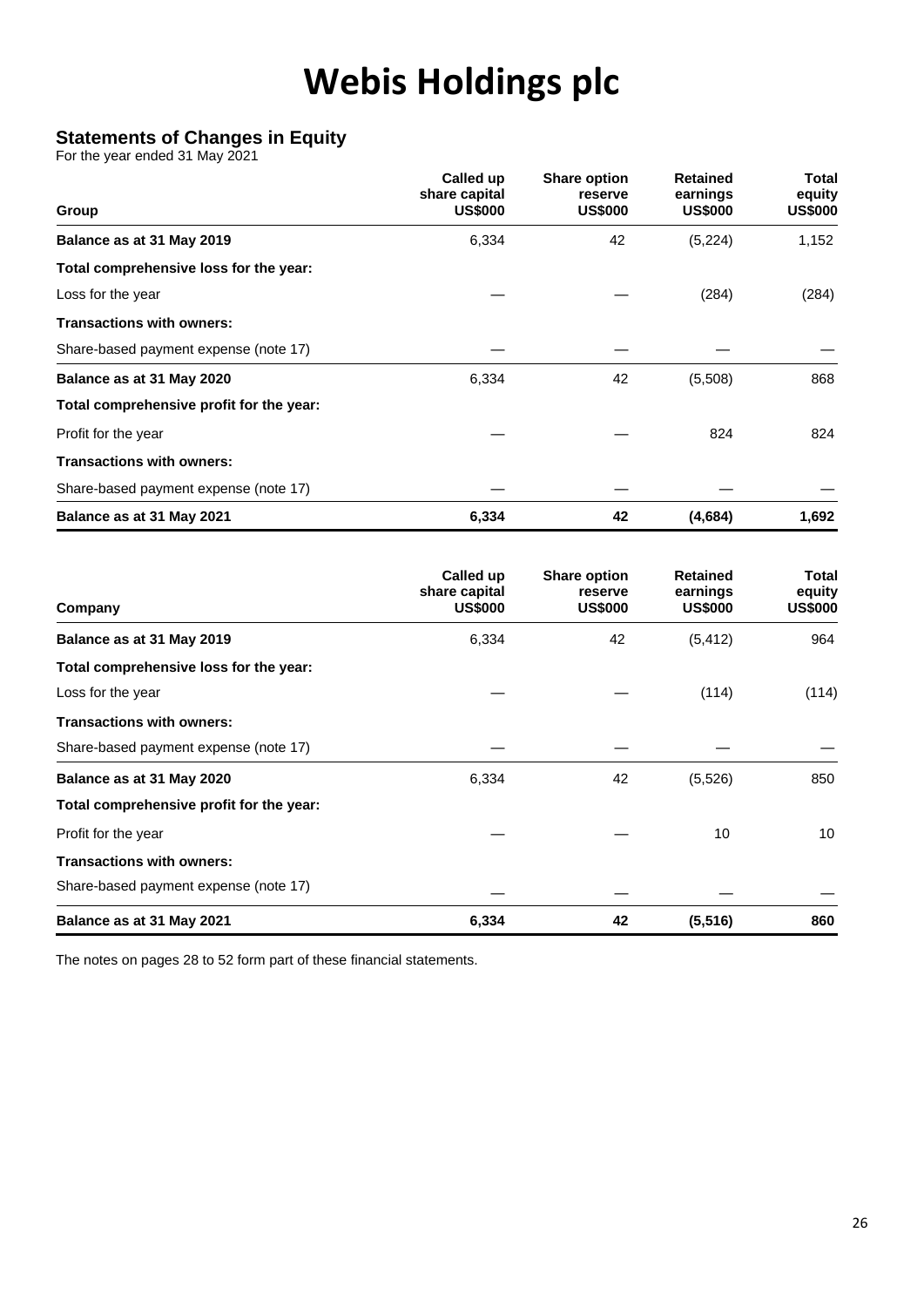# Webis Holdings plc

## Statements of Changes in Equity

For the year ended 31 May 2021

| Group | Called up share capital US$000 | Share option reserve US$000 | Retained earnings US$000 | Total equity US$000 |
|---|---|---|---|---|
| **Balance as at 31 May 2019** | 6,334 | 42 | (5,224) | 1,152 |
| **Total comprehensive loss for the year:** | | | | |
| Loss for the year | — | — | (284) | (284) |
| **Transactions with owners:** | | | | |
| Share-based payment expense (note 17) | — | — | — | — |
| **Balance as at 31 May 2020** | 6,334 | 42 | (5,508) | 868 |
| **Total comprehensive profit for the year:** | | | | |
| Profit for the year | — | — | 824 | 824 |
| **Transactions with owners:** | | | | |
| Share-based payment expense (note 17) | — | — | — | — |
| **Balance as at 31 May 2021** | **6,334** | **42** | **(4,684)** | **1,692** |

| Company | Called up share capital US$000 | Share option reserve US$000 | Retained earnings US$000 | Total equity US$000 |
|---|---|---|---|---|
| **Balance as at 31 May 2019** | 6,334 | 42 | (5,412) | 964 |
| **Total comprehensive loss for the year:** | | | | |
| Loss for the year | — | — | (114) | (114) |
| **Transactions with owners:** | | | | |
| Share-based payment expense (note 17) | — | — | — | — |
| **Balance as at 31 May 2020** | 6,334 | 42 | (5,526) | 850 |
| **Total comprehensive profit for the year:** | | | | |
| Profit for the year | — | — | 10 | 10 |
| **Transactions with owners:** | | | | |
| Share-based payment expense (note 17) | — | — | — | — |
| **Balance as at 31 May 2021** | **6,334** | **42** | **(5,516)** | **860** |

The notes on pages 28 to 52 form part of these financial statements.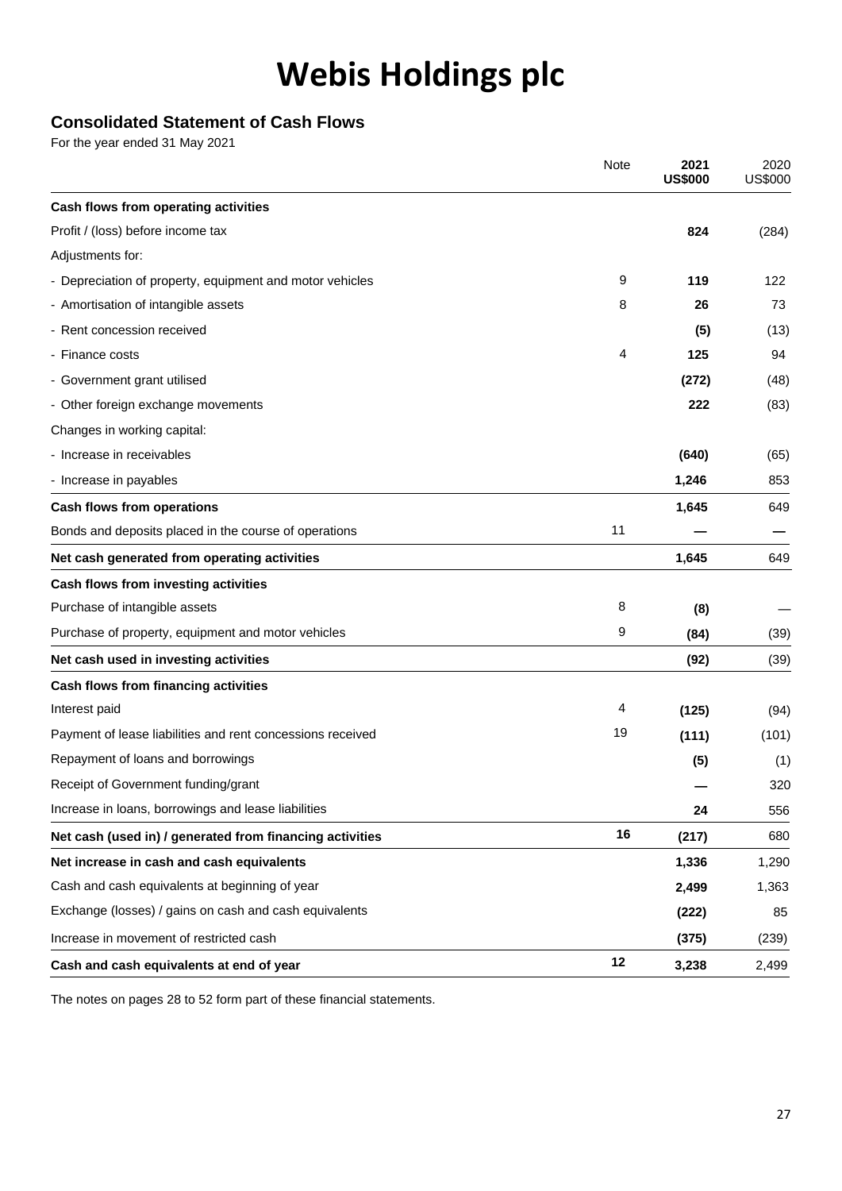# Webis Holdings plc

## Consolidated Statement of Cash Flows

For the year ended 31 May 2021

| | Note | **2021 US$000** | 2020 US$000 |
|---|---|---|---|
| **Cash flows from operating activities** | | | |
| Profit / (loss) before income tax | | **824** | (284) |
| Adjustments for: | | | |
| - Depreciation of property, equipment and motor vehicles | 9 | **119** | 122 |
| - Amortisation of intangible assets | 8 | **26** | 73 |
| - Rent concession received | | **(5)** | (13) |
| - Finance costs | 4 | **125** | 94 |
| - Government grant utilised | | **(272)** | (48) |
| - Other foreign exchange movements | | **222** | (83) |
| Changes in working capital: | | | |
| - Increase in receivables | | **(640)** | (65) |
| - Increase in payables | | **1,246** | 853 |
| **Cash flows from operations** | | **1,645** | 649 |
| Bonds and deposits placed in the course of operations | 11 | **—** | — |
| **Net cash generated from operating activities** | | **1,645** | 649 |
| **Cash flows from investing activities** | | | |
| Purchase of intangible assets | 8 | **(8)** | — |
| Purchase of property, equipment and motor vehicles | 9 | **(84)** | (39) |
| **Net cash used in investing activities** | | **(92)** | (39) |
| **Cash flows from financing activities** | | | |
| Interest paid | 4 | **(125)** | (94) |
| Payment of lease liabilities and rent concessions received | 19 | **(111)** | (101) |
| Repayment of loans and borrowings | | **(5)** | (1) |
| Receipt of Government funding/grant | | **—** | 320 |
| Increase in loans, borrowings and lease liabilities | | **24** | 556 |
| **Net cash (used in) / generated from financing activities** | **16** | **(217)** | 680 |
| **Net increase in cash and cash equivalents** | | **1,336** | 1,290 |
| Cash and cash equivalents at beginning of year | | **2,499** | 1,363 |
| Exchange (losses) / gains on cash and cash equivalents | | **(222)** | 85 |
| Increase in movement of restricted cash | | **(375)** | (239) |
| **Cash and cash equivalents at end of year** | **12** | **3,238** | 2,499 |

The notes on pages 28 to 52 form part of these financial statements.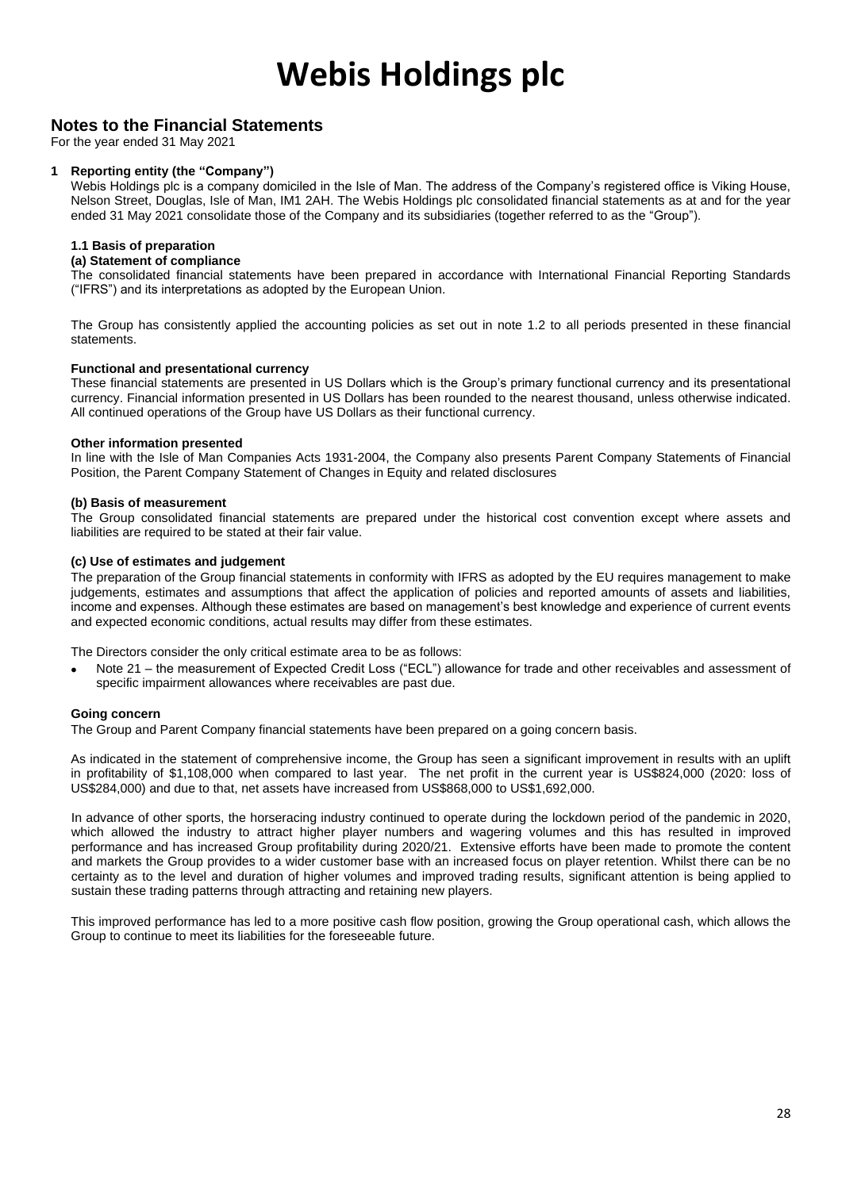# Webis Holdings plc

## Notes to the Financial Statements

For the year ended 31 May 2021

### 1 Reporting entity (the "Company")

Webis Holdings plc is a company domiciled in the Isle of Man. The address of the Company's registered office is Viking House, Nelson Street, Douglas, Isle of Man, IM1 2AH. The Webis Holdings plc consolidated financial statements as at and for the year ended 31 May 2021 consolidate those of the Company and its subsidiaries (together referred to as the "Group").

#### 1.1 Basis of preparation

**(a) Statement of compliance**

The consolidated financial statements have been prepared in accordance with International Financial Reporting Standards ("IFRS") and its interpretations as adopted by the European Union.

The Group has consistently applied the accounting policies as set out in note 1.2 to all periods presented in these financial statements.

**Functional and presentational currency**

These financial statements are presented in US Dollars which is the Group's primary functional currency and its presentational currency. Financial information presented in US Dollars has been rounded to the nearest thousand, unless otherwise indicated. All continued operations of the Group have US Dollars as their functional currency.

**Other information presented**

In line with the Isle of Man Companies Acts 1931-2004, the Company also presents Parent Company Statements of Financial Position, the Parent Company Statement of Changes in Equity and related disclosures

**(b) Basis of measurement**

The Group consolidated financial statements are prepared under the historical cost convention except where assets and liabilities are required to be stated at their fair value.

**(c) Use of estimates and judgement**

The preparation of the Group financial statements in conformity with IFRS as adopted by the EU requires management to make judgements, estimates and assumptions that affect the application of policies and reported amounts of assets and liabilities, income and expenses. Although these estimates are based on management's best knowledge and experience of current events and expected economic conditions, actual results may differ from these estimates.

The Directors consider the only critical estimate area to be as follows:

- Note 21 – the measurement of Expected Credit Loss ("ECL") allowance for trade and other receivables and assessment of specific impairment allowances where receivables are past due.

**Going concern**

The Group and Parent Company financial statements have been prepared on a going concern basis.

As indicated in the statement of comprehensive income, the Group has seen a significant improvement in results with an uplift in profitability of $1,108,000 when compared to last year. The net profit in the current year is US$824,000 (2020: loss of US$284,000) and due to that, net assets have increased from US$868,000 to US$1,692,000.

In advance of other sports, the horseracing industry continued to operate during the lockdown period of the pandemic in 2020, which allowed the industry to attract higher player numbers and wagering volumes and this has resulted in improved performance and has increased Group profitability during 2020/21. Extensive efforts have been made to promote the content and markets the Group provides to a wider customer base with an increased focus on player retention. Whilst there can be no certainty as to the level and duration of higher volumes and improved trading results, significant attention is being applied to sustain these trading patterns through attracting and retaining new players.

This improved performance has led to a more positive cash flow position, growing the Group operational cash, which allows the Group to continue to meet its liabilities for the foreseeable future.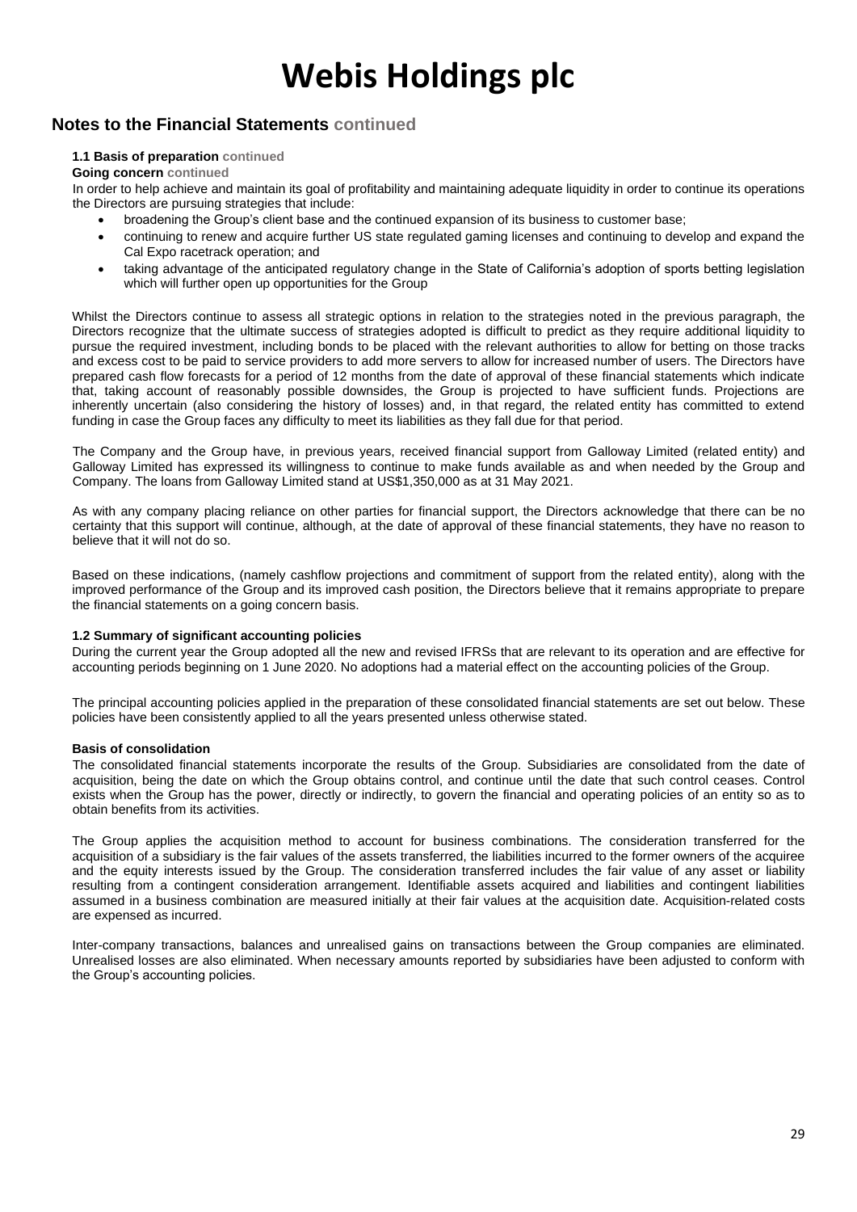# Webis Holdings plc

## Notes to the Financial Statements continued

### 1.1 Basis of preparation continued

**Going concern continued**

In order to help achieve and maintain its goal of profitability and maintaining adequate liquidity in order to continue its operations the Directors are pursuing strategies that include:

- broadening the Group's client base and the continued expansion of its business to customer base;
- continuing to renew and acquire further US state regulated gaming licenses and continuing to develop and expand the Cal Expo racetrack operation; and
- taking advantage of the anticipated regulatory change in the State of California's adoption of sports betting legislation which will further open up opportunities for the Group

Whilst the Directors continue to assess all strategic options in relation to the strategies noted in the previous paragraph, the Directors recognize that the ultimate success of strategies adopted is difficult to predict as they require additional liquidity to pursue the required investment, including bonds to be placed with the relevant authorities to allow for betting on those tracks and excess cost to be paid to service providers to add more servers to allow for increased number of users. The Directors have prepared cash flow forecasts for a period of 12 months from the date of approval of these financial statements which indicate that, taking account of reasonably possible downsides, the Group is projected to have sufficient funds. Projections are inherently uncertain (also considering the history of losses) and, in that regard, the related entity has committed to extend funding in case the Group faces any difficulty to meet its liabilities as they fall due for that period.

The Company and the Group have, in previous years, received financial support from Galloway Limited (related entity) and Galloway Limited has expressed its willingness to continue to make funds available as and when needed by the Group and Company. The loans from Galloway Limited stand at US$1,350,000 as at 31 May 2021.

As with any company placing reliance on other parties for financial support, the Directors acknowledge that there can be no certainty that this support will continue, although, at the date of approval of these financial statements, they have no reason to believe that it will not do so.

Based on these indications, (namely cashflow projections and commitment of support from the related entity), along with the improved performance of the Group and its improved cash position, the Directors believe that it remains appropriate to prepare the financial statements on a going concern basis.

### 1.2 Summary of significant accounting policies

During the current year the Group adopted all the new and revised IFRSs that are relevant to its operation and are effective for accounting periods beginning on 1 June 2020. No adoptions had a material effect on the accounting policies of the Group.

The principal accounting policies applied in the preparation of these consolidated financial statements are set out below. These policies have been consistently applied to all the years presented unless otherwise stated.

**Basis of consolidation**

The consolidated financial statements incorporate the results of the Group. Subsidiaries are consolidated from the date of acquisition, being the date on which the Group obtains control, and continue until the date that such control ceases. Control exists when the Group has the power, directly or indirectly, to govern the financial and operating policies of an entity so as to obtain benefits from its activities.

The Group applies the acquisition method to account for business combinations. The consideration transferred for the acquisition of a subsidiary is the fair values of the assets transferred, the liabilities incurred to the former owners of the acquiree and the equity interests issued by the Group. The consideration transferred includes the fair value of any asset or liability resulting from a contingent consideration arrangement. Identifiable assets acquired and liabilities and contingent liabilities assumed in a business combination are measured initially at their fair values at the acquisition date. Acquisition-related costs are expensed as incurred.

Inter-company transactions, balances and unrealised gains on transactions between the Group companies are eliminated. Unrealised losses are also eliminated. When necessary amounts reported by subsidiaries have been adjusted to conform with the Group's accounting policies.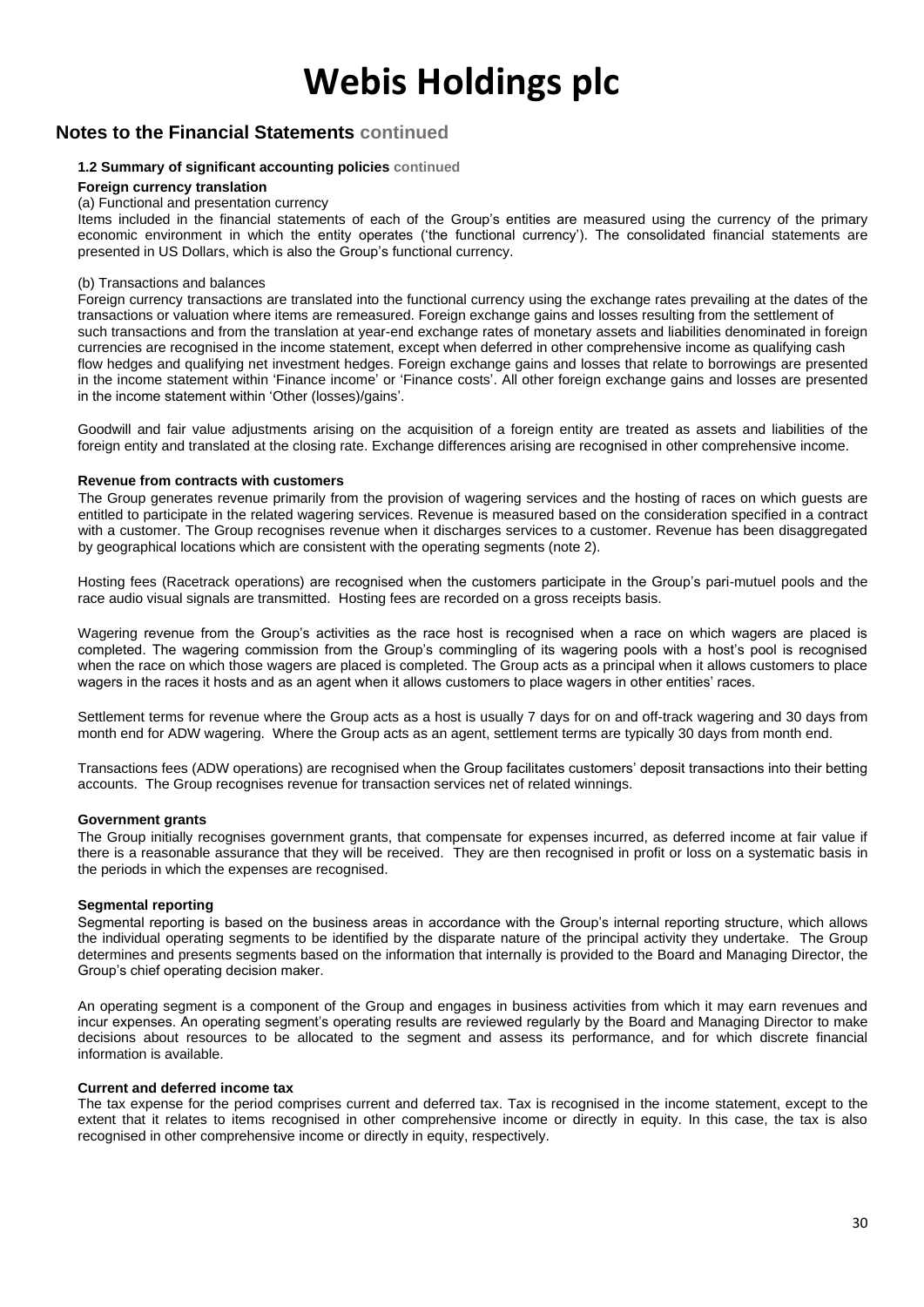# Webis Holdings plc

## Notes to the Financial Statements continued

### 1.2 Summary of significant accounting policies continued

**Foreign currency translation**

(a) Functional and presentation currency

Items included in the financial statements of each of the Group's entities are measured using the currency of the primary economic environment in which the entity operates ('the functional currency'). The consolidated financial statements are presented in US Dollars, which is also the Group's functional currency.

(b) Transactions and balances

Foreign currency transactions are translated into the functional currency using the exchange rates prevailing at the dates of the transactions or valuation where items are remeasured. Foreign exchange gains and losses resulting from the settlement of such transactions and from the translation at year-end exchange rates of monetary assets and liabilities denominated in foreign currencies are recognised in the income statement, except when deferred in other comprehensive income as qualifying cash flow hedges and qualifying net investment hedges. Foreign exchange gains and losses that relate to borrowings are presented in the income statement within 'Finance income' or 'Finance costs'. All other foreign exchange gains and losses are presented in the income statement within 'Other (losses)/gains'.

Goodwill and fair value adjustments arising on the acquisition of a foreign entity are treated as assets and liabilities of the foreign entity and translated at the closing rate. Exchange differences arising are recognised in other comprehensive income.

**Revenue from contracts with customers**

The Group generates revenue primarily from the provision of wagering services and the hosting of races on which guests are entitled to participate in the related wagering services. Revenue is measured based on the consideration specified in a contract with a customer. The Group recognises revenue when it discharges services to a customer. Revenue has been disaggregated by geographical locations which are consistent with the operating segments (note 2).

Hosting fees (Racetrack operations) are recognised when the customers participate in the Group's pari-mutuel pools and the race audio visual signals are transmitted. Hosting fees are recorded on a gross receipts basis.

Wagering revenue from the Group's activities as the race host is recognised when a race on which wagers are placed is completed. The wagering commission from the Group's commingling of its wagering pools with a host's pool is recognised when the race on which those wagers are placed is completed. The Group acts as a principal when it allows customers to place wagers in the races it hosts and as an agent when it allows customers to place wagers in other entities' races.

Settlement terms for revenue where the Group acts as a host is usually 7 days for on and off-track wagering and 30 days from month end for ADW wagering. Where the Group acts as an agent, settlement terms are typically 30 days from month end.

Transactions fees (ADW operations) are recognised when the Group facilitates customers' deposit transactions into their betting accounts. The Group recognises revenue for transaction services net of related winnings.

**Government grants**

The Group initially recognises government grants, that compensate for expenses incurred, as deferred income at fair value if there is a reasonable assurance that they will be received. They are then recognised in profit or loss on a systematic basis in the periods in which the expenses are recognised.

**Segmental reporting**

Segmental reporting is based on the business areas in accordance with the Group's internal reporting structure, which allows the individual operating segments to be identified by the disparate nature of the principal activity they undertake. The Group determines and presents segments based on the information that internally is provided to the Board and Managing Director, the Group's chief operating decision maker.

An operating segment is a component of the Group and engages in business activities from which it may earn revenues and incur expenses. An operating segment's operating results are reviewed regularly by the Board and Managing Director to make decisions about resources to be allocated to the segment and assess its performance, and for which discrete financial information is available.

**Current and deferred income tax**

The tax expense for the period comprises current and deferred tax. Tax is recognised in the income statement, except to the extent that it relates to items recognised in other comprehensive income or directly in equity. In this case, the tax is also recognised in other comprehensive income or directly in equity, respectively.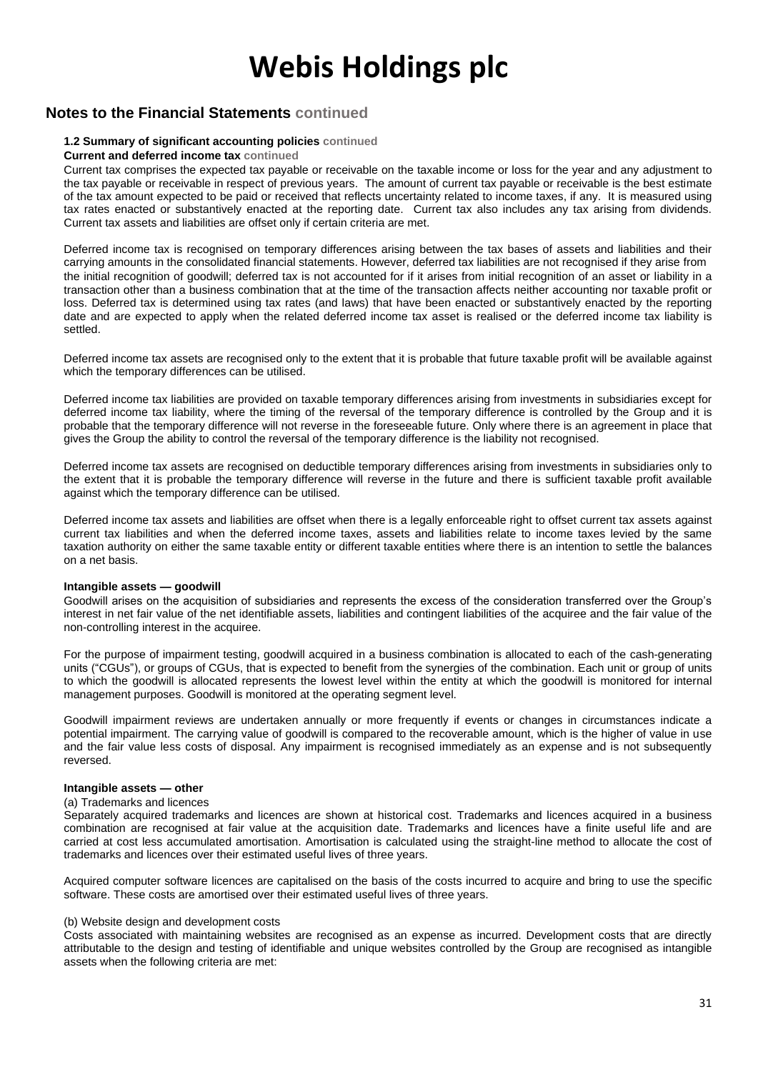# Webis Holdings plc

## Notes to the Financial Statements continued

### 1.2 Summary of significant accounting policies continued

**Current and deferred income tax continued**

Current tax comprises the expected tax payable or receivable on the taxable income or loss for the year and any adjustment to the tax payable or receivable in respect of previous years. The amount of current tax payable or receivable is the best estimate of the tax amount expected to be paid or received that reflects uncertainty related to income taxes, if any. It is measured using tax rates enacted or substantively enacted at the reporting date. Current tax also includes any tax arising from dividends. Current tax assets and liabilities are offset only if certain criteria are met.

Deferred income tax is recognised on temporary differences arising between the tax bases of assets and liabilities and their carrying amounts in the consolidated financial statements. However, deferred tax liabilities are not recognised if they arise from the initial recognition of goodwill; deferred tax is not accounted for if it arises from initial recognition of an asset or liability in a transaction other than a business combination that at the time of the transaction affects neither accounting nor taxable profit or loss. Deferred tax is determined using tax rates (and laws) that have been enacted or substantively enacted by the reporting date and are expected to apply when the related deferred income tax asset is realised or the deferred income tax liability is settled.

Deferred income tax assets are recognised only to the extent that it is probable that future taxable profit will be available against which the temporary differences can be utilised.

Deferred income tax liabilities are provided on taxable temporary differences arising from investments in subsidiaries except for deferred income tax liability, where the timing of the reversal of the temporary difference is controlled by the Group and it is probable that the temporary difference will not reverse in the foreseeable future. Only where there is an agreement in place that gives the Group the ability to control the reversal of the temporary difference is the liability not recognised.

Deferred income tax assets are recognised on deductible temporary differences arising from investments in subsidiaries only to the extent that it is probable the temporary difference will reverse in the future and there is sufficient taxable profit available against which the temporary difference can be utilised.

Deferred income tax assets and liabilities are offset when there is a legally enforceable right to offset current tax assets against current tax liabilities and when the deferred income taxes, assets and liabilities relate to income taxes levied by the same taxation authority on either the same taxable entity or different taxable entities where there is an intention to settle the balances on a net basis.

**Intangible assets — goodwill**

Goodwill arises on the acquisition of subsidiaries and represents the excess of the consideration transferred over the Group's interest in net fair value of the net identifiable assets, liabilities and contingent liabilities of the acquiree and the fair value of the non-controlling interest in the acquiree.

For the purpose of impairment testing, goodwill acquired in a business combination is allocated to each of the cash-generating units ("CGUs"), or groups of CGUs, that is expected to benefit from the synergies of the combination. Each unit or group of units to which the goodwill is allocated represents the lowest level within the entity at which the goodwill is monitored for internal management purposes. Goodwill is monitored at the operating segment level.

Goodwill impairment reviews are undertaken annually or more frequently if events or changes in circumstances indicate a potential impairment. The carrying value of goodwill is compared to the recoverable amount, which is the higher of value in use and the fair value less costs of disposal. Any impairment is recognised immediately as an expense and is not subsequently reversed.

**Intangible assets — other**

(a) Trademarks and licences

Separately acquired trademarks and licences are shown at historical cost. Trademarks and licences acquired in a business combination are recognised at fair value at the acquisition date. Trademarks and licences have a finite useful life and are carried at cost less accumulated amortisation. Amortisation is calculated using the straight-line method to allocate the cost of trademarks and licences over their estimated useful lives of three years.

Acquired computer software licences are capitalised on the basis of the costs incurred to acquire and bring to use the specific software. These costs are amortised over their estimated useful lives of three years.

(b) Website design and development costs

Costs associated with maintaining websites are recognised as an expense as incurred. Development costs that are directly attributable to the design and testing of identifiable and unique websites controlled by the Group are recognised as intangible assets when the following criteria are met: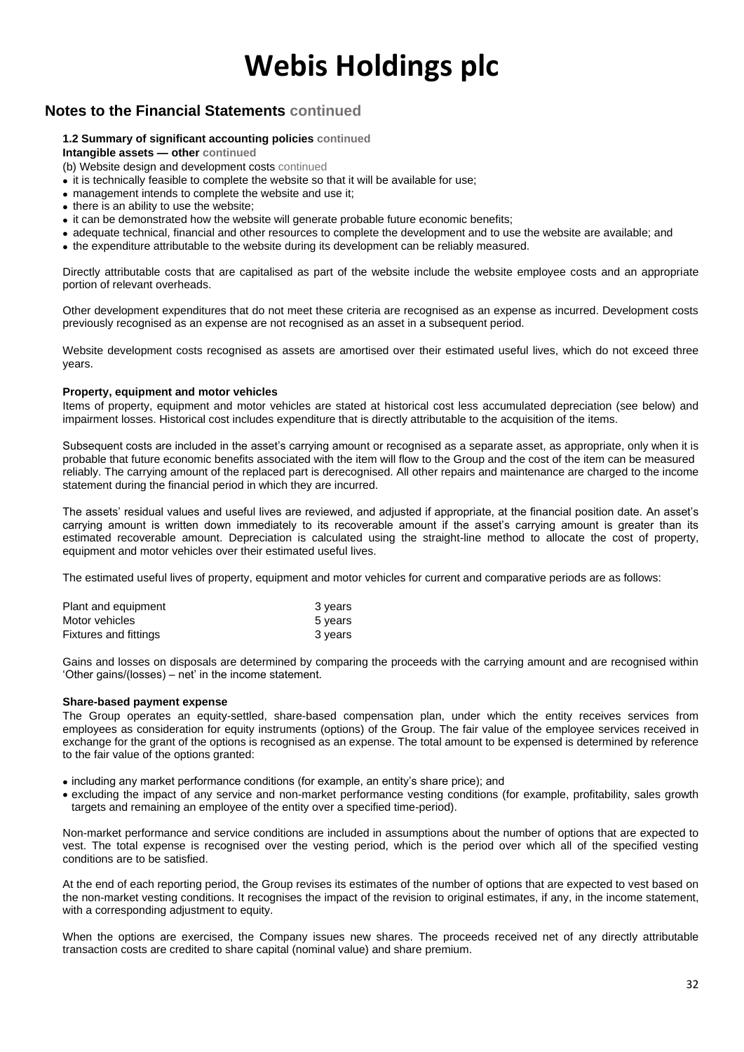# Webis Holdings plc

## Notes to the Financial Statements continued

#### 1.2 Summary of significant accounting policies continued

**Intangible assets — other continued**

(b) Website design and development costs continued

- it is technically feasible to complete the website so that it will be available for use;
- management intends to complete the website and use it;
- there is an ability to use the website;
- it can be demonstrated how the website will generate probable future economic benefits;
- adequate technical, financial and other resources to complete the development and to use the website are available; and
- the expenditure attributable to the website during its development can be reliably measured.

Directly attributable costs that are capitalised as part of the website include the website employee costs and an appropriate portion of relevant overheads.

Other development expenditures that do not meet these criteria are recognised as an expense as incurred. Development costs previously recognised as an expense are not recognised as an asset in a subsequent period.

Website development costs recognised as assets are amortised over their estimated useful lives, which do not exceed three years.

**Property, equipment and motor vehicles**

Items of property, equipment and motor vehicles are stated at historical cost less accumulated depreciation (see below) and impairment losses. Historical cost includes expenditure that is directly attributable to the acquisition of the items.

Subsequent costs are included in the asset's carrying amount or recognised as a separate asset, as appropriate, only when it is probable that future economic benefits associated with the item will flow to the Group and the cost of the item can be measured reliably. The carrying amount of the replaced part is derecognised. All other repairs and maintenance are charged to the income statement during the financial period in which they are incurred.

The assets' residual values and useful lives are reviewed, and adjusted if appropriate, at the financial position date. An asset's carrying amount is written down immediately to its recoverable amount if the asset's carrying amount is greater than its estimated recoverable amount. Depreciation is calculated using the straight-line method to allocate the cost of property, equipment and motor vehicles over their estimated useful lives.

The estimated useful lives of property, equipment and motor vehicles for current and comparative periods are as follows:

| | |
|---|---|
| Plant and equipment | 3 years |
| Motor vehicles | 5 years |
| Fixtures and fittings | 3 years |

Gains and losses on disposals are determined by comparing the proceeds with the carrying amount and are recognised within 'Other gains/(losses) – net' in the income statement.

**Share-based payment expense**

The Group operates an equity-settled, share-based compensation plan, under which the entity receives services from employees as consideration for equity instruments (options) of the Group. The fair value of the employee services received in exchange for the grant of the options is recognised as an expense. The total amount to be expensed is determined by reference to the fair value of the options granted:

- including any market performance conditions (for example, an entity's share price); and
- excluding the impact of any service and non-market performance vesting conditions (for example, profitability, sales growth targets and remaining an employee of the entity over a specified time-period).

Non-market performance and service conditions are included in assumptions about the number of options that are expected to vest. The total expense is recognised over the vesting period, which is the period over which all of the specified vesting conditions are to be satisfied.

At the end of each reporting period, the Group revises its estimates of the number of options that are expected to vest based on the non-market vesting conditions. It recognises the impact of the revision to original estimates, if any, in the income statement, with a corresponding adjustment to equity.

When the options are exercised, the Company issues new shares. The proceeds received net of any directly attributable transaction costs are credited to share capital (nominal value) and share premium.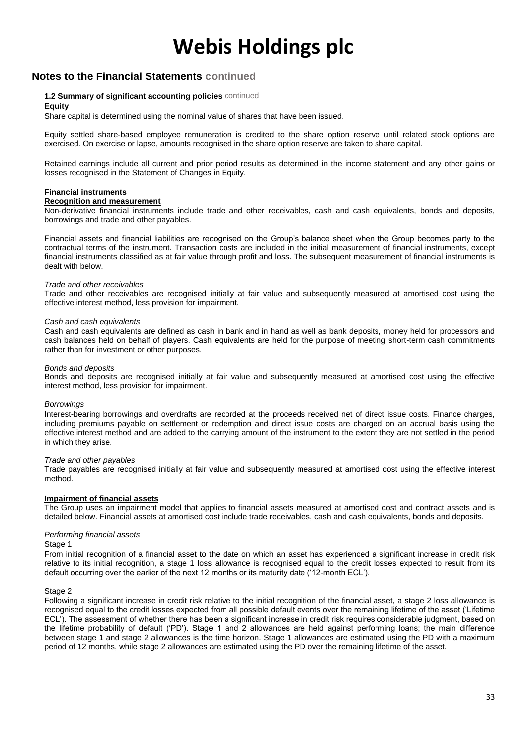## Notes to the Financial Statements continued

**1.2 Summary of significant accounting policies** continued

**Equity**

Share capital is determined using the nominal value of shares that have been issued.

Equity settled share-based employee remuneration is credited to the share option reserve until related stock options are exercised. On exercise or lapse, amounts recognised in the share option reserve are taken to share capital.

Retained earnings include all current and prior period results as determined in the income statement and any other gains or losses recognised in the Statement of Changes in Equity.

**Financial instruments**

**Recognition and measurement**

Non-derivative financial instruments include trade and other receivables, cash and cash equivalents, bonds and deposits, borrowings and trade and other payables.

Financial assets and financial liabilities are recognised on the Group's balance sheet when the Group becomes party to the contractual terms of the instrument. Transaction costs are included in the initial measurement of financial instruments, except financial instruments classified as at fair value through profit and loss. The subsequent measurement of financial instruments is dealt with below.

*Trade and other receivables*

Trade and other receivables are recognised initially at fair value and subsequently measured at amortised cost using the effective interest method, less provision for impairment.

*Cash and cash equivalents*

Cash and cash equivalents are defined as cash in bank and in hand as well as bank deposits, money held for processors and cash balances held on behalf of players. Cash equivalents are held for the purpose of meeting short-term cash commitments rather than for investment or other purposes.

*Bonds and deposits*

Bonds and deposits are recognised initially at fair value and subsequently measured at amortised cost using the effective interest method, less provision for impairment.

*Borrowings*

Interest-bearing borrowings and overdrafts are recorded at the proceeds received net of direct issue costs. Finance charges, including premiums payable on settlement or redemption and direct issue costs are charged on an accrual basis using the effective interest method and are added to the carrying amount of the instrument to the extent they are not settled in the period in which they arise.

*Trade and other payables*

Trade payables are recognised initially at fair value and subsequently measured at amortised cost using the effective interest method.

**Impairment of financial assets**

The Group uses an impairment model that applies to financial assets measured at amortised cost and contract assets and is detailed below. Financial assets at amortised cost include trade receivables, cash and cash equivalents, bonds and deposits.

*Performing financial assets*

Stage 1

From initial recognition of a financial asset to the date on which an asset has experienced a significant increase in credit risk relative to its initial recognition, a stage 1 loss allowance is recognised equal to the credit losses expected to result from its default occurring over the earlier of the next 12 months or its maturity date ('12-month ECL').

Stage 2

Following a significant increase in credit risk relative to the initial recognition of the financial asset, a stage 2 loss allowance is recognised equal to the credit losses expected from all possible default events over the remaining lifetime of the asset ('Lifetime ECL'). The assessment of whether there has been a significant increase in credit risk requires considerable judgment, based on the lifetime probability of default ('PD'). Stage 1 and 2 allowances are held against performing loans; the main difference between stage 1 and stage 2 allowances is the time horizon. Stage 1 allowances are estimated using the PD with a maximum period of 12 months, while stage 2 allowances are estimated using the PD over the remaining lifetime of the asset.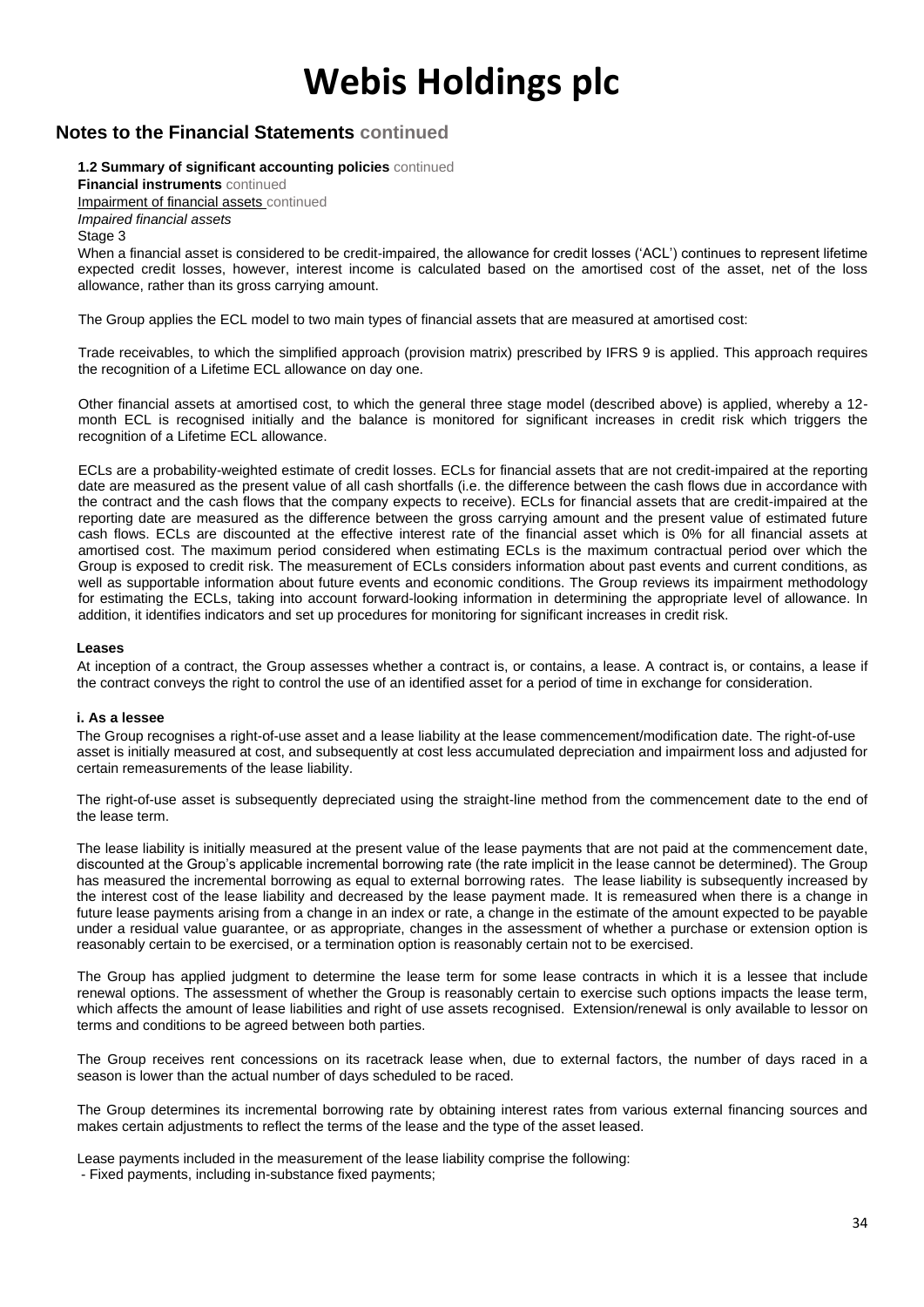# Webis Holdings plc

## Notes to the Financial Statements continued

**1.2 Summary of significant accounting policies** continued

**Financial instruments** continued

Impairment of financial assets continued

*Impaired financial assets*

Stage 3

When a financial asset is considered to be credit-impaired, the allowance for credit losses ('ACL') continues to represent lifetime expected credit losses, however, interest income is calculated based on the amortised cost of the asset, net of the loss allowance, rather than its gross carrying amount.

The Group applies the ECL model to two main types of financial assets that are measured at amortised cost:

Trade receivables, to which the simplified approach (provision matrix) prescribed by IFRS 9 is applied. This approach requires the recognition of a Lifetime ECL allowance on day one.

Other financial assets at amortised cost, to which the general three stage model (described above) is applied, whereby a 12-month ECL is recognised initially and the balance is monitored for significant increases in credit risk which triggers the recognition of a Lifetime ECL allowance.

ECLs are a probability-weighted estimate of credit losses. ECLs for financial assets that are not credit-impaired at the reporting date are measured as the present value of all cash shortfalls (i.e. the difference between the cash flows due in accordance with the contract and the cash flows that the company expects to receive). ECLs for financial assets that are credit-impaired at the reporting date are measured as the difference between the gross carrying amount and the present value of estimated future cash flows. ECLs are discounted at the effective interest rate of the financial asset which is 0% for all financial assets at amortised cost. The maximum period considered when estimating ECLs is the maximum contractual period over which the Group is exposed to credit risk. The measurement of ECLs considers information about past events and current conditions, as well as supportable information about future events and economic conditions. The Group reviews its impairment methodology for estimating the ECLs, taking into account forward-looking information in determining the appropriate level of allowance. In addition, it identifies indicators and set up procedures for monitoring for significant increases in credit risk.

**Leases**

At inception of a contract, the Group assesses whether a contract is, or contains, a lease. A contract is, or contains, a lease if the contract conveys the right to control the use of an identified asset for a period of time in exchange for consideration.

**i. As a lessee**

The Group recognises a right-of-use asset and a lease liability at the lease commencement/modification date. The right-of-use asset is initially measured at cost, and subsequently at cost less accumulated depreciation and impairment loss and adjusted for certain remeasurements of the lease liability.

The right-of-use asset is subsequently depreciated using the straight-line method from the commencement date to the end of the lease term.

The lease liability is initially measured at the present value of the lease payments that are not paid at the commencement date, discounted at the Group's applicable incremental borrowing rate (the rate implicit in the lease cannot be determined). The Group has measured the incremental borrowing as equal to external borrowing rates. The lease liability is subsequently increased by the interest cost of the lease liability and decreased by the lease payment made. It is remeasured when there is a change in future lease payments arising from a change in an index or rate, a change in the estimate of the amount expected to be payable under a residual value guarantee, or as appropriate, changes in the assessment of whether a purchase or extension option is reasonably certain to be exercised, or a termination option is reasonably certain not to be exercised.

The Group has applied judgment to determine the lease term for some lease contracts in which it is a lessee that include renewal options. The assessment of whether the Group is reasonably certain to exercise such options impacts the lease term, which affects the amount of lease liabilities and right of use assets recognised. Extension/renewal is only available to lessor on terms and conditions to be agreed between both parties.

The Group receives rent concessions on its racetrack lease when, due to external factors, the number of days raced in a season is lower than the actual number of days scheduled to be raced.

The Group determines its incremental borrowing rate by obtaining interest rates from various external financing sources and makes certain adjustments to reflect the terms of the lease and the type of the asset leased.

Lease payments included in the measurement of the lease liability comprise the following:

- Fixed payments, including in-substance fixed payments;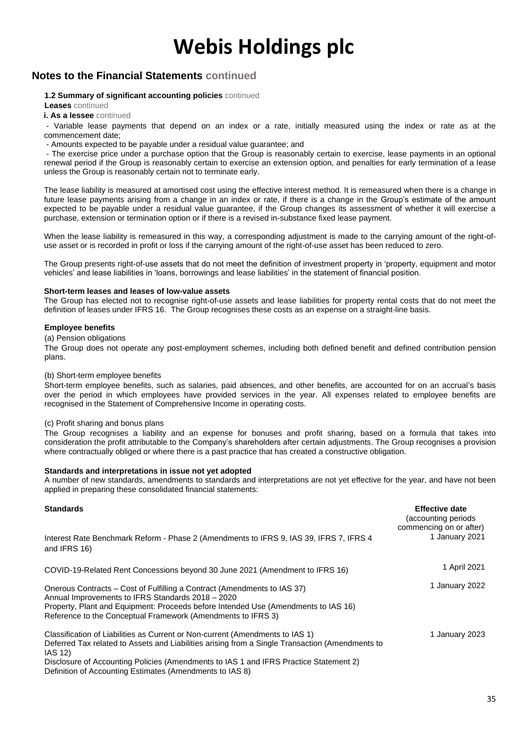# Webis Holdings plc

## Notes to the Financial Statements continued

**1.2 Summary of significant accounting policies** continued

**Leases** continued

**i. As a lessee** continued

- Variable lease payments that depend on an index or a rate, initially measured using the index or rate as at the commencement date;
- Amounts expected to be payable under a residual value guarantee; and
- The exercise price under a purchase option that the Group is reasonably certain to exercise, lease payments in an optional renewal period if the Group is reasonably certain to exercise an extension option, and penalties for early termination of a lease unless the Group is reasonably certain not to terminate early.

The lease liability is measured at amortised cost using the effective interest method. It is remeasured when there is a change in future lease payments arising from a change in an index or rate, if there is a change in the Group's estimate of the amount expected to be payable under a residual value guarantee, if the Group changes its assessment of whether it will exercise a purchase, extension or termination option or if there is a revised in-substance fixed lease payment.

When the lease liability is remeasured in this way, a corresponding adjustment is made to the carrying amount of the right-of-use asset or is recorded in profit or loss if the carrying amount of the right-of-use asset has been reduced to zero.

The Group presents right-of-use assets that do not meet the definition of investment property in 'property, equipment and motor vehicles' and lease liabilities in 'loans, borrowings and lease liabilities' in the statement of financial position.

**Short-term leases and leases of low-value assets**

The Group has elected not to recognise right-of-use assets and lease liabilities for property rental costs that do not meet the definition of leases under IFRS 16. The Group recognises these costs as an expense on a straight-line basis.

**Employee benefits**

(a) Pension obligations

The Group does not operate any post-employment schemes, including both defined benefit and defined contribution pension plans.

(b) Short-term employee benefits

Short-term employee benefits, such as salaries, paid absences, and other benefits, are accounted for on an accrual's basis over the period in which employees have provided services in the year. All expenses related to employee benefits are recognised in the Statement of Comprehensive Income in operating costs.

(c) Profit sharing and bonus plans

The Group recognises a liability and an expense for bonuses and profit sharing, based on a formula that takes into consideration the profit attributable to the Company's shareholders after certain adjustments. The Group recognises a provision where contractually obliged or where there is a past practice that has created a constructive obligation.

**Standards and interpretations in issue not yet adopted**

A number of new standards, amendments to standards and interpretations are not yet effective for the year, and have not been applied in preparing these consolidated financial statements:

| **Standards** | **Effective date** (accounting periods commencing on or after) |
|---|---|
| Interest Rate Benchmark Reform - Phase 2 (Amendments to IFRS 9, IAS 39, IFRS 7, IFRS 4 and IFRS 16) | 1 January 2021 |
| COVID-19-Related Rent Concessions beyond 30 June 2021 (Amendment to IFRS 16) | 1 April 2021 |
| Onerous Contracts – Cost of Fulfilling a Contract (Amendments to IAS 37)<br>Annual Improvements to IFRS Standards 2018 – 2020<br>Property, Plant and Equipment: Proceeds before Intended Use (Amendments to IAS 16)<br>Reference to the Conceptual Framework (Amendments to IFRS 3) | 1 January 2022 |
| Classification of Liabilities as Current or Non-current (Amendments to IAS 1)<br>Deferred Tax related to Assets and Liabilities arising from a Single Transaction (Amendments to IAS 12)<br>Disclosure of Accounting Policies (Amendments to IAS 1 and IFRS Practice Statement 2)<br>Definition of Accounting Estimates (Amendments to IAS 8) | 1 January 2023 |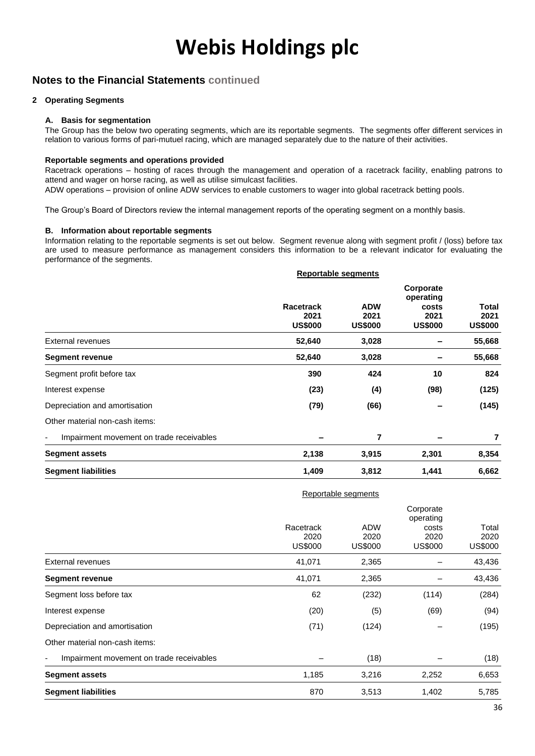# Webis Holdings plc

## Notes to the Financial Statements continued

### 2 Operating Segments

#### A. Basis for segmentation

The Group has the below two operating segments, which are its reportable segments. The segments offer different services in relation to various forms of pari-mutuel racing, which are managed separately due to the nature of their activities.

**Reportable segments and operations provided**

Racetrack operations – hosting of races through the management and operation of a racetrack facility, enabling patrons to attend and wager on horse racing, as well as utilise simulcast facilities.

ADW operations – provision of online ADW services to enable customers to wager into global racetrack betting pools.

The Group's Board of Directors review the internal management reports of the operating segment on a monthly basis.

#### B. Information about reportable segments

Information relating to the reportable segments is set out below. Segment revenue along with segment profit / (loss) before tax are used to measure performance as management considers this information to be a relevant indicator for evaluating the performance of the segments.

| | **Reportable segments** | | | |
|---|---|---|---|---|
| | **Racetrack 2021 US$000** | **ADW 2021 US$000** | **Corporate operating costs 2021 US$000** | **Total 2021 US$000** |
| External revenues | **52,640** | **3,028** | **–** | **55,668** |
| **Segment revenue** | **52,640** | **3,028** | **–** | **55,668** |
| Segment profit before tax | **390** | **424** | **10** | **824** |
| Interest expense | **(23)** | **(4)** | **(98)** | **(125)** |
| Depreciation and amortisation | **(79)** | **(66)** | **–** | **(145)** |
| Other material non-cash items: | | | | |
| - Impairment movement on trade receivables | **–** | **7** | **–** | **7** |
| **Segment assets** | **2,138** | **3,915** | **2,301** | **8,354** |
| **Segment liabilities** | **1,409** | **3,812** | **1,441** | **6,662** |

| | Reportable segments | | | |
|---|---|---|---|---|
| | Racetrack 2020 US$000 | ADW 2020 US$000 | Corporate operating costs 2020 US$000 | Total 2020 US$000 |
| External revenues | 41,071 | 2,365 | – | 43,436 |
| **Segment revenue** | 41,071 | 2,365 | – | 43,436 |
| Segment loss before tax | 62 | (232) | (114) | (284) |
| Interest expense | (20) | (5) | (69) | (94) |
| Depreciation and amortisation | (71) | (124) | – | (195) |
| Other material non-cash items: | | | | |
| - Impairment movement on trade receivables | – | (18) | – | (18) |
| **Segment assets** | 1,185 | 3,216 | 2,252 | 6,653 |
| **Segment liabilities** | 870 | 3,513 | 1,402 | 5,785 |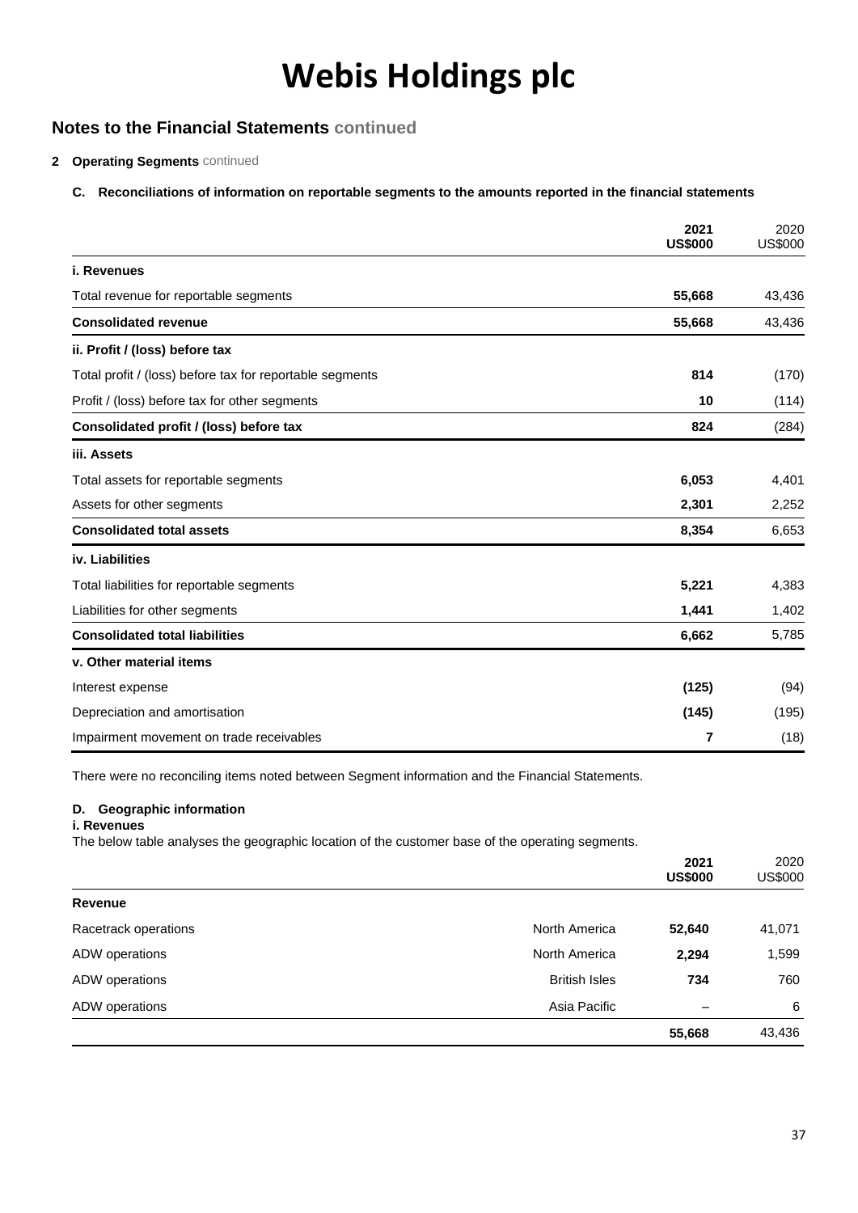# Webis Holdings plc

## Notes to the Financial Statements continued

### 2 Operating Segments continued

#### C. Reconciliations of information on reportable segments to the amounts reported in the financial statements

| | **2021 US$000** | 2020 US$000 |
|---|---|---|
| **i. Revenues** | | |
| Total revenue for reportable segments | **55,668** | 43,436 |
| **Consolidated revenue** | **55,668** | 43,436 |
| **ii. Profit / (loss) before tax** | | |
| Total profit / (loss) before tax for reportable segments | **814** | (170) |
| Profit / (loss) before tax for other segments | **10** | (114) |
| **Consolidated profit / (loss) before tax** | **824** | (284) |
| **iii. Assets** | | |
| Total assets for reportable segments | **6,053** | 4,401 |
| Assets for other segments | **2,301** | 2,252 |
| **Consolidated total assets** | **8,354** | 6,653 |
| **iv. Liabilities** | | |
| Total liabilities for reportable segments | **5,221** | 4,383 |
| Liabilities for other segments | **1,441** | 1,402 |
| **Consolidated total liabilities** | **6,662** | 5,785 |
| **v. Other material items** | | |
| Interest expense | **(125)** | (94) |
| Depreciation and amortisation | **(145)** | (195) |
| Impairment movement on trade receivables | **7** | (18) |

There were no reconciling items noted between Segment information and the Financial Statements.

#### D. Geographic information

**i. Revenues**

The below table analyses the geographic location of the customer base of the operating segments.

| | | **2021 US$000** | 2020 US$000 |
|---|---|---|---|
| **Revenue** | | | |
| Racetrack operations | North America | **52,640** | 41,071 |
| ADW operations | North America | **2,294** | 1,599 |
| ADW operations | British Isles | **734** | 760 |
| ADW operations | Asia Pacific | – | 6 |
| | | **55,668** | 43,436 |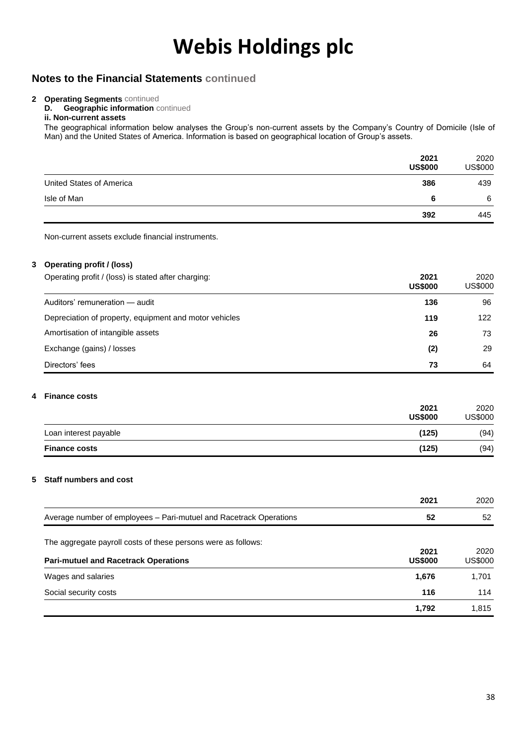# Webis Holdings plc

## Notes to the Financial Statements continued

**2 Operating Segments** continued

**D. Geographic information** continued

**ii. Non-current assets**

The geographical information below analyses the Group's non-current assets by the Company's Country of Domicile (Isle of Man) and the United States of America. Information is based on geographical location of Group's assets.

| | **2021 US$000** | 2020 US$000 |
|---|---|---|
| United States of America | **386** | 439 |
| Isle of Man | **6** | 6 |
| | **392** | 445 |

Non-current assets exclude financial instruments.

**3 Operating profit / (loss)**

| Operating profit / (loss) is stated after charging: | **2021 US$000** | 2020 US$000 |
|---|---|---|
| Auditors' remuneration — audit | **136** | 96 |
| Depreciation of property, equipment and motor vehicles | **119** | 122 |
| Amortisation of intangible assets | **26** | 73 |
| Exchange (gains) / losses | **(2)** | 29 |
| Directors' fees | **73** | 64 |

**4 Finance costs**

| | **2021 US$000** | 2020 US$000 |
|---|---|---|
| Loan interest payable | **(125)** | (94) |
| **Finance costs** | **(125)** | (94) |

**5 Staff numbers and cost**

| | **2021** | 2020 |
|---|---|---|
| Average number of employees – Pari-mutuel and Racetrack Operations | **52** | 52 |

The aggregate payroll costs of these persons were as follows:

| **Pari-mutuel and Racetrack Operations** | **2021 US$000** | 2020 US$000 |
|---|---|---|
| Wages and salaries | **1,676** | 1,701 |
| Social security costs | **116** | 114 |
| | **1,792** | 1,815 |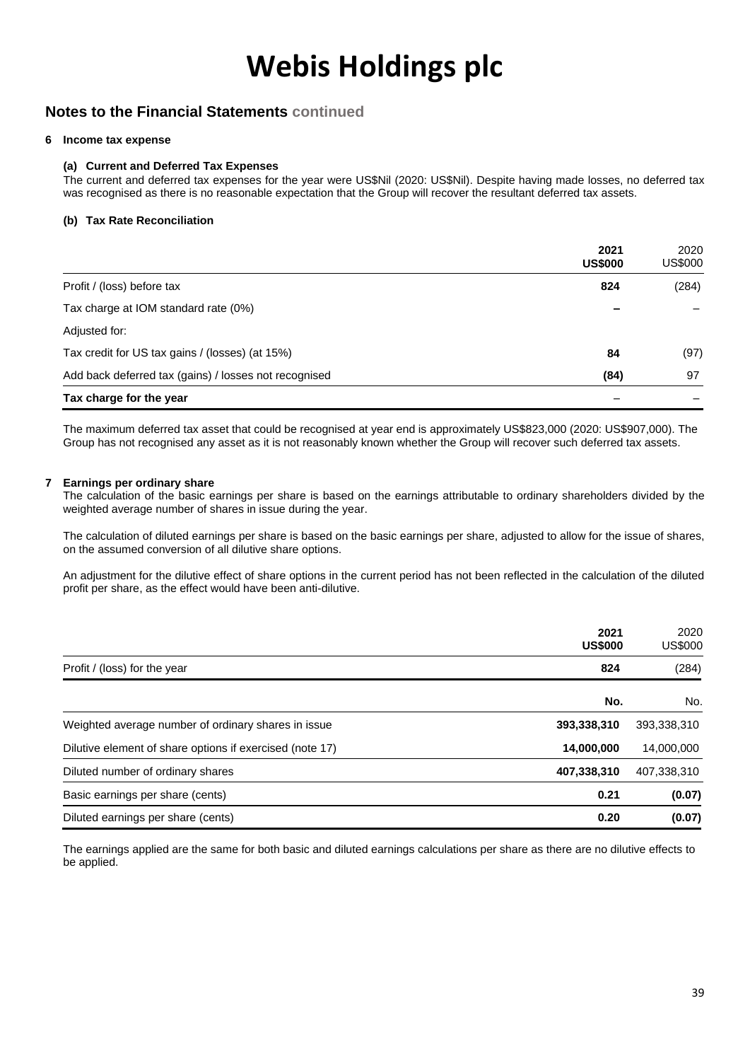# Webis Holdings plc

## Notes to the Financial Statements continued

### 6 Income tax expense

#### (a) Current and Deferred Tax Expenses

The current and deferred tax expenses for the year were US$Nil (2020: US$Nil). Despite having made losses, no deferred tax was recognised as there is no reasonable expectation that the Group will recover the resultant deferred tax assets.

#### (b) Tax Rate Reconciliation

| | **2021 US$000** | 2020 US$000 |
|---|---|---|
| Profit / (loss) before tax | **824** | (284) |
| Tax charge at IOM standard rate (0%) | **–** | – |
| Adjusted for: | | |
| Tax credit for US tax gains / (losses) (at 15%) | **84** | (97) |
| Add back deferred tax (gains) / losses not recognised | **(84)** | 97 |
| **Tax charge for the year** | – | – |

The maximum deferred tax asset that could be recognised at year end is approximately US$823,000 (2020: US$907,000). The Group has not recognised any asset as it is not reasonably known whether the Group will recover such deferred tax assets.

### 7 Earnings per ordinary share

The calculation of the basic earnings per share is based on the earnings attributable to ordinary shareholders divided by the weighted average number of shares in issue during the year.

The calculation of diluted earnings per share is based on the basic earnings per share, adjusted to allow for the issue of shares, on the assumed conversion of all dilutive share options.

An adjustment for the dilutive effect of share options in the current period has not been reflected in the calculation of the diluted profit per share, as the effect would have been anti-dilutive.

| | **2021 US$000** | 2020 US$000 |
|---|---|---|
| Profit / (loss) for the year | **824** | (284) |
| | **No.** | No. |
| Weighted average number of ordinary shares in issue | **393,338,310** | 393,338,310 |
| Dilutive element of share options if exercised (note 17) | **14,000,000** | 14,000,000 |
| Diluted number of ordinary shares | **407,338,310** | 407,338,310 |
| Basic earnings per share (cents) | **0.21** | **(0.07)** |
| Diluted earnings per share (cents) | **0.20** | **(0.07)** |

The earnings applied are the same for both basic and diluted earnings calculations per share as there are no dilutive effects to be applied.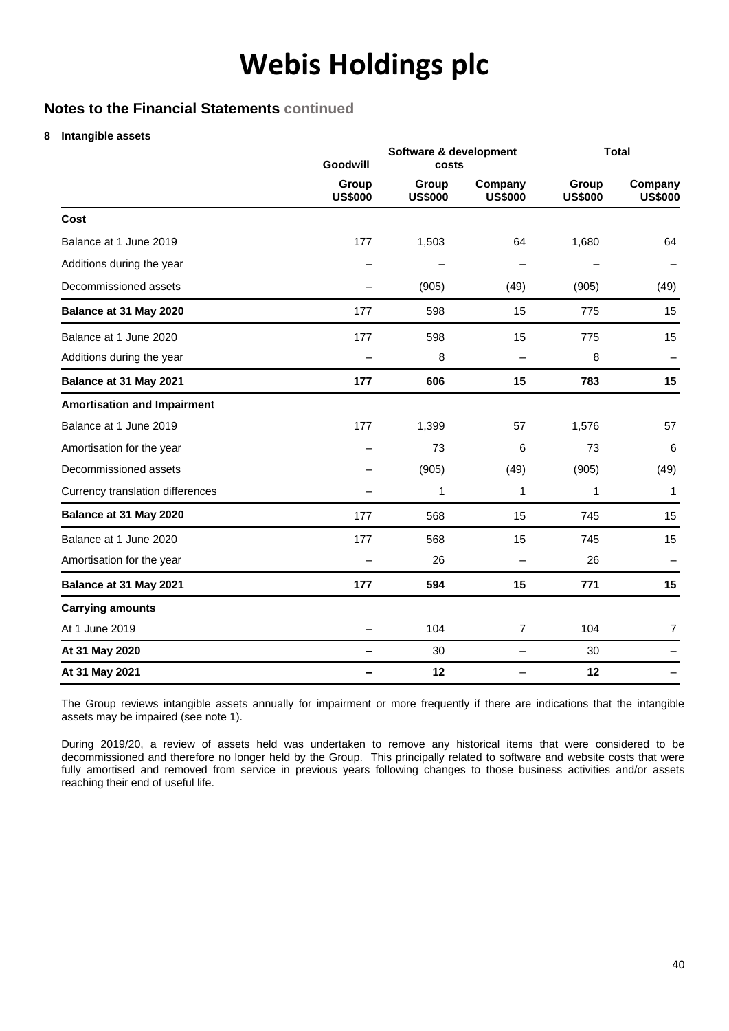# Webis Holdings plc

## Notes to the Financial Statements continued

### 8 Intangible assets

| | Goodwill | Software & development costs | | Total | |
|---|---|---|---|---|---|
| | Group US$000 | Group US$000 | Company US$000 | Group US$000 | Company US$000 |
| **Cost** | | | | | |
| Balance at 1 June 2019 | 177 | 1,503 | 64 | 1,680 | 64 |
| Additions during the year | – | – | – | – | – |
| Decommissioned assets | – | (905) | (49) | (905) | (49) |
| **Balance at 31 May 2020** | 177 | 598 | 15 | 775 | 15 |
| Balance at 1 June 2020 | 177 | 598 | 15 | 775 | 15 |
| Additions during the year | – | 8 | – | 8 | – |
| **Balance at 31 May 2021** | **177** | **606** | **15** | **783** | **15** |
| **Amortisation and Impairment** | | | | | |
| Balance at 1 June 2019 | 177 | 1,399 | 57 | 1,576 | 57 |
| Amortisation for the year | – | 73 | 6 | 73 | 6 |
| Decommissioned assets | – | (905) | (49) | (905) | (49) |
| Currency translation differences | – | 1 | 1 | 1 | 1 |
| **Balance at 31 May 2020** | 177 | 568 | 15 | 745 | 15 |
| Balance at 1 June 2020 | 177 | 568 | 15 | 745 | 15 |
| Amortisation for the year | – | 26 | – | 26 | – |
| **Balance at 31 May 2021** | **177** | **594** | **15** | **771** | **15** |
| **Carrying amounts** | | | | | |
| At 1 June 2019 | – | 104 | 7 | 104 | 7 |
| **At 31 May 2020** | **–** | 30 | – | 30 | – |
| **At 31 May 2021** | **–** | **12** | – | **12** | – |

The Group reviews intangible assets annually for impairment or more frequently if there are indications that the intangible assets may be impaired (see note 1).

During 2019/20, a review of assets held was undertaken to remove any historical items that were considered to be decommissioned and therefore no longer held by the Group. This principally related to software and website costs that were fully amortised and removed from service in previous years following changes to those business activities and/or assets reaching their end of useful life.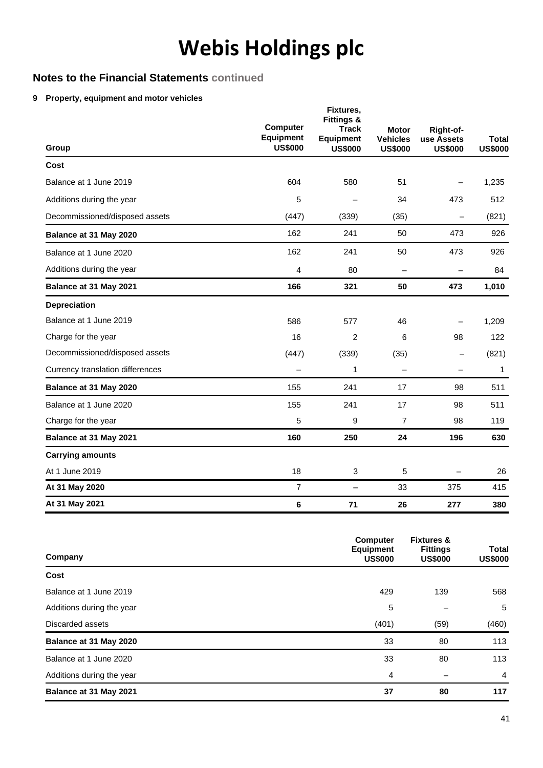# Webis Holdings plc

## Notes to the Financial Statements continued

### 9 Property, equipment and motor vehicles

| Group | Computer Equipment US$000 | Fixtures, Fittings & Track Equipment US$000 | Motor Vehicles US$000 | Right-of-use Assets US$000 | Total US$000 |
|---|---|---|---|---|---|
| **Cost** | | | | | |
| Balance at 1 June 2019 | 604 | 580 | 51 | – | 1,235 |
| Additions during the year | 5 | – | 34 | 473 | 512 |
| Decommissioned/disposed assets | (447) | (339) | (35) | – | (821) |
| **Balance at 31 May 2020** | 162 | 241 | 50 | 473 | 926 |
| Balance at 1 June 2020 | 162 | 241 | 50 | 473 | 926 |
| Additions during the year | 4 | 80 | – | – | 84 |
| **Balance at 31 May 2021** | **166** | **321** | **50** | **473** | **1,010** |
| **Depreciation** | | | | | |
| Balance at 1 June 2019 | 586 | 577 | 46 | – | 1,209 |
| Charge for the year | 16 | 2 | 6 | 98 | 122 |
| Decommissioned/disposed assets | (447) | (339) | (35) | – | (821) |
| Currency translation differences | – | 1 | – | – | 1 |
| **Balance at 31 May 2020** | 155 | 241 | 17 | 98 | 511 |
| Balance at 1 June 2020 | 155 | 241 | 17 | 98 | 511 |
| Charge for the year | 5 | 9 | 7 | 98 | 119 |
| **Balance at 31 May 2021** | **160** | **250** | **24** | **196** | **630** |
| **Carrying amounts** | | | | | |
| At 1 June 2019 | 18 | 3 | 5 | – | 26 |
| **At 31 May 2020** | 7 | – | 33 | 375 | 415 |
| **At 31 May 2021** | **6** | **71** | **26** | **277** | **380** |

| Company | Computer Equipment US$000 | Fixtures & Fittings US$000 | Total US$000 |
|---|---|---|---|
| **Cost** | | | |
| Balance at 1 June 2019 | 429 | 139 | 568 |
| Additions during the year | 5 | – | 5 |
| Discarded assets | (401) | (59) | (460) |
| **Balance at 31 May 2020** | 33 | 80 | 113 |
| Balance at 1 June 2020 | 33 | 80 | 113 |
| Additions during the year | 4 | – | 4 |
| **Balance at 31 May 2021** | **37** | **80** | **117** |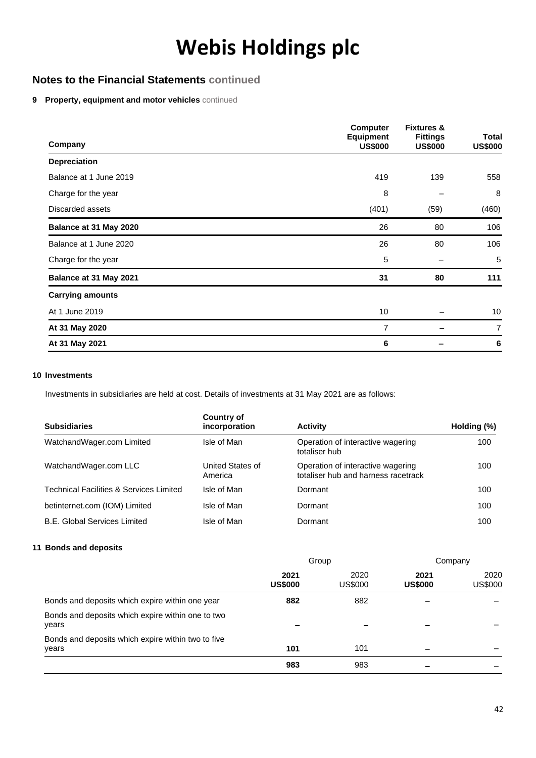# Webis Holdings plc

## Notes to the Financial Statements continued

### 9 Property, equipment and motor vehicles continued

| Company | Computer Equipment US$000 | Fixtures & Fittings US$000 | Total US$000 |
|---|---|---|---|
| **Depreciation** | | | |
| Balance at 1 June 2019 | 419 | 139 | 558 |
| Charge for the year | 8 | – | 8 |
| Discarded assets | (401) | (59) | (460) |
| **Balance at 31 May 2020** | 26 | 80 | 106 |
| Balance at 1 June 2020 | 26 | 80 | 106 |
| Charge for the year | 5 | – | 5 |
| **Balance at 31 May 2021** | **31** | **80** | **111** |
| **Carrying amounts** | | | |
| At 1 June 2019 | 10 | – | 10 |
| **At 31 May 2020** | 7 | – | 7 |
| **At 31 May 2021** | **6** | **–** | **6** |

### 10 Investments

Investments in subsidiaries are held at cost. Details of investments at 31 May 2021 are as follows:

| Subsidiaries | Country of incorporation | Activity | Holding (%) |
|---|---|---|---|
| WatchandWager.com Limited | Isle of Man | Operation of interactive wagering totaliser hub | 100 |
| WatchandWager.com LLC | United States of America | Operation of interactive wagering totaliser hub and harness racetrack | 100 |
| Technical Facilities & Services Limited | Isle of Man | Dormant | 100 |
| betinternet.com (IOM) Limited | Isle of Man | Dormant | 100 |
| B.E. Global Services Limited | Isle of Man | Dormant | 100 |

### 11 Bonds and deposits

| | Group | | Company | |
|---|---|---|---|---|
| | **2021 US$000** | 2020 US$000 | **2021 US$000** | 2020 US$000 |
| Bonds and deposits which expire within one year | **882** | 882 | **–** | – |
| Bonds and deposits which expire within one to two years | **–** | – | **–** | – |
| Bonds and deposits which expire within two to five years | **101** | 101 | **–** | – |
| | **983** | 983 | **–** | – |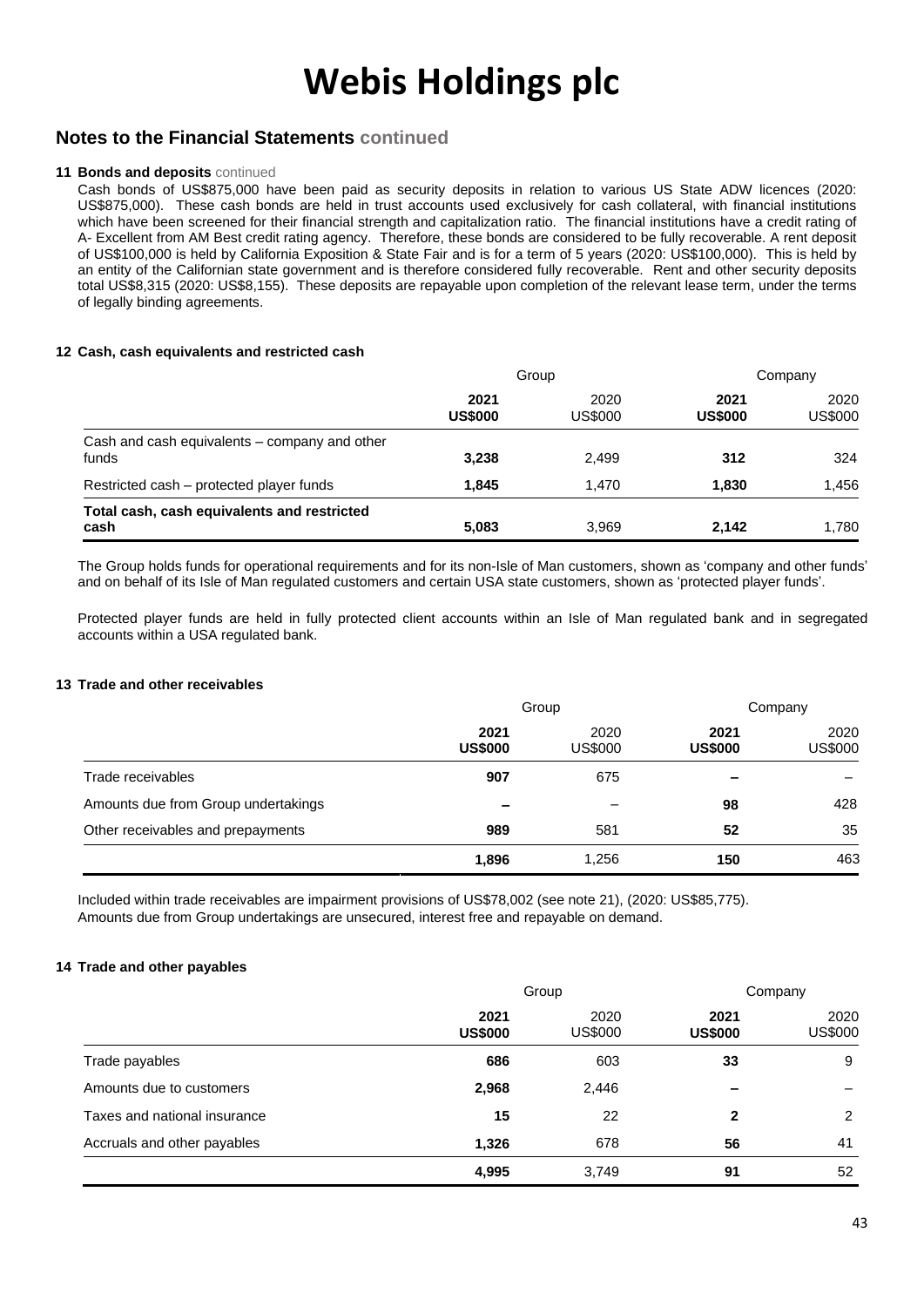# Webis Holdings plc

## Notes to the Financial Statements continued

### 11 Bonds and deposits continued

Cash bonds of US$875,000 have been paid as security deposits in relation to various US State ADW licences (2020: US$875,000). These cash bonds are held in trust accounts used exclusively for cash collateral, with financial institutions which have been screened for their financial strength and capitalization ratio. The financial institutions have a credit rating of A- Excellent from AM Best credit rating agency. Therefore, these bonds are considered to be fully recoverable. A rent deposit of US$100,000 is held by California Exposition & State Fair and is for a term of 5 years (2020: US$100,000). This is held by an entity of the Californian state government and is therefore considered fully recoverable. Rent and other security deposits total US$8,315 (2020: US$8,155). These deposits are repayable upon completion of the relevant lease term, under the terms of legally binding agreements.

### 12 Cash, cash equivalents and restricted cash

| | Group | | Company | |
|---|---|---|---|---|
| | **2021 US$000** | 2020 US$000 | **2021 US$000** | 2020 US$000 |
| Cash and cash equivalents – company and other funds | **3,238** | 2,499 | **312** | 324 |
| Restricted cash – protected player funds | **1,845** | 1,470 | **1,830** | 1,456 |
| **Total cash, cash equivalents and restricted cash** | **5,083** | 3,969 | **2,142** | 1,780 |

The Group holds funds for operational requirements and for its non-Isle of Man customers, shown as 'company and other funds' and on behalf of its Isle of Man regulated customers and certain USA state customers, shown as 'protected player funds'.

Protected player funds are held in fully protected client accounts within an Isle of Man regulated bank and in segregated accounts within a USA regulated bank.

### 13 Trade and other receivables

| | Group | | Company | |
|---|---|---|---|---|
| | **2021 US$000** | 2020 US$000 | **2021 US$000** | 2020 US$000 |
| Trade receivables | **907** | 675 | **–** | – |
| Amounts due from Group undertakings | **–** | – | **98** | 428 |
| Other receivables and prepayments | **989** | 581 | **52** | 35 |
| | **1,896** | 1,256 | **150** | 463 |

Included within trade receivables are impairment provisions of US$78,002 (see note 21), (2020: US$85,775).
Amounts due from Group undertakings are unsecured, interest free and repayable on demand.

### 14 Trade and other payables

| | Group | | Company | |
|---|---|---|---|---|
| | **2021 US$000** | 2020 US$000 | **2021 US$000** | 2020 US$000 |
| Trade payables | **686** | 603 | **33** | 9 |
| Amounts due to customers | **2,968** | 2,446 | **–** | – |
| Taxes and national insurance | **15** | 22 | **2** | 2 |
| Accruals and other payables | **1,326** | 678 | **56** | 41 |
| | **4,995** | 3,749 | **91** | 52 |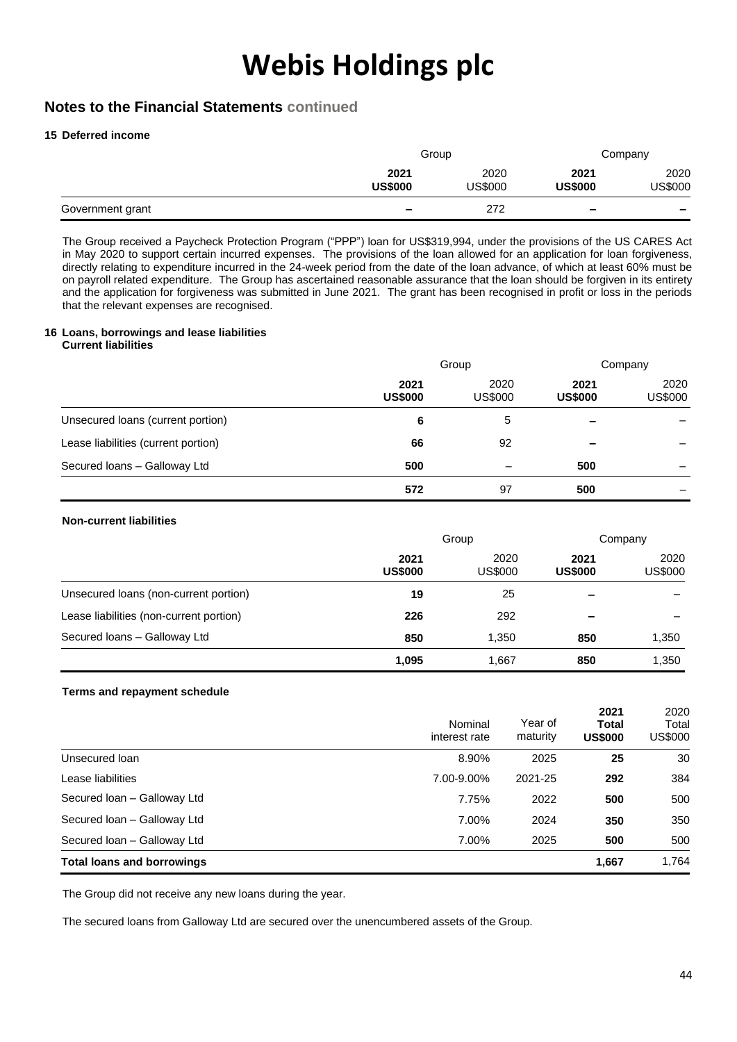# Webis Holdings plc

## Notes to the Financial Statements continued

### 15 Deferred income

| | Group | | Company | |
|---|---|---|---|---|
| | **2021** **US$000** | 2020 US$000 | **2021** **US$000** | 2020 US$000 |
| Government grant | **–** | 272 | **–** | – |

The Group received a Paycheck Protection Program ("PPP") loan for US$319,994, under the provisions of the US CARES Act in May 2020 to support certain incurred expenses. The provisions of the loan allowed for an application for loan forgiveness, directly relating to expenditure incurred in the 24-week period from the date of the loan advance, of which at least 60% must be on payroll related expenditure. The Group has ascertained reasonable assurance that the loan should be forgiven in its entirety and the application for forgiveness was submitted in June 2021. The grant has been recognised in profit or loss in the periods that the relevant expenses are recognised.

### 16 Loans, borrowings and lease liabilities

**Current liabilities**

| | Group | | Company | |
|---|---|---|---|---|
| | **2021** **US$000** | 2020 US$000 | **2021** **US$000** | 2020 US$000 |
| Unsecured loans (current portion) | **6** | 5 | **–** | – |
| Lease liabilities (current portion) | **66** | 92 | **–** | – |
| Secured loans – Galloway Ltd | **500** | – | **500** | – |
| | **572** | 97 | **500** | – |

**Non-current liabilities**

| | Group | | Company | |
|---|---|---|---|---|
| | **2021** **US$000** | 2020 US$000 | **2021** **US$000** | 2020 US$000 |
| Unsecured loans (non-current portion) | **19** | 25 | **–** | – |
| Lease liabilities (non-current portion) | **226** | 292 | **–** | – |
| Secured loans – Galloway Ltd | **850** | 1,350 | **850** | 1,350 |
| | **1,095** | 1,667 | **850** | 1,350 |

**Terms and repayment schedule**

| | Nominal interest rate | Year of maturity | **2021** **Total** **US$000** | 2020 Total US$000 |
|---|---|---|---|---|
| Unsecured loan | 8.90% | 2025 | **25** | 30 |
| Lease liabilities | 7.00-9.00% | 2021-25 | **292** | 384 |
| Secured loan – Galloway Ltd | 7.75% | 2022 | **500** | 500 |
| Secured loan – Galloway Ltd | 7.00% | 2024 | **350** | 350 |
| Secured loan – Galloway Ltd | 7.00% | 2025 | **500** | 500 |
| **Total loans and borrowings** | | | **1,667** | 1,764 |

The Group did not receive any new loans during the year.

The secured loans from Galloway Ltd are secured over the unencumbered assets of the Group.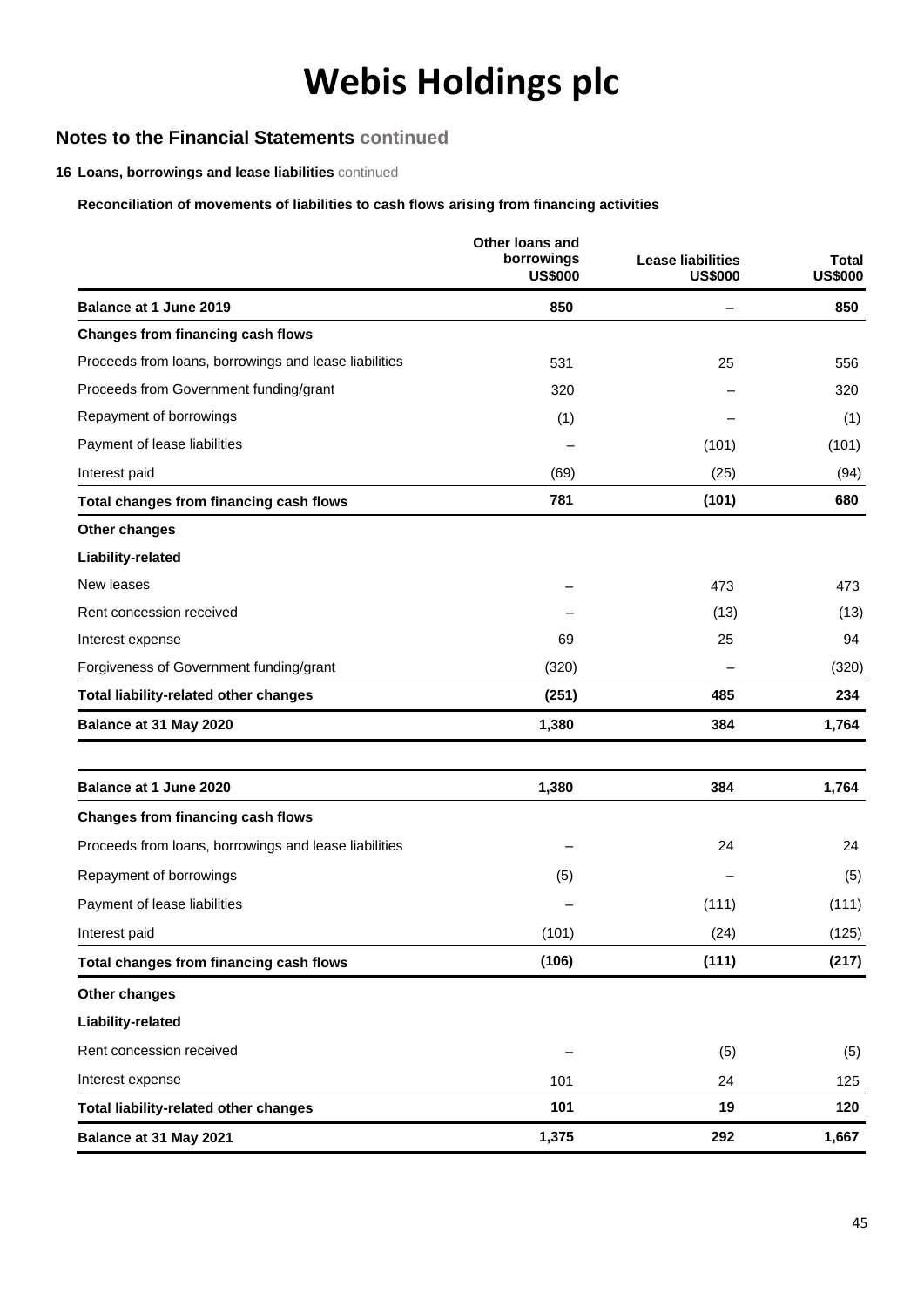# Webis Holdings plc

## Notes to the Financial Statements continued

### 16 Loans, borrowings and lease liabilities continued

**Reconciliation of movements of liabilities to cash flows arising from financing activities**

| | Other loans and borrowings US$000 | Lease liabilities US$000 | Total US$000 |
|---|---|---|---|
| **Balance at 1 June 2019** | **850** | **–** | **850** |
| **Changes from financing cash flows** | | | |
| Proceeds from loans, borrowings and lease liabilities | 531 | 25 | 556 |
| Proceeds from Government funding/grant | 320 | – | 320 |
| Repayment of borrowings | (1) | – | (1) |
| Payment of lease liabilities | – | (101) | (101) |
| Interest paid | (69) | (25) | (94) |
| **Total changes from financing cash flows** | **781** | **(101)** | **680** |
| **Other changes** | | | |
| **Liability-related** | | | |
| New leases | – | 473 | 473 |
| Rent concession received | – | (13) | (13) |
| Interest expense | 69 | 25 | 94 |
| Forgiveness of Government funding/grant | (320) | – | (320) |
| **Total liability-related other changes** | **(251)** | **485** | **234** |
| **Balance at 31 May 2020** | **1,380** | **384** | **1,764** |

| | Other loans and borrowings US$000 | Lease liabilities US$000 | Total US$000 |
|---|---|---|---|
| **Balance at 1 June 2020** | **1,380** | **384** | **1,764** |
| **Changes from financing cash flows** | | | |
| Proceeds from loans, borrowings and lease liabilities | – | 24 | 24 |
| Repayment of borrowings | (5) | – | (5) |
| Payment of lease liabilities | – | (111) | (111) |
| Interest paid | (101) | (24) | (125) |
| **Total changes from financing cash flows** | **(106)** | **(111)** | **(217)** |
| **Other changes** | | | |
| **Liability-related** | | | |
| Rent concession received | – | (5) | (5) |
| Interest expense | 101 | 24 | 125 |
| **Total liability-related other changes** | **101** | **19** | **120** |
| **Balance at 31 May 2021** | **1,375** | **292** | **1,667** |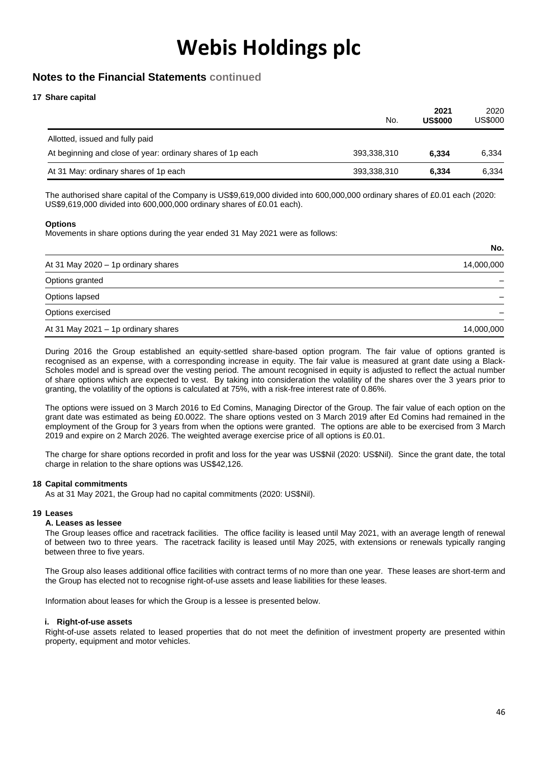# Webis Holdings plc

## Notes to the Financial Statements continued

### 17 Share capital

| | No. | 2021 US$000 | 2020 US$000 |
|---|---|---|---|
| Allotted, issued and fully paid | | | |
| At beginning and close of year: ordinary shares of 1p each | 393,338,310 | **6,334** | 6,334 |
| At 31 May: ordinary shares of 1p each | 393,338,310 | **6,334** | 6,334 |

The authorised share capital of the Company is US$9,619,000 divided into 600,000,000 ordinary shares of £0.01 each (2020: US$9,619,000 divided into 600,000,000 ordinary shares of £0.01 each).

**Options**

Movements in share options during the year ended 31 May 2021 were as follows:

| | No. |
|---|---|
| At 31 May 2020 – 1p ordinary shares | 14,000,000 |
| Options granted | – |
| Options lapsed | – |
| Options exercised | – |
| At 31 May 2021 – 1p ordinary shares | 14,000,000 |

During 2016 the Group established an equity-settled share-based option program. The fair value of options granted is recognised as an expense, with a corresponding increase in equity. The fair value is measured at grant date using a Black-Scholes model and is spread over the vesting period. The amount recognised in equity is adjusted to reflect the actual number of share options which are expected to vest. By taking into consideration the volatility of the shares over the 3 years prior to granting, the volatility of the options is calculated at 75%, with a risk-free interest rate of 0.86%.

The options were issued on 3 March 2016 to Ed Comins, Managing Director of the Group. The fair value of each option on the grant date was estimated as being £0.0022. The share options vested on 3 March 2019 after Ed Comins had remained in the employment of the Group for 3 years from when the options were granted. The options are able to be exercised from 3 March 2019 and expire on 2 March 2026. The weighted average exercise price of all options is £0.01.

The charge for share options recorded in profit and loss for the year was US$Nil (2020: US$Nil). Since the grant date, the total charge in relation to the share options was US$42,126.

### 18 Capital commitments

As at 31 May 2021, the Group had no capital commitments (2020: US$Nil).

### 19 Leases

**A. Leases as lessee**

The Group leases office and racetrack facilities. The office facility is leased until May 2021, with an average length of renewal of between two to three years. The racetrack facility is leased until May 2025, with extensions or renewals typically ranging between three to five years.

The Group also leases additional office facilities with contract terms of no more than one year. These leases are short-term and the Group has elected not to recognise right-of-use assets and lease liabilities for these leases.

Information about leases for which the Group is a lessee is presented below.

**i. Right-of-use assets**

Right-of-use assets related to leased properties that do not meet the definition of investment property are presented within property, equipment and motor vehicles.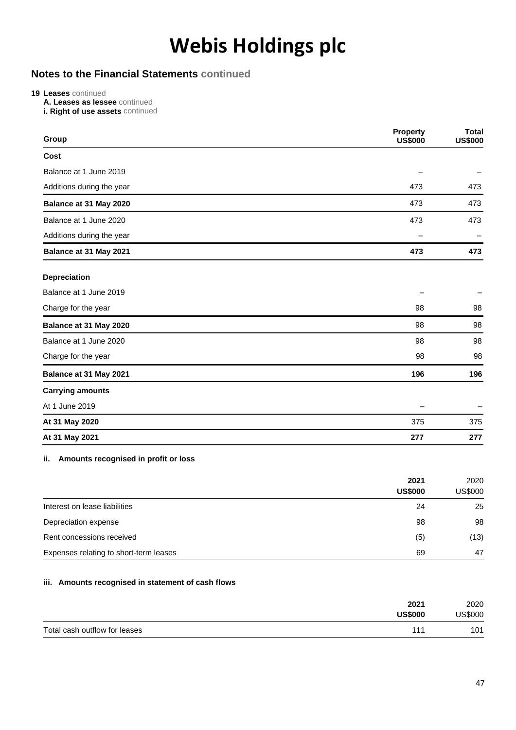# Webis Holdings plc

## Notes to the Financial Statements continued

**19 Leases** continued

**A. Leases as lessee** continued

**i. Right of use assets** continued

| Group | Property US$000 | Total US$000 |
|---|---|---|
| **Cost** | | |
| Balance at 1 June 2019 | – | – |
| Additions during the year | 473 | 473 |
| **Balance at 31 May 2020** | 473 | 473 |
| Balance at 1 June 2020 | 473 | 473 |
| Additions during the year | – | – |
| **Balance at 31 May 2021** | **473** | **473** |
| **Depreciation** | | |
| Balance at 1 June 2019 | – | – |
| Charge for the year | 98 | 98 |
| **Balance at 31 May 2020** | 98 | 98 |
| Balance at 1 June 2020 | 98 | 98 |
| Charge for the year | 98 | 98 |
| **Balance at 31 May 2021** | **196** | **196** |
| **Carrying amounts** | | |
| At 1 June 2019 | – | – |
| **At 31 May 2020** | 375 | 375 |
| **At 31 May 2021** | **277** | **277** |

**ii. Amounts recognised in profit or loss**

| | 2021 US$000 | 2020 US$000 |
|---|---|---|
| Interest on lease liabilities | 24 | 25 |
| Depreciation expense | 98 | 98 |
| Rent concessions received | (5) | (13) |
| Expenses relating to short-term leases | 69 | 47 |

**iii. Amounts recognised in statement of cash flows**

| | 2021 US$000 | 2020 US$000 |
|---|---|---|
| Total cash outflow for leases | 111 | 101 |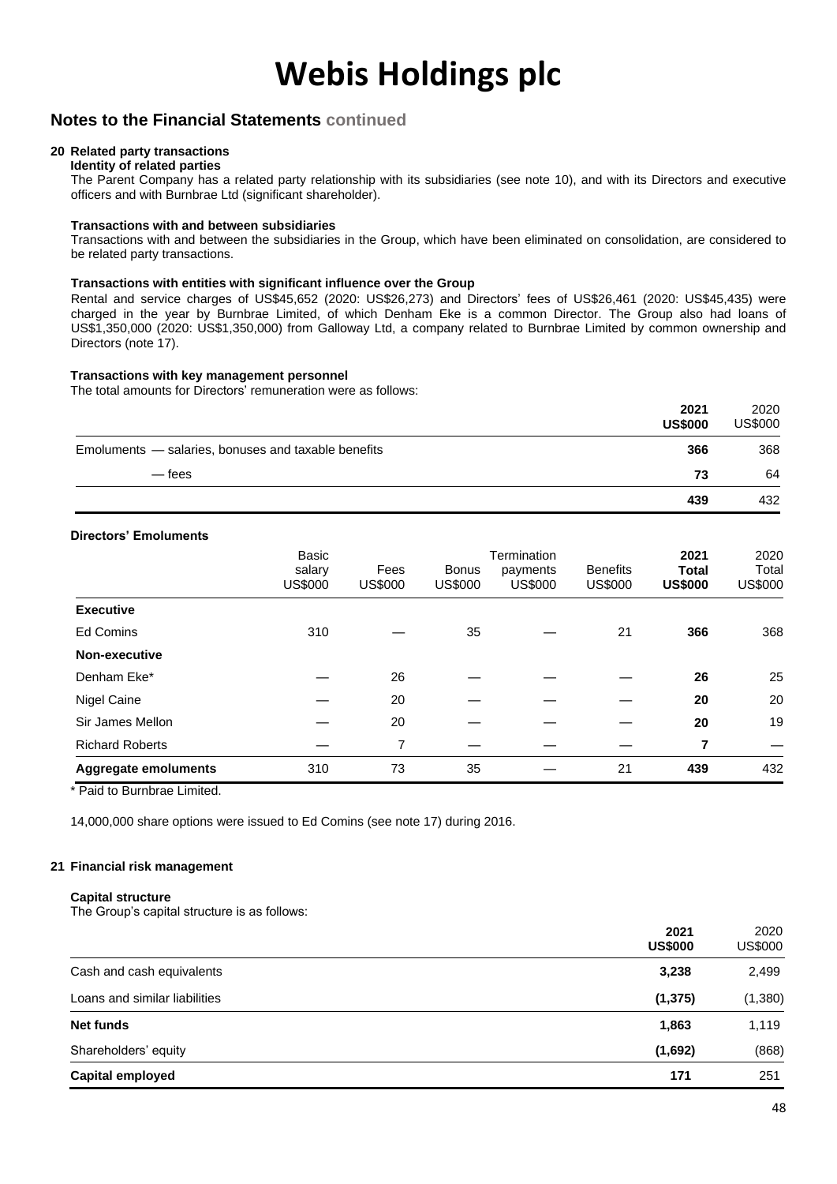# Webis Holdings plc

## Notes to the Financial Statements continued

### 20 Related party transactions

**Identity of related parties**

The Parent Company has a related party relationship with its subsidiaries (see note 10), and with its Directors and executive officers and with Burnbrae Ltd (significant shareholder).

**Transactions with and between subsidiaries**

Transactions with and between the subsidiaries in the Group, which have been eliminated on consolidation, are considered to be related party transactions.

**Transactions with entities with significant influence over the Group**

Rental and service charges of US$45,652 (2020: US$26,273) and Directors' fees of US$26,461 (2020: US$45,435) were charged in the year by Burnbrae Limited, of which Denham Eke is a common Director. The Group also had loans of US$1,350,000 (2020: US$1,350,000) from Galloway Ltd, a company related to Burnbrae Limited by common ownership and Directors (note 17).

**Transactions with key management personnel**

The total amounts for Directors' remuneration were as follows:

| | **2021 US$000** | 2020 US$000 |
|---|---|---|
| Emoluments — salaries, bonuses and taxable benefits | **366** | 368 |
| — fees | **73** | 64 |
| | **439** | 432 |

**Directors' Emoluments**

| | Basic salary US$000 | Fees US$000 | Bonus US$000 | Termination payments US$000 | Benefits US$000 | **2021 Total US$000** | 2020 Total US$000 |
|---|---|---|---|---|---|---|---|
| **Executive** | | | | | | | |
| Ed Comins | 310 | — | 35 | — | 21 | **366** | 368 |
| **Non-executive** | | | | | | | |
| Denham Eke* | — | 26 | — | — | — | **26** | 25 |
| Nigel Caine | — | 20 | — | — | — | **20** | 20 |
| Sir James Mellon | — | 20 | — | — | — | **20** | 19 |
| Richard Roberts | — | 7 | — | — | — | **7** | — |
| **Aggregate emoluments** | 310 | 73 | 35 | — | 21 | **439** | 432 |

\* Paid to Burnbrae Limited.

14,000,000 share options were issued to Ed Comins (see note 17) during 2016.

### 21 Financial risk management

**Capital structure**

The Group's capital structure is as follows:

| | **2021 US$000** | 2020 US$000 |
|---|---|---|
| Cash and cash equivalents | **3,238** | 2,499 |
| Loans and similar liabilities | **(1,375)** | (1,380) |
| **Net funds** | **1,863** | 1,119 |
| Shareholders' equity | **(1,692)** | (868) |
| **Capital employed** | **171** | 251 |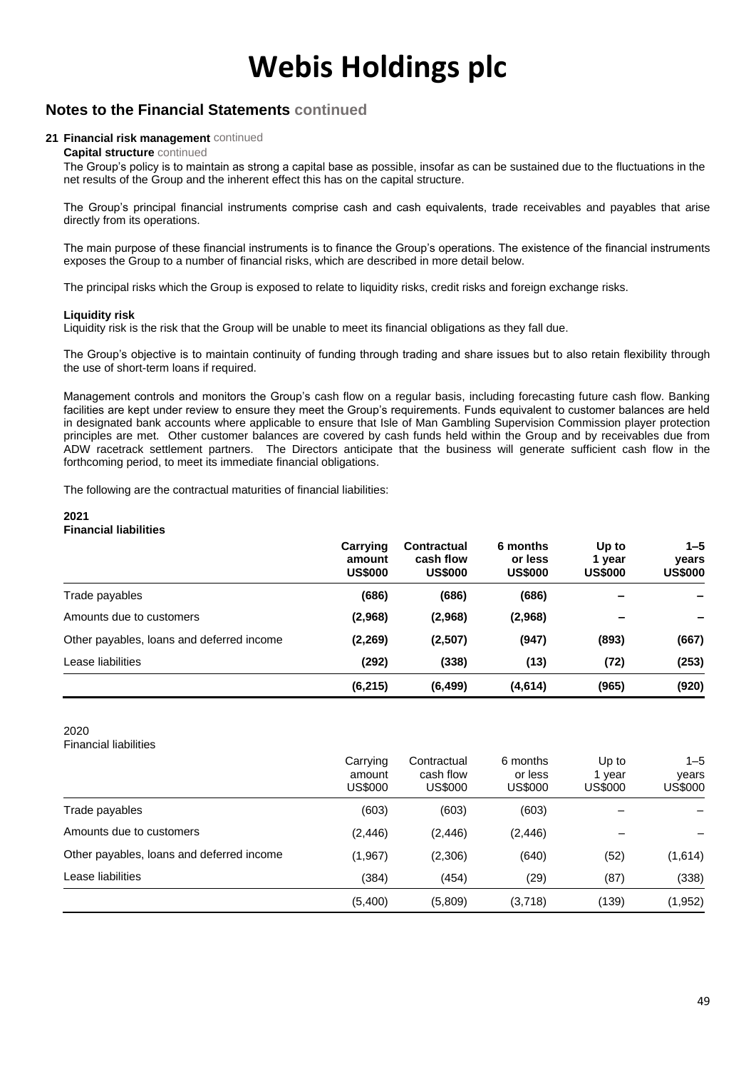# Webis Holdings plc

## Notes to the Financial Statements continued

### 21 Financial risk management continued

**Capital structure** continued

The Group's policy is to maintain as strong a capital base as possible, insofar as can be sustained due to the fluctuations in the net results of the Group and the inherent effect this has on the capital structure.

The Group's principal financial instruments comprise cash and cash equivalents, trade receivables and payables that arise directly from its operations.

The main purpose of these financial instruments is to finance the Group's operations. The existence of the financial instruments exposes the Group to a number of financial risks, which are described in more detail below.

The principal risks which the Group is exposed to relate to liquidity risks, credit risks and foreign exchange risks.

**Liquidity risk**

Liquidity risk is the risk that the Group will be unable to meet its financial obligations as they fall due.

The Group's objective is to maintain continuity of funding through trading and share issues but to also retain flexibility through the use of short-term loans if required.

Management controls and monitors the Group's cash flow on a regular basis, including forecasting future cash flow. Banking facilities are kept under review to ensure they meet the Group's requirements. Funds equivalent to customer balances are held in designated bank accounts where applicable to ensure that Isle of Man Gambling Supervision Commission player protection principles are met. Other customer balances are covered by cash funds held within the Group and by receivables due from ADW racetrack settlement partners. The Directors anticipate that the business will generate sufficient cash flow in the forthcoming period, to meet its immediate financial obligations.

The following are the contractual maturities of financial liabilities:

**2021**
**Financial liabilities**

| | Carrying amount US$000 | Contractual cash flow US$000 | 6 months or less US$000 | Up to 1 year US$000 | 1–5 years US$000 |
|---|---|---|---|---|---|
| Trade payables | **(686)** | **(686)** | **(686)** | **–** | **–** |
| Amounts due to customers | **(2,968)** | **(2,968)** | **(2,968)** | **–** | **–** |
| Other payables, loans and deferred income | **(2,269)** | **(2,507)** | **(947)** | **(893)** | **(667)** |
| Lease liabilities | **(292)** | **(338)** | **(13)** | **(72)** | **(253)** |
| | **(6,215)** | **(6,499)** | **(4,614)** | **(965)** | **(920)** |

2020
Financial liabilities

| | Carrying amount US$000 | Contractual cash flow US$000 | 6 months or less US$000 | Up to 1 year US$000 | 1–5 years US$000 |
|---|---|---|---|---|---|
| Trade payables | (603) | (603) | (603) | – | – |
| Amounts due to customers | (2,446) | (2,446) | (2,446) | – | – |
| Other payables, loans and deferred income | (1,967) | (2,306) | (640) | (52) | (1,614) |
| Lease liabilities | (384) | (454) | (29) | (87) | (338) |
| | (5,400) | (5,809) | (3,718) | (139) | (1,952) |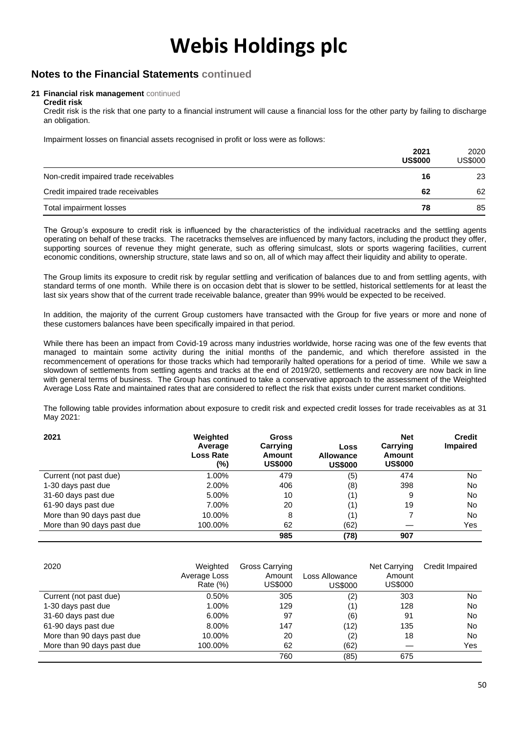# Webis Holdings plc

## Notes to the Financial Statements continued

### 21 Financial risk management continued

**Credit risk**

Credit risk is the risk that one party to a financial instrument will cause a financial loss for the other party by failing to discharge an obligation.

Impairment losses on financial assets recognised in profit or loss were as follows:

| | 2021 US$000 | 2020 US$000 |
|---|---|---|
| Non-credit impaired trade receivables | **16** | 23 |
| Credit impaired trade receivables | **62** | 62 |
| Total impairment losses | **78** | 85 |

The Group's exposure to credit risk is influenced by the characteristics of the individual racetracks and the settling agents operating on behalf of these tracks. The racetracks themselves are influenced by many factors, including the product they offer, supporting sources of revenue they might generate, such as offering simulcast, slots or sports wagering facilities, current economic conditions, ownership structure, state laws and so on, all of which may affect their liquidity and ability to operate.

The Group limits its exposure to credit risk by regular settling and verification of balances due to and from settling agents, with standard terms of one month. While there is on occasion debt that is slower to be settled, historical settlements for at least the last six years show that of the current trade receivable balance, greater than 99% would be expected to be received.

In addition, the majority of the current Group customers have transacted with the Group for five years or more and none of these customers balances have been specifically impaired in that period.

While there has been an impact from Covid-19 across many industries worldwide, horse racing was one of the few events that managed to maintain some activity during the initial months of the pandemic, and which therefore assisted in the recommencement of operations for those tracks which had temporarily halted operations for a period of time. While we saw a slowdown of settlements from settling agents and tracks at the end of 2019/20, settlements and recovery are now back in line with general terms of business. The Group has continued to take a conservative approach to the assessment of the Weighted Average Loss Rate and maintained rates that are considered to reflect the risk that exists under current market conditions.

The following table provides information about exposure to credit risk and expected credit losses for trade receivables as at 31 May 2021:

| **2021** | **Weighted Average Loss Rate (%)** | **Gross Carrying Amount US$000** | **Loss Allowance US$000** | **Net Carrying Amount US$000** | **Credit Impaired** |
|---|---|---|---|---|---|
| Current (not past due) | 1.00% | 479 | (5) | 474 | No |
| 1-30 days past due | 2.00% | 406 | (8) | 398 | No |
| 31-60 days past due | 5.00% | 10 | (1) | 9 | No |
| 61-90 days past due | 7.00% | 20 | (1) | 19 | No |
| More than 90 days past due | 10.00% | 8 | (1) | 7 | No |
| More than 90 days past due | 100.00% | 62 | (62) | — | Yes |
| | | **985** | **(78)** | **907** | |

| 2020 | Weighted Average Loss Rate (%) | Gross Carrying Amount US$000 | Loss Allowance US$000 | Net Carrying Amount US$000 | Credit Impaired |
|---|---|---|---|---|---|
| Current (not past due) | 0.50% | 305 | (2) | 303 | No |
| 1-30 days past due | 1.00% | 129 | (1) | 128 | No |
| 31-60 days past due | 6.00% | 97 | (6) | 91 | No |
| 61-90 days past due | 8.00% | 147 | (12) | 135 | No |
| More than 90 days past due | 10.00% | 20 | (2) | 18 | No |
| More than 90 days past due | 100.00% | 62 | (62) | — | Yes |
| | | 760 | (85) | 675 | |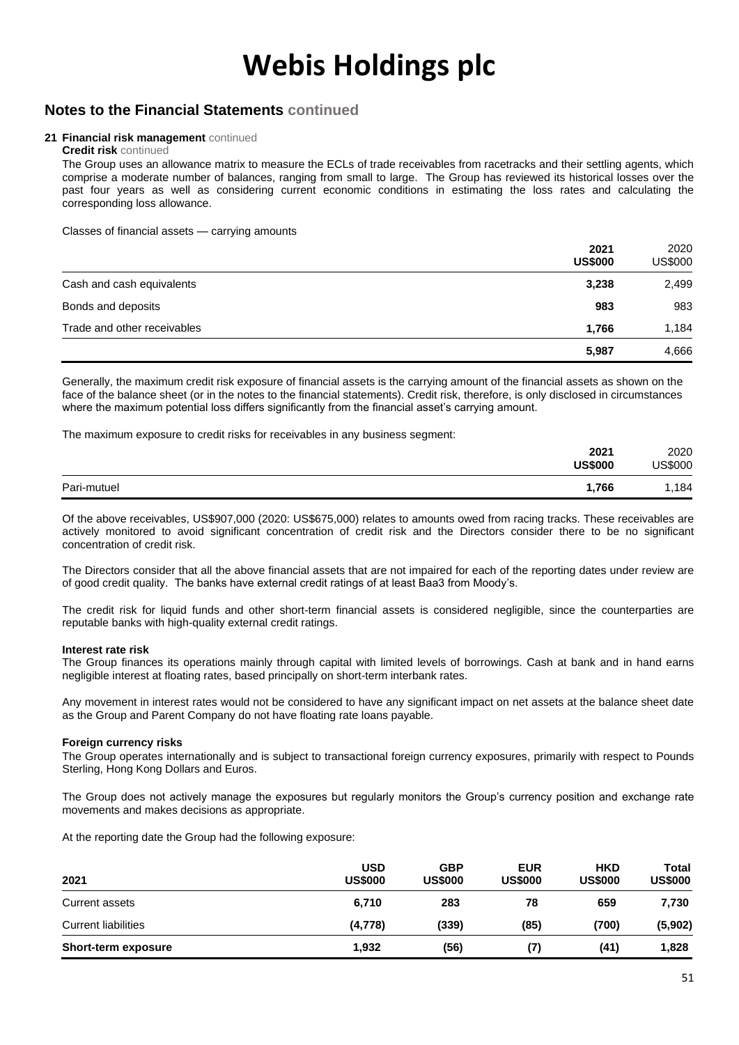# Webis Holdings plc

## Notes to the Financial Statements continued

### 21 Financial risk management continued

**Credit risk** continued

The Group uses an allowance matrix to measure the ECLs of trade receivables from racetracks and their settling agents, which comprise a moderate number of balances, ranging from small to large. The Group has reviewed its historical losses over the past four years as well as considering current economic conditions in estimating the loss rates and calculating the corresponding loss allowance.

Classes of financial assets — carrying amounts

| | 2021 US$000 | 2020 US$000 |
|---|---|---|
| Cash and cash equivalents | **3,238** | 2,499 |
| Bonds and deposits | **983** | 983 |
| Trade and other receivables | **1,766** | 1,184 |
| | **5,987** | 4,666 |

Generally, the maximum credit risk exposure of financial assets is the carrying amount of the financial assets as shown on the face of the balance sheet (or in the notes to the financial statements). Credit risk, therefore, is only disclosed in circumstances where the maximum potential loss differs significantly from the financial asset's carrying amount.

The maximum exposure to credit risks for receivables in any business segment:

| | 2021 US$000 | 2020 US$000 |
|---|---|---|
| Pari-mutuel | **1,766** | 1,184 |

Of the above receivables, US$907,000 (2020: US$675,000) relates to amounts owed from racing tracks. These receivables are actively monitored to avoid significant concentration of credit risk and the Directors consider there to be no significant concentration of credit risk.

The Directors consider that all the above financial assets that are not impaired for each of the reporting dates under review are of good credit quality. The banks have external credit ratings of at least Baa3 from Moody's.

The credit risk for liquid funds and other short-term financial assets is considered negligible, since the counterparties are reputable banks with high-quality external credit ratings.

**Interest rate risk**

The Group finances its operations mainly through capital with limited levels of borrowings. Cash at bank and in hand earns negligible interest at floating rates, based principally on short-term interbank rates.

Any movement in interest rates would not be considered to have any significant impact on net assets at the balance sheet date as the Group and Parent Company do not have floating rate loans payable.

**Foreign currency risks**

The Group operates internationally and is subject to transactional foreign currency exposures, primarily with respect to Pounds Sterling, Hong Kong Dollars and Euros.

The Group does not actively manage the exposures but regularly monitors the Group's currency position and exchange rate movements and makes decisions as appropriate.

At the reporting date the Group had the following exposure:

| 2021 | USD US$000 | GBP US$000 | EUR US$000 | HKD US$000 | Total US$000 |
|---|---|---|---|---|---|
| Current assets | 6,710 | 283 | 78 | 659 | 7,730 |
| Current liabilities | (4,778) | (339) | (85) | (700) | (5,902) |
| **Short-term exposure** | 1,932 | (56) | (7) | (41) | 1,828 |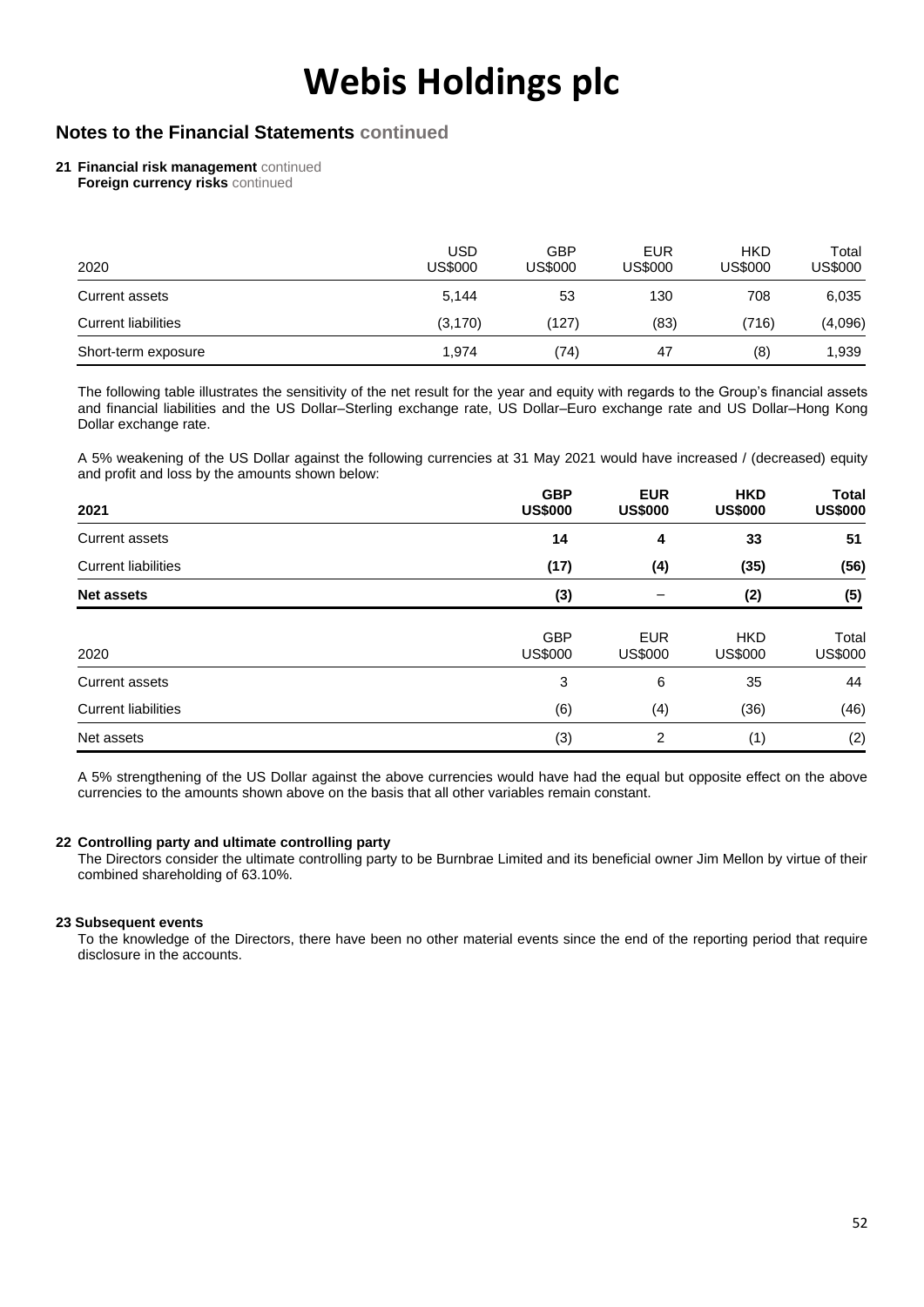# Webis Holdings plc

## Notes to the Financial Statements continued

**21 Financial risk management** continued

**Foreign currency risks** continued

| 2020 | USD US$000 | GBP US$000 | EUR US$000 | HKD US$000 | Total US$000 |
|---|---|---|---|---|---|
| Current assets | 5,144 | 53 | 130 | 708 | 6,035 |
| Current liabilities | (3,170) | (127) | (83) | (716) | (4,096) |
| Short-term exposure | 1,974 | (74) | 47 | (8) | 1,939 |

The following table illustrates the sensitivity of the net result for the year and equity with regards to the Group's financial assets and financial liabilities and the US Dollar–Sterling exchange rate, US Dollar–Euro exchange rate and US Dollar–Hong Kong Dollar exchange rate.

A 5% weakening of the US Dollar against the following currencies at 31 May 2021 would have increased / (decreased) equity and profit and loss by the amounts shown below:

| **2021** | **GBP US$000** | **EUR US$000** | **HKD US$000** | **Total US$000** |
|---|---|---|---|---|
| Current assets | **14** | **4** | **33** | **51** |
| Current liabilities | **(17)** | **(4)** | **(35)** | **(56)** |
| **Net assets** | **(3)** | **–** | **(2)** | **(5)** |

| 2020 | GBP US$000 | EUR US$000 | HKD US$000 | Total US$000 |
|---|---|---|---|---|
| Current assets | 3 | 6 | 35 | 44 |
| Current liabilities | (6) | (4) | (36) | (46) |
| Net assets | (3) | 2 | (1) | (2) |

A 5% strengthening of the US Dollar against the above currencies would have had the equal but opposite effect on the above currencies to the amounts shown above on the basis that all other variables remain constant.

**22 Controlling party and ultimate controlling party**

The Directors consider the ultimate controlling party to be Burnbrae Limited and its beneficial owner Jim Mellon by virtue of their combined shareholding of 63.10%.

**23 Subsequent events**

To the knowledge of the Directors, there have been no other material events since the end of the reporting period that require disclosure in the accounts.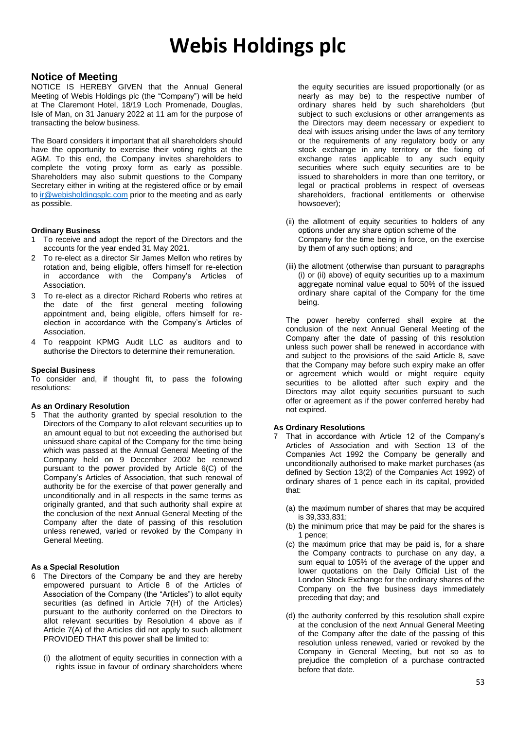// Expected output structure (the actual markdown transcription goes here)
# Webis Holdings plc

## Notice of Meeting

NOTICE IS HEREBY GIVEN that the Annual General Meeting of Webis Holdings plc (the "Company") will be held at The Claremont Hotel, 18/19 Loch Promenade, Douglas, Isle of Man, on 31 January 2022 at 11 am for the purpose of transacting the below business.

The Board considers it important that all shareholders should have the opportunity to exercise their voting rights at the AGM. To this end, the Company invites shareholders to complete the voting proxy form as early as possible. Shareholders may also submit questions to the Company Secretary either in writing at the registered office or by email to ir@webisholdingsplc.com prior to the meeting and as early as possible.

**Ordinary Business**

1 To receive and adopt the report of the Directors and the accounts for the year ended 31 May 2021.
2 To re-elect as a director Sir James Mellon who retires by rotation and, being eligible, offers himself for re-election in accordance with the Company's Articles of Association.
3 To re-elect as a director Richard Roberts who retires at the date of the first general meeting following appointment and, being eligible, offers himself for re-election in accordance with the Company's Articles of Association.
4 To reappoint KPMG Audit LLC as auditors and to authorise the Directors to determine their remuneration.

**Special Business**

To consider and, if thought fit, to pass the following resolutions:

**As an Ordinary Resolution**

5 That the authority granted by special resolution to the Directors of the Company to allot relevant securities up to an amount equal to but not exceeding the authorised but unissued share capital of the Company for the time being which was passed at the Annual General Meeting of the Company held on 9 December 2002 be renewed pursuant to the power provided by Article 6(C) of the Company's Articles of Association, that such renewal of authority be for the exercise of that power generally and unconditionally and in all respects in the same terms as originally granted, and that such authority shall expire at the conclusion of the next Annual General Meeting of the Company after the date of passing of this resolution unless renewed, varied or revoked by the Company in General Meeting.

**As a Special Resolution**

6 The Directors of the Company be and they are hereby empowered pursuant to Article 8 of the Articles of Association of the Company (the "Articles") to allot equity securities (as defined in Article 7(H) of the Articles) pursuant to the authority conferred on the Directors to allot relevant securities by Resolution 4 above as if Article 7(A) of the Articles did not apply to such allotment PROVIDED THAT this power shall be limited to:

   (i) the allotment of equity securities in connection with a rights issue in favour of ordinary shareholders where the equity securities are issued proportionally (or as nearly as may be) to the respective number of ordinary shares held by such shareholders (but subject to such exclusions or other arrangements as the Directors may deem necessary or expedient to deal with issues arising under the laws of any territory or the requirements of any regulatory body or any stock exchange in any territory or the fixing of exchange rates applicable to any such equity securities where such equity securities are to be issued to shareholders in more than one territory, or legal or practical problems in respect of overseas shareholders, fractional entitlements or otherwise howsoever);

   (ii) the allotment of equity securities to holders of any options under any share option scheme of the Company for the time being in force, on the exercise by them of any such options; and

   (iii) the allotment (otherwise than pursuant to paragraphs (i) or (ii) above) of equity securities up to a maximum aggregate nominal value equal to 50% of the issued ordinary share capital of the Company for the time being.

The power hereby conferred shall expire at the conclusion of the next Annual General Meeting of the Company after the date of passing of this resolution unless such power shall be renewed in accordance with and subject to the provisions of the said Article 8, save that the Company may before such expiry make an offer or agreement which would or might require equity securities to be allotted after such expiry and the Directors may allot equity securities pursuant to such offer or agreement as if the power conferred hereby had not expired.

**As Ordinary Resolutions**

7 That in accordance with Article 12 of the Company's Articles of Association and with Section 13 of the Companies Act 1992 the Company be generally and unconditionally authorised to make market purchases (as defined by Section 13(2) of the Companies Act 1992) of ordinary shares of 1 pence each in its capital, provided that:

   (a) the maximum number of shares that may be acquired is 39,333,831;
   (b) the minimum price that may be paid for the shares is 1 pence;
   (c) the maximum price that may be paid is, for a share the Company contracts to purchase on any day, a sum equal to 105% of the average of the upper and lower quotations on the Daily Official List of the London Stock Exchange for the ordinary shares of the Company on the five business days immediately preceding that day; and

   (d) the authority conferred by this resolution shall expire at the conclusion of the next Annual General Meeting of the Company after the date of the passing of this resolution unless renewed, varied or revoked by the Company in General Meeting, but not so as to prejudice the completion of a purchase contracted before that date.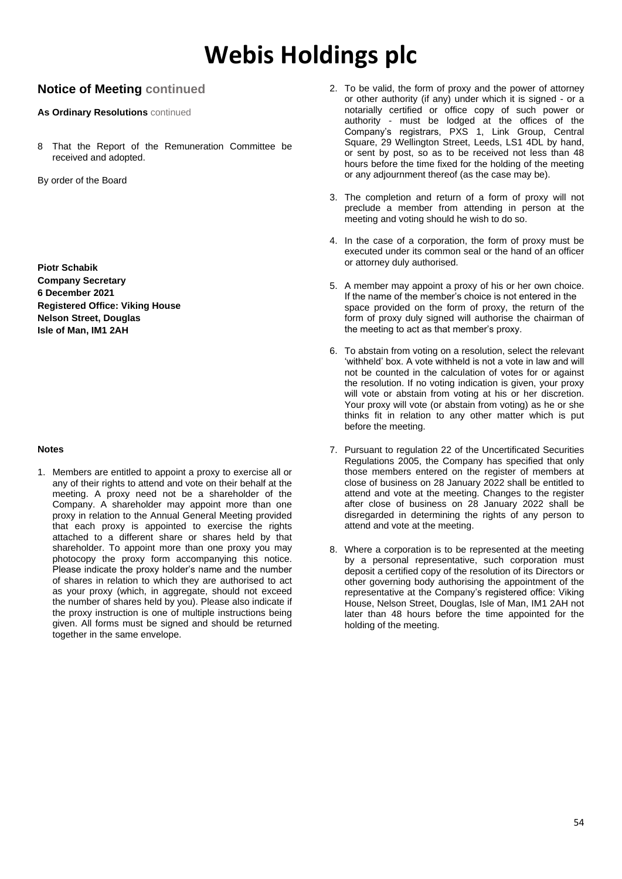## Notice of Meeting continued

**As Ordinary Resolutions** continued

8 That the Report of the Remuneration Committee be received and adopted.

By order of the Board

**Piotr Schabik**
**Company Secretary**
**6 December 2021**
**Registered Office: Viking House**
**Nelson Street, Douglas**
**Isle of Man, IM1 2AH**

**Notes**

1. Members are entitled to appoint a proxy to exercise all or any of their rights to attend and vote on their behalf at the meeting. A proxy need not be a shareholder of the Company. A shareholder may appoint more than one proxy in relation to the Annual General Meeting provided that each proxy is appointed to exercise the rights attached to a different share or shares held by that shareholder. To appoint more than one proxy you may photocopy the proxy form accompanying this notice. Please indicate the proxy holder's name and the number of shares in relation to which they are authorised to act as your proxy (which, in aggregate, should not exceed the number of shares held by you). Please also indicate if the proxy instruction is one of multiple instructions being given. All forms must be signed and should be returned together in the same envelope.

2. To be valid, the form of proxy and the power of attorney or other authority (if any) under which it is signed - or a notarially certified or office copy of such power or authority - must be lodged at the offices of the Company's registrars, PXS 1, Link Group, Central Square, 29 Wellington Street, Leeds, LS1 4DL by hand, or sent by post, so as to be received not less than 48 hours before the time fixed for the holding of the meeting or any adjournment thereof (as the case may be).

3. The completion and return of a form of proxy will not preclude a member from attending in person at the meeting and voting should he wish to do so.

4. In the case of a corporation, the form of proxy must be executed under its common seal or the hand of an officer or attorney duly authorised.

5. A member may appoint a proxy of his or her own choice. If the name of the member's choice is not entered in the space provided on the form of proxy, the return of the form of proxy duly signed will authorise the chairman of the meeting to act as that member's proxy.

6. To abstain from voting on a resolution, select the relevant 'withheld' box. A vote withheld is not a vote in law and will not be counted in the calculation of votes for or against the resolution. If no voting indication is given, your proxy will vote or abstain from voting at his or her discretion. Your proxy will vote (or abstain from voting) as he or she thinks fit in relation to any other matter which is put before the meeting.

7. Pursuant to regulation 22 of the Uncertificated Securities Regulations 2005, the Company has specified that only those members entered on the register of members at close of business on 28 January 2022 shall be entitled to attend and vote at the meeting. Changes to the register after close of business on 28 January 2022 shall be disregarded in determining the rights of any person to attend and vote at the meeting.

8. Where a corporation is to be represented at the meeting by a personal representative, such corporation must deposit a certified copy of the resolution of its Directors or other governing body authorising the appointment of the representative at the Company's registered office: Viking House, Nelson Street, Douglas, Isle of Man, IM1 2AH not later than 48 hours before the time appointed for the holding of the meeting.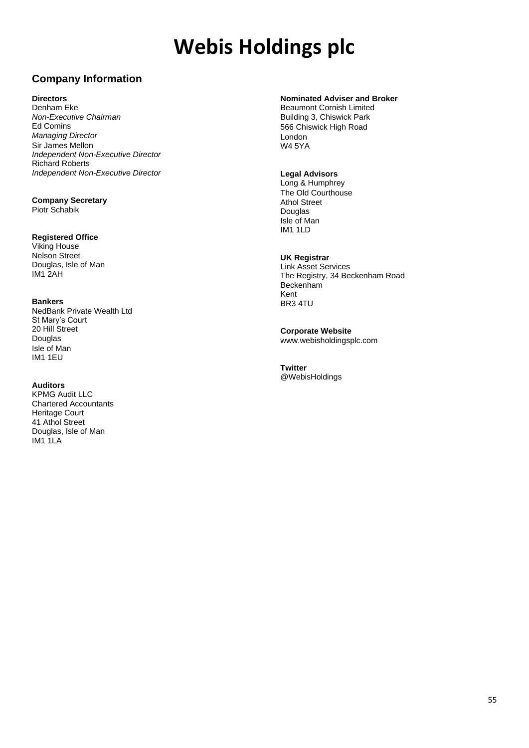# Webis Holdings plc

## Company Information

**Directors**
Denham Eke
*Non-Executive Chairman*
Ed Comins
*Managing Director*
Sir James Mellon
*Independent Non-Executive Director*
Richard Roberts
*Independent Non-Executive Director*

**Company Secretary**
Piotr Schabik

**Registered Office**
Viking House
Nelson Street
Douglas, Isle of Man
IM1 2AH

**Bankers**
NedBank Private Wealth Ltd
St Mary's Court
20 Hill Street
Douglas
Isle of Man
IM1 1EU

**Auditors**
KPMG Audit LLC
Chartered Accountants
Heritage Court
41 Athol Street
Douglas, Isle of Man
IM1 1LA

**Nominated Adviser and Broker**
Beaumont Cornish Limited
Building 3, Chiswick Park
566 Chiswick High Road
London
W4 5YA

**Legal Advisors**
Long & Humphrey
The Old Courthouse
Athol Street
Douglas
Isle of Man
IM1 1LD

**UK Registrar**
Link Asset Services
The Registry, 34 Beckenham Road
Beckenham
Kent
BR3 4TU

**Corporate Website**
www.webisholdingsplc.com

**Twitter**
@WebisHoldings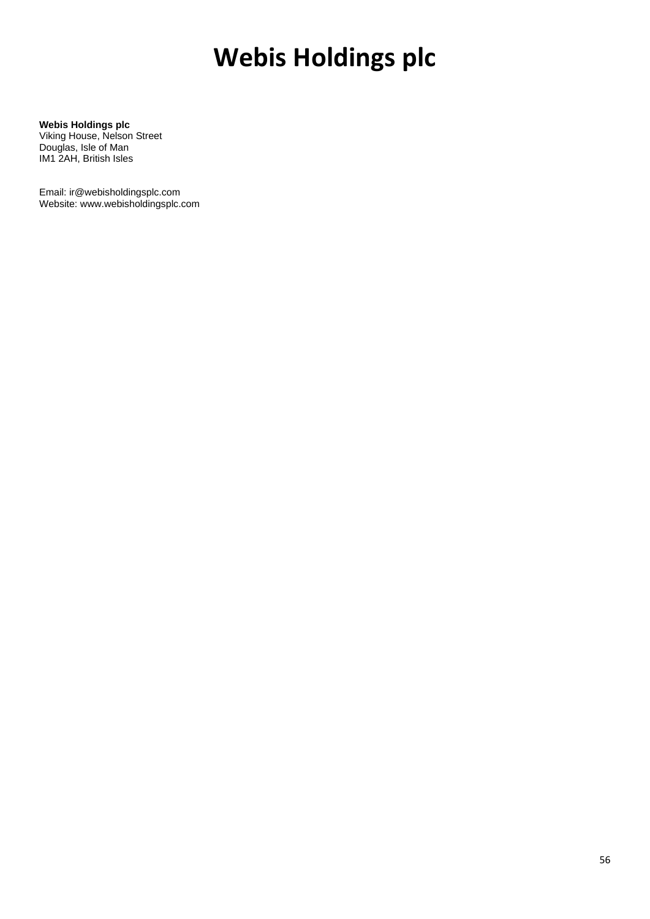# Webis Holdings plc

**Webis Holdings plc**
Viking House, Nelson Street
Douglas, Isle of Man
IM1 2AH, British Isles

Email: ir@webisholdingsplc.com
Website: www.webisholdingsplc.com